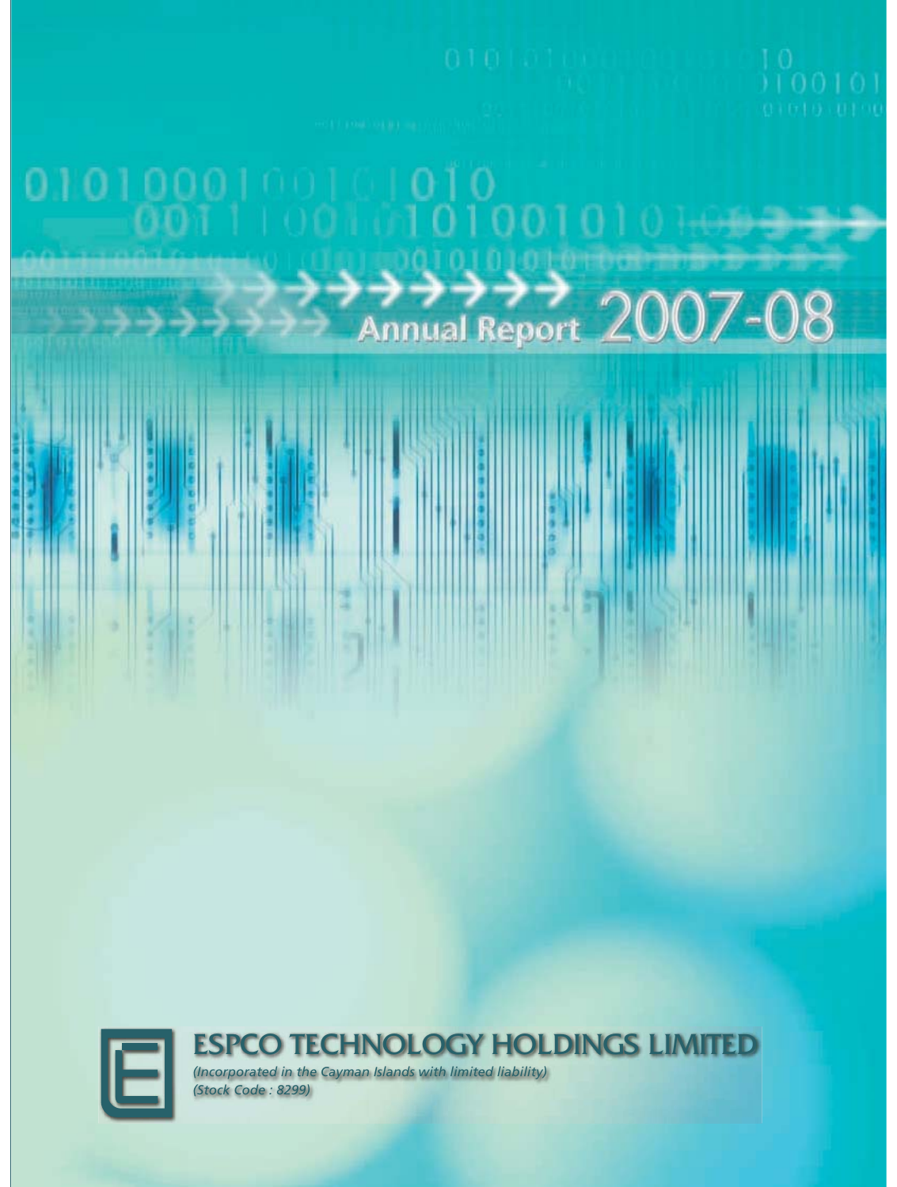# Annual Report 2007-08

## ESPCO TECHNOLOGY HOLDINGS LIMITED

*(Incorporated in the Cayman Islands with limited liability)*
*(Stock Code : 8299)*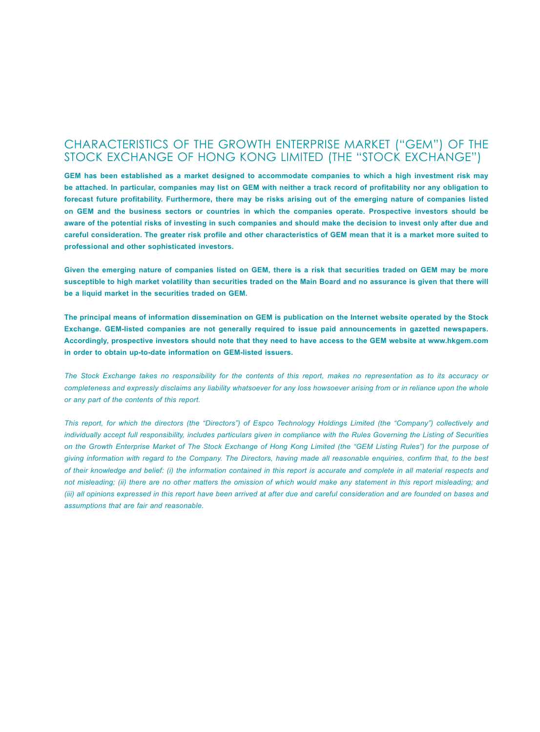# CHARACTERISTICS OF THE GROWTH ENTERPRISE MARKET ("GEM") OF THE STOCK EXCHANGE OF HONG KONG LIMITED (THE "STOCK EXCHANGE")

**GEM has been established as a market designed to accommodate companies to which a high investment risk may be attached. In particular, companies may list on GEM with neither a track record of profitability nor any obligation to forecast future profitability. Furthermore, there may be risks arising out of the emerging nature of companies listed on GEM and the business sectors or countries in which the companies operate. Prospective investors should be aware of the potential risks of investing in such companies and should make the decision to invest only after due and careful consideration. The greater risk profile and other characteristics of GEM mean that it is a market more suited to professional and other sophisticated investors.**

**Given the emerging nature of companies listed on GEM, there is a risk that securities traded on GEM may be more susceptible to high market volatility than securities traded on the Main Board and no assurance is given that there will be a liquid market in the securities traded on GEM.**

**The principal means of information dissemination on GEM is publication on the Internet website operated by the Stock Exchange. GEM-listed companies are not generally required to issue paid announcements in gazetted newspapers. Accordingly, prospective investors should note that they need to have access to the GEM website at www.hkgem.com in order to obtain up-to-date information on GEM-listed issuers.**

*The Stock Exchange takes no responsibility for the contents of this report, makes no representation as to its accuracy or completeness and expressly disclaims any liability whatsoever for any loss howsoever arising from or in reliance upon the whole or any part of the contents of this report.*

*This report, for which the directors (the "Directors") of Espco Technology Holdings Limited (the "Company") collectively and individually accept full responsibility, includes particulars given in compliance with the Rules Governing the Listing of Securities on the Growth Enterprise Market of The Stock Exchange of Hong Kong Limited (the "GEM Listing Rules") for the purpose of giving information with regard to the Company. The Directors, having made all reasonable enquiries, confirm that, to the best of their knowledge and belief: (i) the information contained in this report is accurate and complete in all material respects and not misleading; (ii) there are no other matters the omission of which would make any statement in this report misleading; and (iii) all opinions expressed in this report have been arrived at after due and careful consideration and are founded on bases and assumptions that are fair and reasonable.*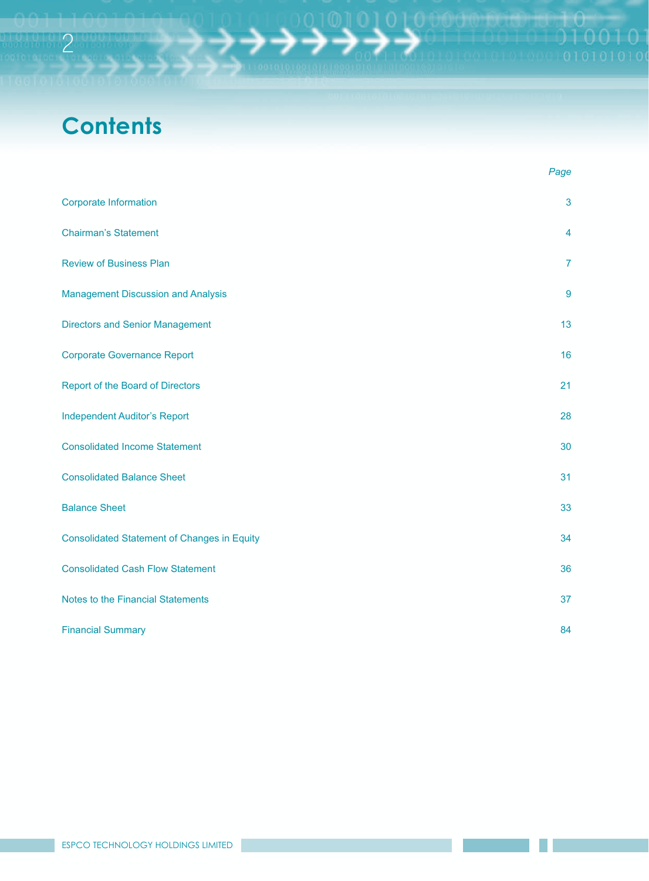# Contents

| | Page |
|---|---|
| Corporate Information | 3 |
| Chairman's Statement | 4 |
| Review of Business Plan | 7 |
| Management Discussion and Analysis | 9 |
| Directors and Senior Management | 13 |
| Corporate Governance Report | 16 |
| Report of the Board of Directors | 21 |
| Independent Auditor's Report | 28 |
| Consolidated Income Statement | 30 |
| Consolidated Balance Sheet | 31 |
| Balance Sheet | 33 |
| Consolidated Statement of Changes in Equity | 34 |
| Consolidated Cash Flow Statement | 36 |
| Notes to the Financial Statements | 37 |
| Financial Summary | 84 |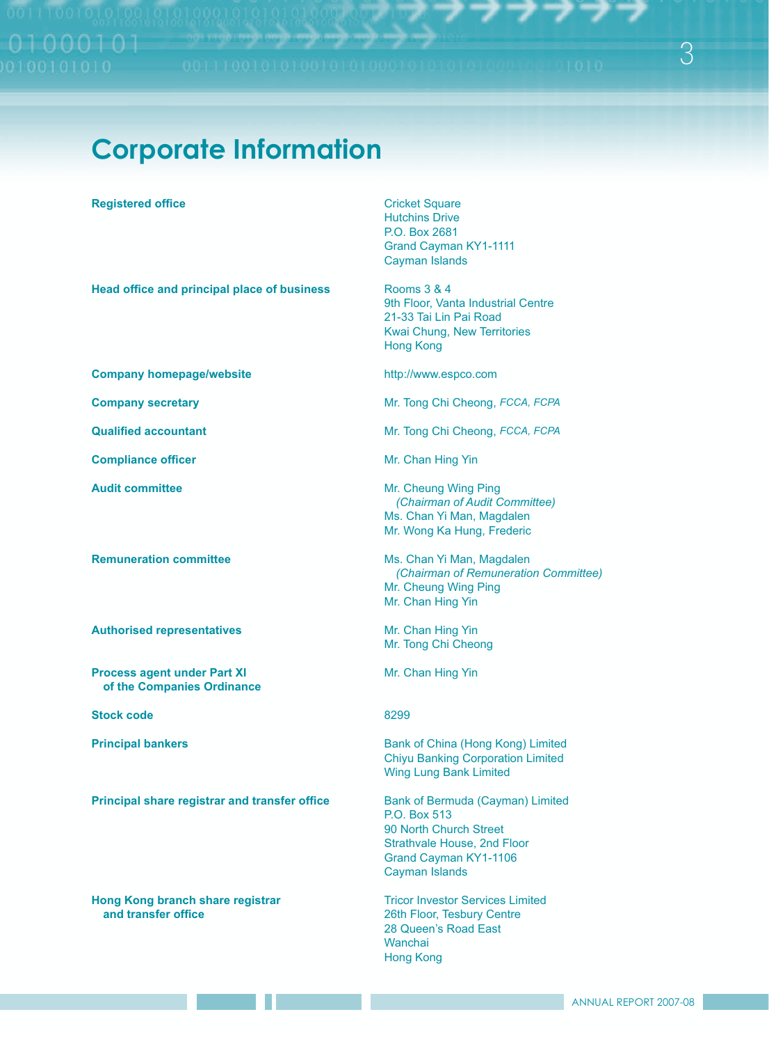# Corporate Information

| | |
|---|---|
| **Registered office** | Cricket Square<br>Hutchins Drive<br>P.O. Box 2681<br>Grand Cayman KY1-1111<br>Cayman Islands |
| **Head office and principal place of business** | Rooms 3 & 4<br>9th Floor, Vanta Industrial Centre<br>21-33 Tai Lin Pai Road<br>Kwai Chung, New Territories<br>Hong Kong |
| **Company homepage/website** | http://www.espco.com |
| **Company secretary** | Mr. Tong Chi Cheong, *FCCA, FCPA* |
| **Qualified accountant** | Mr. Tong Chi Cheong, *FCCA, FCPA* |
| **Compliance officer** | Mr. Chan Hing Yin |
| **Audit committee** | Mr. Cheung Wing Ping<br>*(Chairman of Audit Committee)*<br>Ms. Chan Yi Man, Magdalen<br>Mr. Wong Ka Hung, Frederic |
| **Remuneration committee** | Ms. Chan Yi Man, Magdalen<br>*(Chairman of Remuneration Committee)*<br>Mr. Cheung Wing Ping<br>Mr. Chan Hing Yin |
| **Authorised representatives** | Mr. Chan Hing Yin<br>Mr. Tong Chi Cheong |
| **Process agent under Part XI of the Companies Ordinance** | Mr. Chan Hing Yin |
| **Stock code** | 8299 |
| **Principal bankers** | Bank of China (Hong Kong) Limited<br>Chiyu Banking Corporation Limited<br>Wing Lung Bank Limited |
| **Principal share registrar and transfer office** | Bank of Bermuda (Cayman) Limited<br>P.O. Box 513<br>90 North Church Street<br>Strathvale House, 2nd Floor<br>Grand Cayman KY1-1106<br>Cayman Islands |
| **Hong Kong branch share registrar and transfer office** | Tricor Investor Services Limited<br>26th Floor, Tesbury Centre<br>28 Queen's Road East<br>Wanchai<br>Hong Kong |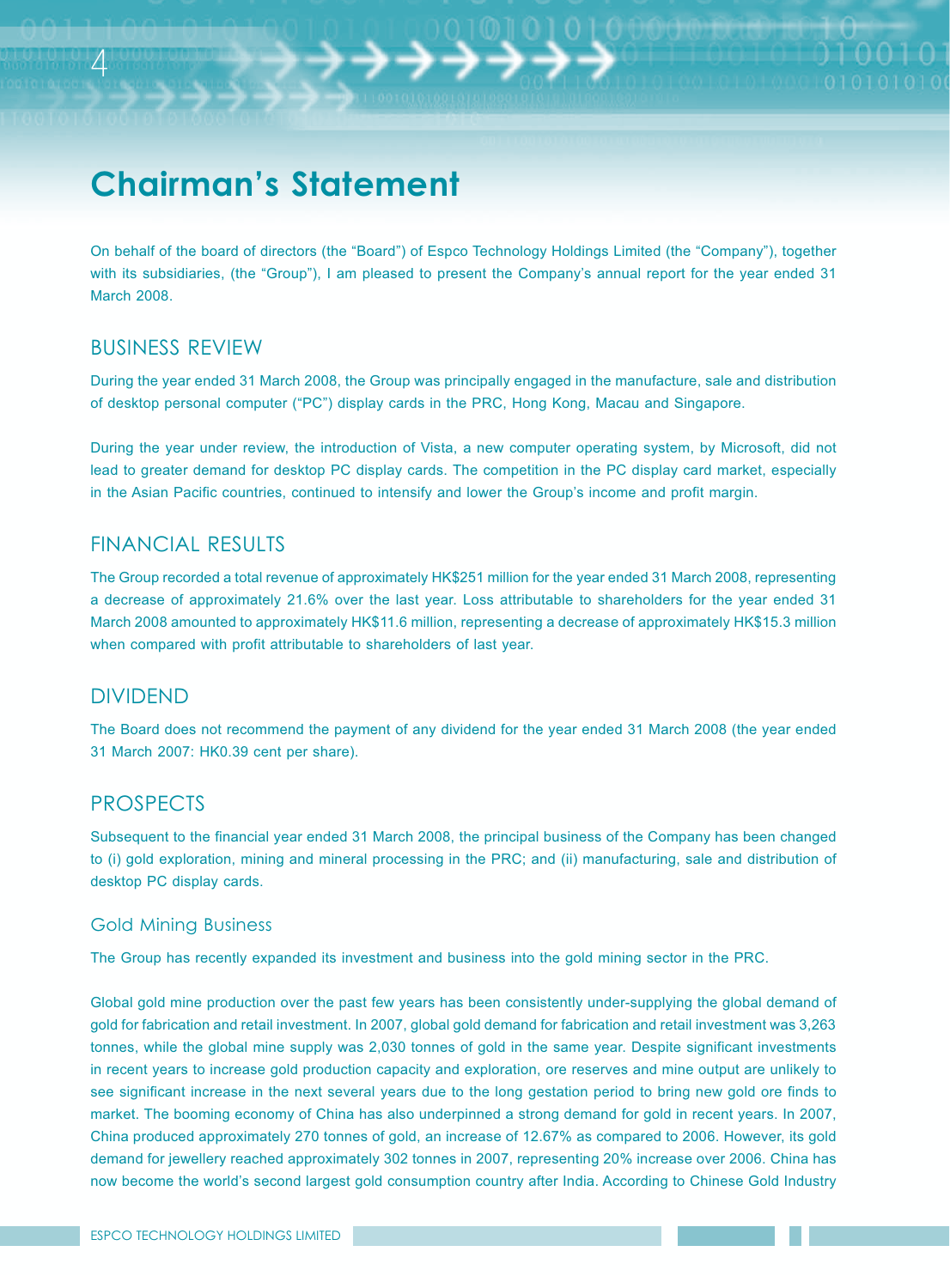# Chairman's Statement

On behalf of the board of directors (the "Board") of Espco Technology Holdings Limited (the "Company"), together with its subsidiaries, (the "Group"), I am pleased to present the Company's annual report for the year ended 31 March 2008.

## BUSINESS REVIEW

During the year ended 31 March 2008, the Group was principally engaged in the manufacture, sale and distribution of desktop personal computer ("PC") display cards in the PRC, Hong Kong, Macau and Singapore.

During the year under review, the introduction of Vista, a new computer operating system, by Microsoft, did not lead to greater demand for desktop PC display cards. The competition in the PC display card market, especially in the Asian Pacific countries, continued to intensify and lower the Group's income and profit margin.

## FINANCIAL RESULTS

The Group recorded a total revenue of approximately HK$251 million for the year ended 31 March 2008, representing a decrease of approximately 21.6% over the last year. Loss attributable to shareholders for the year ended 31 March 2008 amounted to approximately HK$11.6 million, representing a decrease of approximately HK$15.3 million when compared with profit attributable to shareholders of last year.

## DIVIDEND

The Board does not recommend the payment of any dividend for the year ended 31 March 2008 (the year ended 31 March 2007: HK0.39 cent per share).

## PROSPECTS

Subsequent to the financial year ended 31 March 2008, the principal business of the Company has been changed to (i) gold exploration, mining and mineral processing in the PRC; and (ii) manufacturing, sale and distribution of desktop PC display cards.

### Gold Mining Business

The Group has recently expanded its investment and business into the gold mining sector in the PRC.

Global gold mine production over the past few years has been consistently under-supplying the global demand of gold for fabrication and retail investment. In 2007, global gold demand for fabrication and retail investment was 3,263 tonnes, while the global mine supply was 2,030 tonnes of gold in the same year. Despite significant investments in recent years to increase gold production capacity and exploration, ore reserves and mine output are unlikely to see significant increase in the next several years due to the long gestation period to bring new gold ore finds to market. The booming economy of China has also underpinned a strong demand for gold in recent years. In 2007, China produced approximately 270 tonnes of gold, an increase of 12.67% as compared to 2006. However, its gold demand for jewellery reached approximately 302 tonnes in 2007, representing 20% increase over 2006. China has now become the world's second largest gold consumption country after India. According to Chinese Gold Industry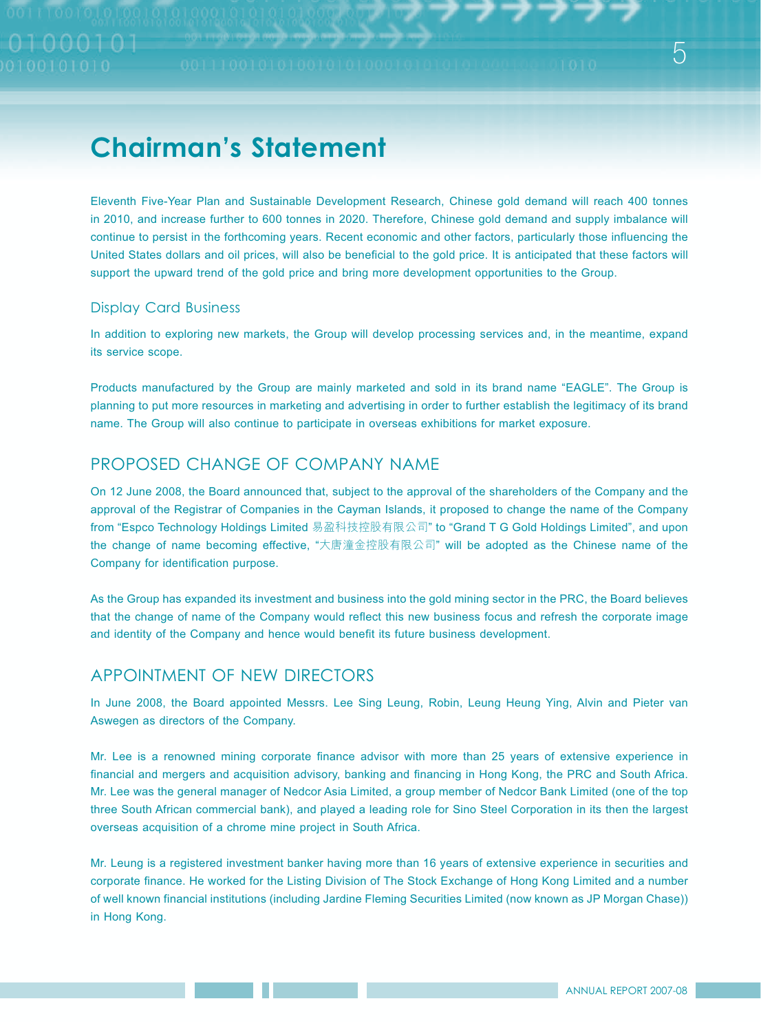# Chairman's Statement

Eleventh Five-Year Plan and Sustainable Development Research, Chinese gold demand will reach 400 tonnes in 2010, and increase further to 600 tonnes in 2020. Therefore, Chinese gold demand and supply imbalance will continue to persist in the forthcoming years. Recent economic and other factors, particularly those influencing the United States dollars and oil prices, will also be beneficial to the gold price. It is anticipated that these factors will support the upward trend of the gold price and bring more development opportunities to the Group.

### Display Card Business

In addition to exploring new markets, the Group will develop processing services and, in the meantime, expand its service scope.

Products manufactured by the Group are mainly marketed and sold in its brand name "EAGLE". The Group is planning to put more resources in marketing and advertising in order to further establish the legitimacy of its brand name. The Group will also continue to participate in overseas exhibitions for market exposure.

## PROPOSED CHANGE OF COMPANY NAME

On 12 June 2008, the Board announced that, subject to the approval of the shareholders of the Company and the approval of the Registrar of Companies in the Cayman Islands, it proposed to change the name of the Company from "Espco Technology Holdings Limited 易盈科技控股有限公司" to "Grand T G Gold Holdings Limited", and upon the change of name becoming effective, "大唐潼金控股有限公司" will be adopted as the Chinese name of the Company for identification purpose.

As the Group has expanded its investment and business into the gold mining sector in the PRC, the Board believes that the change of name of the Company would reflect this new business focus and refresh the corporate image and identity of the Company and hence would benefit its future business development.

## APPOINTMENT OF NEW DIRECTORS

In June 2008, the Board appointed Messrs. Lee Sing Leung, Robin, Leung Heung Ying, Alvin and Pieter van Aswegen as directors of the Company.

Mr. Lee is a renowned mining corporate finance advisor with more than 25 years of extensive experience in financial and mergers and acquisition advisory, banking and financing in Hong Kong, the PRC and South Africa. Mr. Lee was the general manager of Nedcor Asia Limited, a group member of Nedcor Bank Limited (one of the top three South African commercial bank), and played a leading role for Sino Steel Corporation in its then the largest overseas acquisition of a chrome mine project in South Africa.

Mr. Leung is a registered investment banker having more than 16 years of extensive experience in securities and corporate finance. He worked for the Listing Division of The Stock Exchange of Hong Kong Limited and a number of well known financial institutions (including Jardine Fleming Securities Limited (now known as JP Morgan Chase)) in Hong Kong.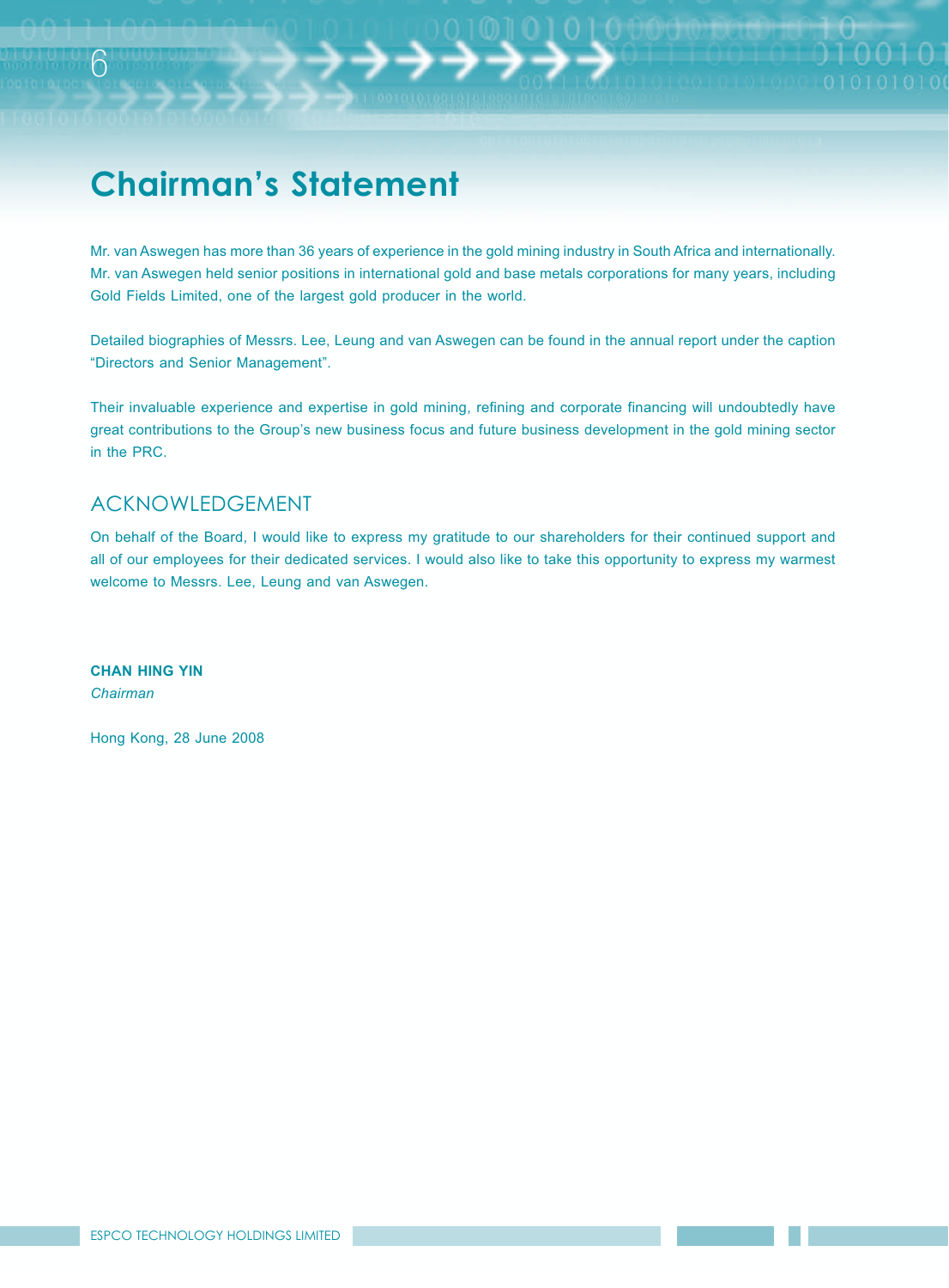# Chairman's Statement

Mr. van Aswegen has more than 36 years of experience in the gold mining industry in South Africa and internationally. Mr. van Aswegen held senior positions in international gold and base metals corporations for many years, including Gold Fields Limited, one of the largest gold producer in the world.

Detailed biographies of Messrs. Lee, Leung and van Aswegen can be found in the annual report under the caption "Directors and Senior Management".

Their invaluable experience and expertise in gold mining, refining and corporate financing will undoubtedly have great contributions to the Group's new business focus and future business development in the gold mining sector in the PRC.

## ACKNOWLEDGEMENT

On behalf of the Board, I would like to express my gratitude to our shareholders for their continued support and all of our employees for their dedicated services. I would also like to take this opportunity to express my warmest welcome to Messrs. Lee, Leung and van Aswegen.

**CHAN HING YIN**
*Chairman*

Hong Kong, 28 June 2008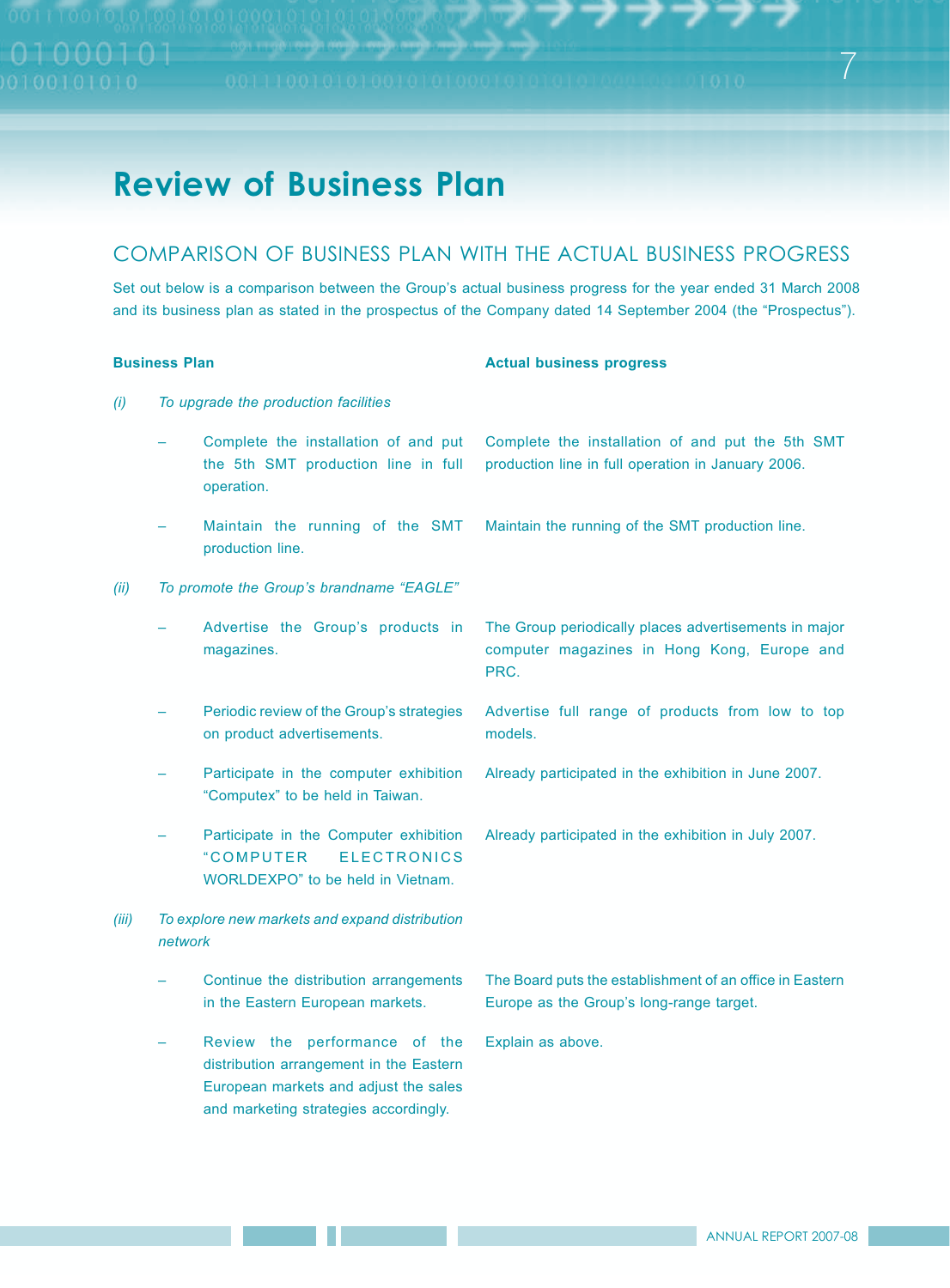# Review of Business Plan

## COMPARISON OF BUSINESS PLAN WITH THE ACTUAL BUSINESS PROGRESS

Set out below is a comparison between the Group's actual business progress for the year ended 31 March 2008 and its business plan as stated in the prospectus of the Company dated 14 September 2004 (the "Prospectus").

| Business Plan | Actual business progress |
|---|---|
| *(i) To upgrade the production facilities* | |
| – Complete the installation of and put the 5th SMT production line in full operation. | Complete the installation of and put the 5th SMT production line in full operation in January 2006. |
| – Maintain the running of the SMT production line. | Maintain the running of the SMT production line. |
| *(ii) To promote the Group's brandname "EAGLE"* | |
| – Advertise the Group's products in magazines. | The Group periodically places advertisements in major computer magazines in Hong Kong, Europe and PRC. |
| – Periodic review of the Group's strategies on product advertisements. | Advertise full range of products from low to top models. |
| – Participate in the computer exhibition "Computex" to be held in Taiwan. | Already participated in the exhibition in June 2007. |
| – Participate in the Computer exhibition "COMPUTER ELECTRONICS WORLDEXPO" to be held in Vietnam. | Already participated in the exhibition in July 2007. |
| *(iii) To explore new markets and expand distribution network* | |
| – Continue the distribution arrangements in the Eastern European markets. | The Board puts the establishment of an office in Eastern Europe as the Group's long-range target. |
| – Review the performance of the distribution arrangement in the Eastern European markets and adjust the sales and marketing strategies accordingly. | Explain as above. |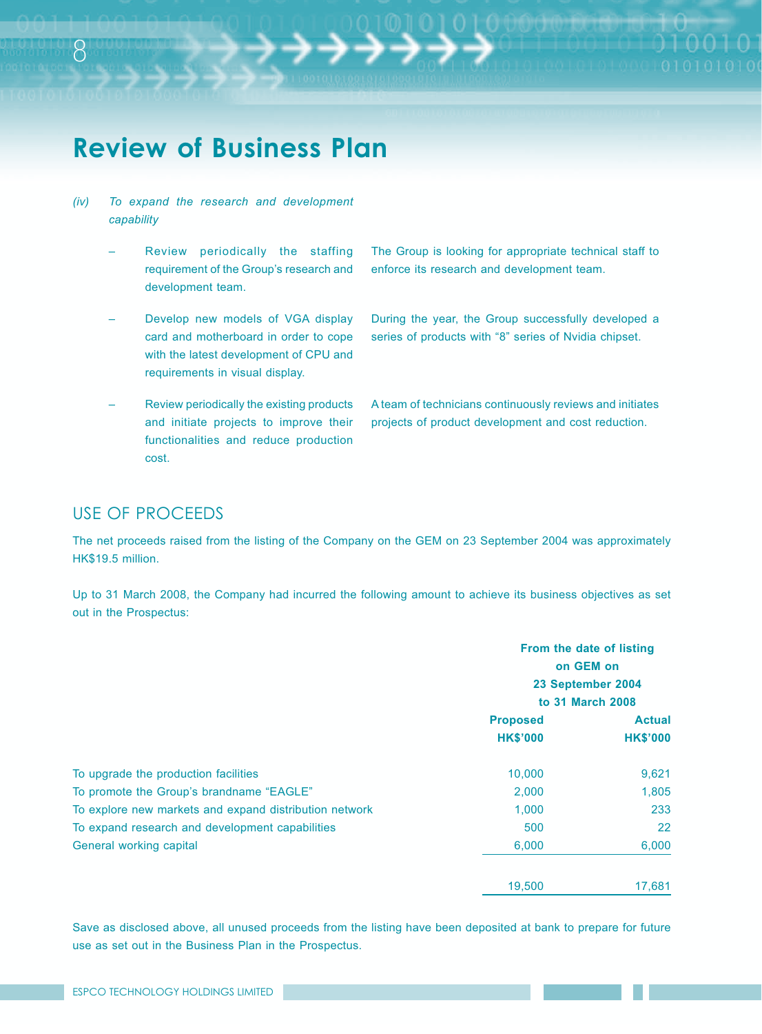# Review of Business Plan

*(iv) To expand the research and development capability*

| | |
|---|---|
| – Review periodically the staffing requirement of the Group's research and development team. | The Group is looking for appropriate technical staff to enforce its research and development team. |
| – Develop new models of VGA display card and motherboard in order to cope with the latest development of CPU and requirements in visual display. | During the year, the Group successfully developed a series of products with "8" series of Nvidia chipset. |
| – Review periodically the existing products and initiate projects to improve their functionalities and reduce production cost. | A team of technicians continuously reviews and initiates projects of product development and cost reduction. |

## USE OF PROCEEDS

The net proceeds raised from the listing of the Company on the GEM on 23 September 2004 was approximately HK$19.5 million.

Up to 31 March 2008, the Company had incurred the following amount to achieve its business objectives as set out in the Prospectus:

| | From the date of listing on GEM on 23 September 2004 to 31 March 2008 | |
|---|---|---|
| | **Proposed HK$'000** | **Actual HK$'000** |
| To upgrade the production facilities | 10,000 | 9,621 |
| To promote the Group's brandname "EAGLE" | 2,000 | 1,805 |
| To explore new markets and expand distribution network | 1,000 | 233 |
| To expand research and development capabilities | 500 | 22 |
| General working capital | 6,000 | 6,000 |
| | 19,500 | 17,681 |

Save as disclosed above, all unused proceeds from the listing have been deposited at bank to prepare for future use as set out in the Business Plan in the Prospectus.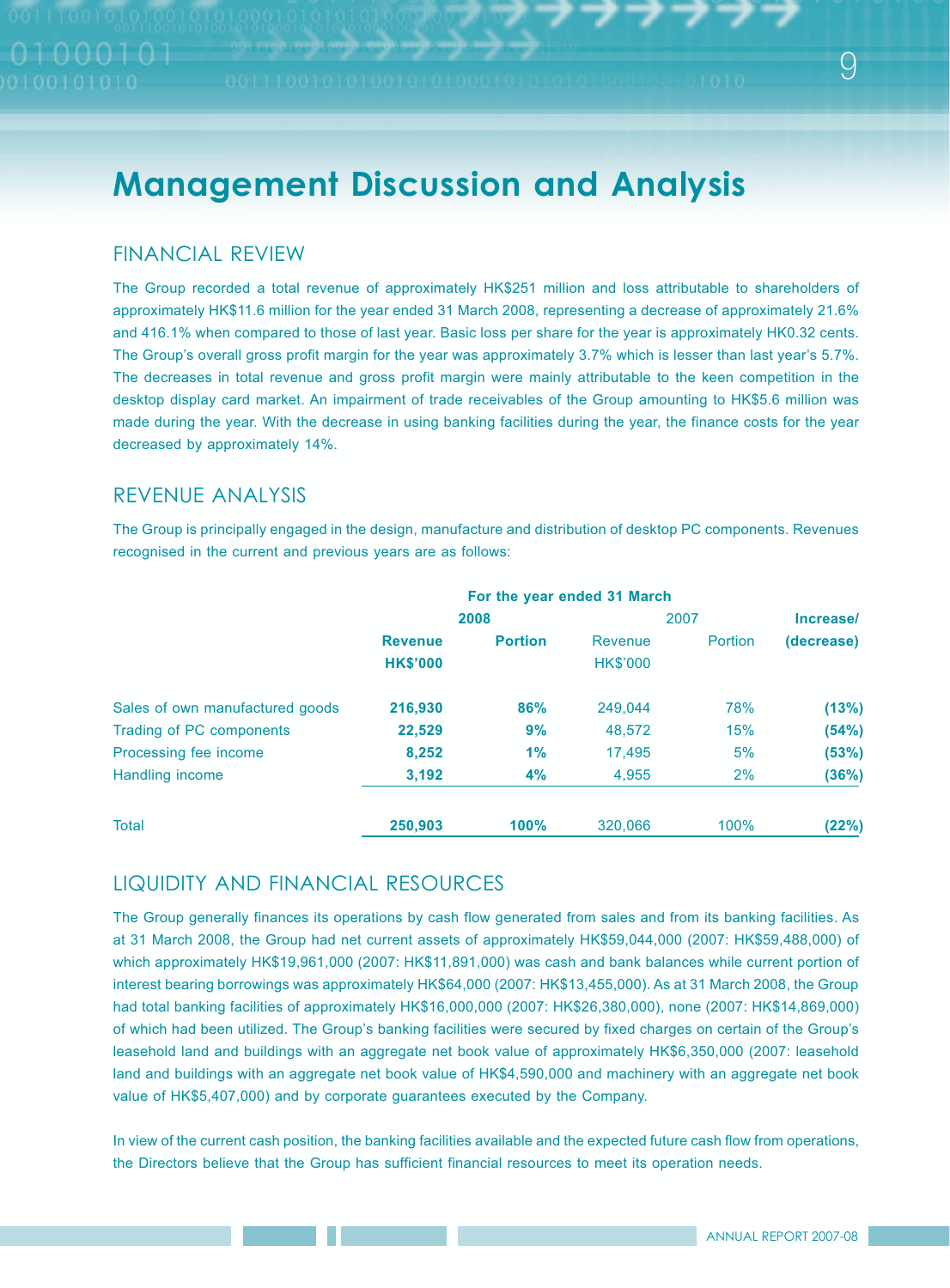# Management Discussion and Analysis

## FINANCIAL REVIEW

The Group recorded a total revenue of approximately HK$251 million and loss attributable to shareholders of approximately HK$11.6 million for the year ended 31 March 2008, representing a decrease of approximately 21.6% and 416.1% when compared to those of last year. Basic loss per share for the year is approximately HK0.32 cents. The Group's overall gross profit margin for the year was approximately 3.7% which is lesser than last year's 5.7%. The decreases in total revenue and gross profit margin were mainly attributable to the keen competition in the desktop display card market. An impairment of trade receivables of the Group amounting to HK$5.6 million was made during the year. With the decrease in using banking facilities during the year, the finance costs for the year decreased by approximately 14%.

## REVENUE ANALYSIS

The Group is principally engaged in the design, manufacture and distribution of desktop PC components. Revenues recognised in the current and previous years are as follows:

| | For the year ended 31 March | | | | |
|---|---|---|---|---|---|
| | **2008** | | 2007 | | **Increase/** |
| | **Revenue HK$'000** | **Portion** | Revenue HK$'000 | Portion | **(decrease)** |
| Sales of own manufactured goods | **216,930** | **86%** | 249,044 | 78% | **(13%)** |
| Trading of PC components | **22,529** | **9%** | 48,572 | 15% | **(54%)** |
| Processing fee income | **8,252** | **1%** | 17,495 | 5% | **(53%)** |
| Handling income | **3,192** | **4%** | 4,955 | 2% | **(36%)** |
| Total | **250,903** | **100%** | 320,066 | 100% | **(22%)** |

## LIQUIDITY AND FINANCIAL RESOURCES

The Group generally finances its operations by cash flow generated from sales and from its banking facilities. As at 31 March 2008, the Group had net current assets of approximately HK$59,044,000 (2007: HK$59,488,000) of which approximately HK$19,961,000 (2007: HK$11,891,000) was cash and bank balances while current portion of interest bearing borrowings was approximately HK$64,000 (2007: HK$13,455,000). As at 31 March 2008, the Group had total banking facilities of approximately HK$16,000,000 (2007: HK$26,380,000), none (2007: HK$14,869,000) of which had been utilized. The Group's banking facilities were secured by fixed charges on certain of the Group's leasehold land and buildings with an aggregate net book value of approximately HK$6,350,000 (2007: leasehold land and buildings with an aggregate net book value of HK$4,590,000 and machinery with an aggregate net book value of HK$5,407,000) and by corporate guarantees executed by the Company.

In view of the current cash position, the banking facilities available and the expected future cash flow from operations, the Directors believe that the Group has sufficient financial resources to meet its operation needs.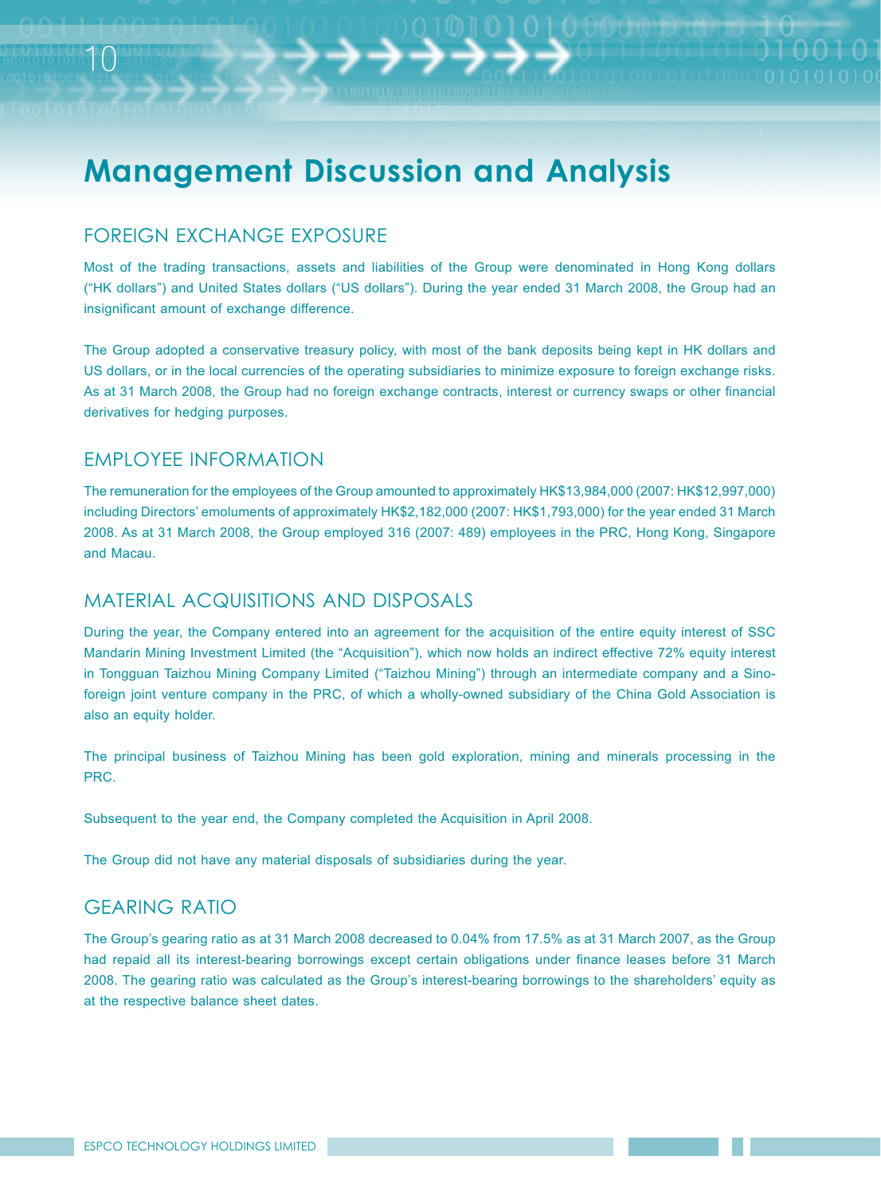# Management Discussion and Analysis

## FOREIGN EXCHANGE EXPOSURE

Most of the trading transactions, assets and liabilities of the Group were denominated in Hong Kong dollars ("HK dollars") and United States dollars ("US dollars"). During the year ended 31 March 2008, the Group had an insignificant amount of exchange difference.

The Group adopted a conservative treasury policy, with most of the bank deposits being kept in HK dollars and US dollars, or in the local currencies of the operating subsidiaries to minimize exposure to foreign exchange risks. As at 31 March 2008, the Group had no foreign exchange contracts, interest or currency swaps or other financial derivatives for hedging purposes.

## EMPLOYEE INFORMATION

The remuneration for the employees of the Group amounted to approximately HK$13,984,000 (2007: HK$12,997,000) including Directors' emoluments of approximately HK$2,182,000 (2007: HK$1,793,000) for the year ended 31 March 2008. As at 31 March 2008, the Group employed 316 (2007: 489) employees in the PRC, Hong Kong, Singapore and Macau.

## MATERIAL ACQUISITIONS AND DISPOSALS

During the year, the Company entered into an agreement for the acquisition of the entire equity interest of SSC Mandarin Mining Investment Limited (the "Acquisition"), which now holds an indirect effective 72% equity interest in Tongguan Taizhou Mining Company Limited ("Taizhou Mining") through an intermediate company and a Sino-foreign joint venture company in the PRC, of which a wholly-owned subsidiary of the China Gold Association is also an equity holder.

The principal business of Taizhou Mining has been gold exploration, mining and minerals processing in the PRC.

Subsequent to the year end, the Company completed the Acquisition in April 2008.

The Group did not have any material disposals of subsidiaries during the year.

## GEARING RATIO

The Group's gearing ratio as at 31 March 2008 decreased to 0.04% from 17.5% as at 31 March 2007, as the Group had repaid all its interest-bearing borrowings except certain obligations under finance leases before 31 March 2008. The gearing ratio was calculated as the Group's interest-bearing borrowings to the shareholders' equity as at the respective balance sheet dates.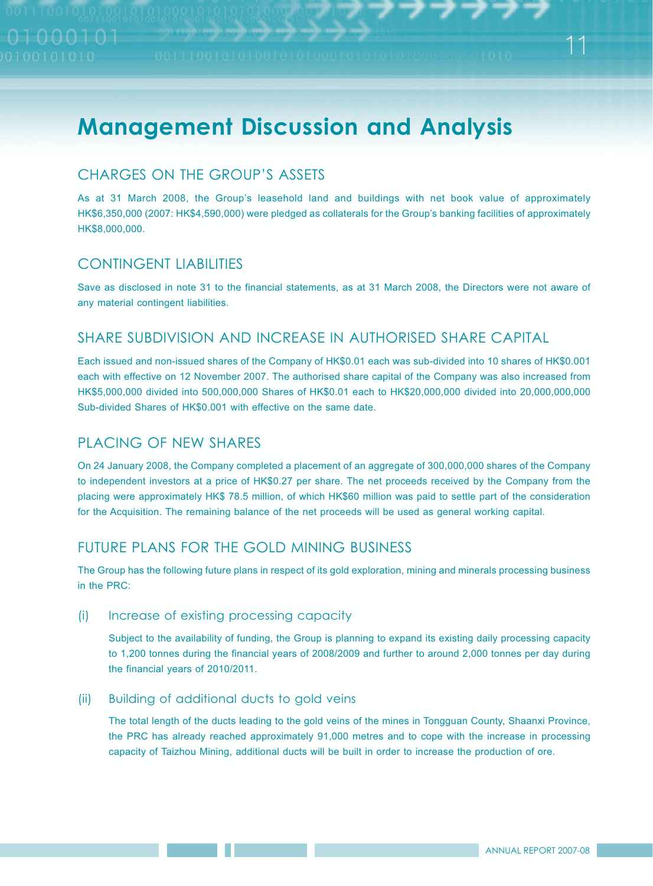# Management Discussion and Analysis

## CHARGES ON THE GROUP'S ASSETS

As at 31 March 2008, the Group's leasehold land and buildings with net book value of approximately HK$6,350,000 (2007: HK$4,590,000) were pledged as collaterals for the Group's banking facilities of approximately HK$8,000,000.

## CONTINGENT LIABILITIES

Save as disclosed in note 31 to the financial statements, as at 31 March 2008, the Directors were not aware of any material contingent liabilities.

## SHARE SUBDIVISION AND INCREASE IN AUTHORISED SHARE CAPITAL

Each issued and non-issued shares of the Company of HK$0.01 each was sub-divided into 10 shares of HK$0.001 each with effective on 12 November 2007. The authorised share capital of the Company was also increased from HK$5,000,000 divided into 500,000,000 Shares of HK$0.01 each to HK$20,000,000 divided into 20,000,000,000 Sub-divided Shares of HK$0.001 with effective on the same date.

## PLACING OF NEW SHARES

On 24 January 2008, the Company completed a placement of an aggregate of 300,000,000 shares of the Company to independent investors at a price of HK$0.27 per share. The net proceeds received by the Company from the placing were approximately HK$ 78.5 million, of which HK$60 million was paid to settle part of the consideration for the Acquisition. The remaining balance of the net proceeds will be used as general working capital.

## FUTURE PLANS FOR THE GOLD MINING BUSINESS

The Group has the following future plans in respect of its gold exploration, mining and minerals processing business in the PRC:

### (i) Increase of existing processing capacity

Subject to the availability of funding, the Group is planning to expand its existing daily processing capacity to 1,200 tonnes during the financial years of 2008/2009 and further to around 2,000 tonnes per day during the financial years of 2010/2011.

### (ii) Building of additional ducts to gold veins

The total length of the ducts leading to the gold veins of the mines in Tongguan County, Shaanxi Province, the PRC has already reached approximately 91,000 metres and to cope with the increase in processing capacity of Taizhou Mining, additional ducts will be built in order to increase the production of ore.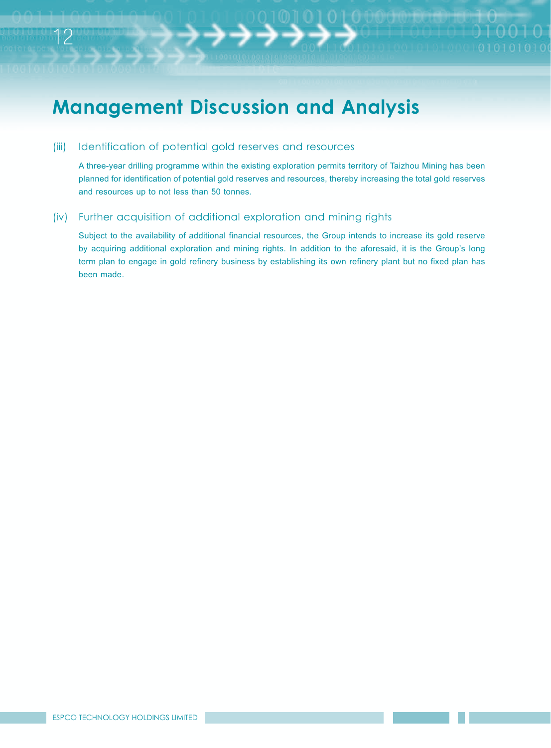# Management Discussion and Analysis

(iii) Identification of potential gold reserves and resources

A three-year drilling programme within the existing exploration permits territory of Taizhou Mining has been planned for identification of potential gold reserves and resources, thereby increasing the total gold reserves and resources up to not less than 50 tonnes.

(iv) Further acquisition of additional exploration and mining rights

Subject to the availability of additional financial resources, the Group intends to increase its gold reserve by acquiring additional exploration and mining rights. In addition to the aforesaid, it is the Group's long term plan to engage in gold refinery business by establishing its own refinery plant but no fixed plan has been made.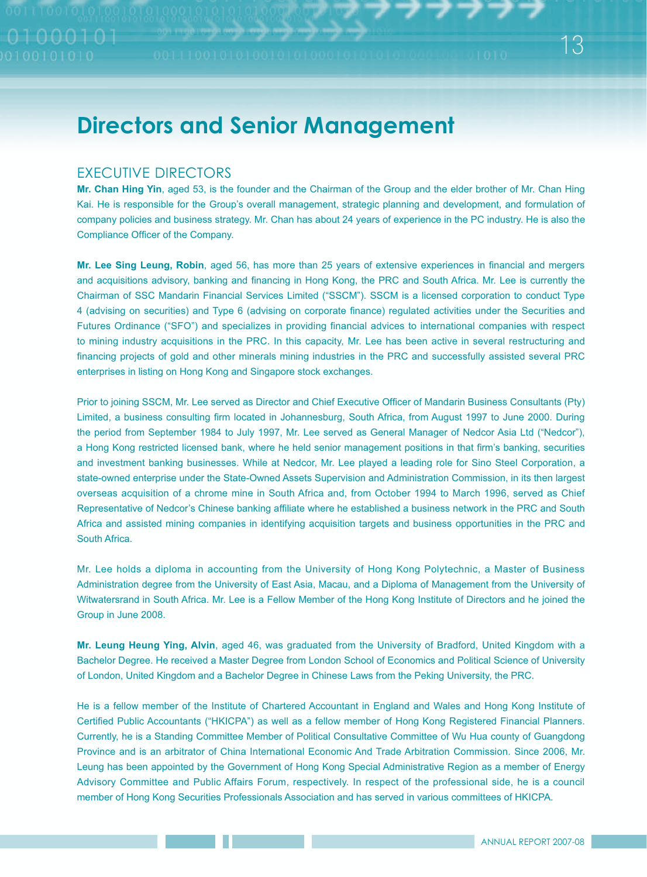# Directors and Senior Management

## EXECUTIVE DIRECTORS

**Mr. Chan Hing Yin**, aged 53, is the founder and the Chairman of the Group and the elder brother of Mr. Chan Hing Kai. He is responsible for the Group's overall management, strategic planning and development, and formulation of company policies and business strategy. Mr. Chan has about 24 years of experience in the PC industry. He is also the Compliance Officer of the Company.

**Mr. Lee Sing Leung, Robin**, aged 56, has more than 25 years of extensive experiences in financial and mergers and acquisitions advisory, banking and financing in Hong Kong, the PRC and South Africa. Mr. Lee is currently the Chairman of SSC Mandarin Financial Services Limited ("SSCM"). SSCM is a licensed corporation to conduct Type 4 (advising on securities) and Type 6 (advising on corporate finance) regulated activities under the Securities and Futures Ordinance ("SFO") and specializes in providing financial advices to international companies with respect to mining industry acquisitions in the PRC. In this capacity, Mr. Lee has been active in several restructuring and financing projects of gold and other minerals mining industries in the PRC and successfully assisted several PRC enterprises in listing on Hong Kong and Singapore stock exchanges.

Prior to joining SSCM, Mr. Lee served as Director and Chief Executive Officer of Mandarin Business Consultants (Pty) Limited, a business consulting firm located in Johannesburg, South Africa, from August 1997 to June 2000. During the period from September 1984 to July 1997, Mr. Lee served as General Manager of Nedcor Asia Ltd ("Nedcor"), a Hong Kong restricted licensed bank, where he held senior management positions in that firm's banking, securities and investment banking businesses. While at Nedcor, Mr. Lee played a leading role for Sino Steel Corporation, a state-owned enterprise under the State-Owned Assets Supervision and Administration Commission, in its then largest overseas acquisition of a chrome mine in South Africa and, from October 1994 to March 1996, served as Chief Representative of Nedcor's Chinese banking affiliate where he established a business network in the PRC and South Africa and assisted mining companies in identifying acquisition targets and business opportunities in the PRC and South Africa.

Mr. Lee holds a diploma in accounting from the University of Hong Kong Polytechnic, a Master of Business Administration degree from the University of East Asia, Macau, and a Diploma of Management from the University of Witwatersrand in South Africa. Mr. Lee is a Fellow Member of the Hong Kong Institute of Directors and he joined the Group in June 2008.

**Mr. Leung Heung Ying, Alvin**, aged 46, was graduated from the University of Bradford, United Kingdom with a Bachelor Degree. He received a Master Degree from London School of Economics and Political Science of University of London, United Kingdom and a Bachelor Degree in Chinese Laws from the Peking University, the PRC.

He is a fellow member of the Institute of Chartered Accountant in England and Wales and Hong Kong Institute of Certified Public Accountants ("HKICPA") as well as a fellow member of Hong Kong Registered Financial Planners. Currently, he is a Standing Committee Member of Political Consultative Committee of Wu Hua county of Guangdong Province and is an arbitrator of China International Economic And Trade Arbitration Commission. Since 2006, Mr. Leung has been appointed by the Government of Hong Kong Special Administrative Region as a member of Energy Advisory Committee and Public Affairs Forum, respectively. In respect of the professional side, he is a council member of Hong Kong Securities Professionals Association and has served in various committees of HKICPA.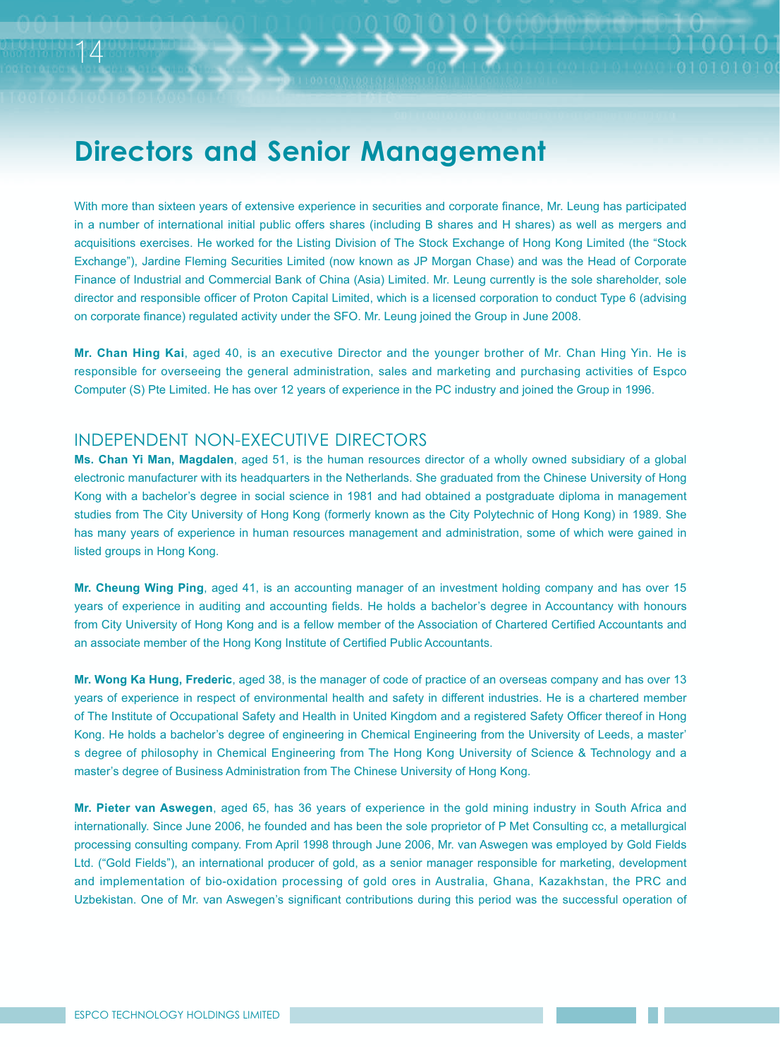# Directors and Senior Management

With more than sixteen years of extensive experience in securities and corporate finance, Mr. Leung has participated in a number of international initial public offers shares (including B shares and H shares) as well as mergers and acquisitions exercises. He worked for the Listing Division of The Stock Exchange of Hong Kong Limited (the "Stock Exchange"), Jardine Fleming Securities Limited (now known as JP Morgan Chase) and was the Head of Corporate Finance of Industrial and Commercial Bank of China (Asia) Limited. Mr. Leung currently is the sole shareholder, sole director and responsible officer of Proton Capital Limited, which is a licensed corporation to conduct Type 6 (advising on corporate finance) regulated activity under the SFO. Mr. Leung joined the Group in June 2008.

**Mr. Chan Hing Kai**, aged 40, is an executive Director and the younger brother of Mr. Chan Hing Yin. He is responsible for overseeing the general administration, sales and marketing and purchasing activities of Espco Computer (S) Pte Limited. He has over 12 years of experience in the PC industry and joined the Group in 1996.

## INDEPENDENT NON-EXECUTIVE DIRECTORS

**Ms. Chan Yi Man, Magdalen**, aged 51, is the human resources director of a wholly owned subsidiary of a global electronic manufacturer with its headquarters in the Netherlands. She graduated from the Chinese University of Hong Kong with a bachelor's degree in social science in 1981 and had obtained a postgraduate diploma in management studies from The City University of Hong Kong (formerly known as the City Polytechnic of Hong Kong) in 1989. She has many years of experience in human resources management and administration, some of which were gained in listed groups in Hong Kong.

**Mr. Cheung Wing Ping**, aged 41, is an accounting manager of an investment holding company and has over 15 years of experience in auditing and accounting fields. He holds a bachelor's degree in Accountancy with honours from City University of Hong Kong and is a fellow member of the Association of Chartered Certified Accountants and an associate member of the Hong Kong Institute of Certified Public Accountants.

**Mr. Wong Ka Hung, Frederic**, aged 38, is the manager of code of practice of an overseas company and has over 13 years of experience in respect of environmental health and safety in different industries. He is a chartered member of The Institute of Occupational Safety and Health in United Kingdom and a registered Safety Officer thereof in Hong Kong. He holds a bachelor's degree of engineering in Chemical Engineering from the University of Leeds, a master's degree of philosophy in Chemical Engineering from The Hong Kong University of Science & Technology and a master's degree of Business Administration from The Chinese University of Hong Kong.

**Mr. Pieter van Aswegen**, aged 65, has 36 years of experience in the gold mining industry in South Africa and internationally. Since June 2006, he founded and has been the sole proprietor of P Met Consulting cc, a metallurgical processing consulting company. From April 1998 through June 2006, Mr. van Aswegen was employed by Gold Fields Ltd. ("Gold Fields"), an international producer of gold, as a senior manager responsible for marketing, development and implementation of bio-oxidation processing of gold ores in Australia, Ghana, Kazakhstan, the PRC and Uzbekistan. One of Mr. van Aswegen's significant contributions during this period was the successful operation of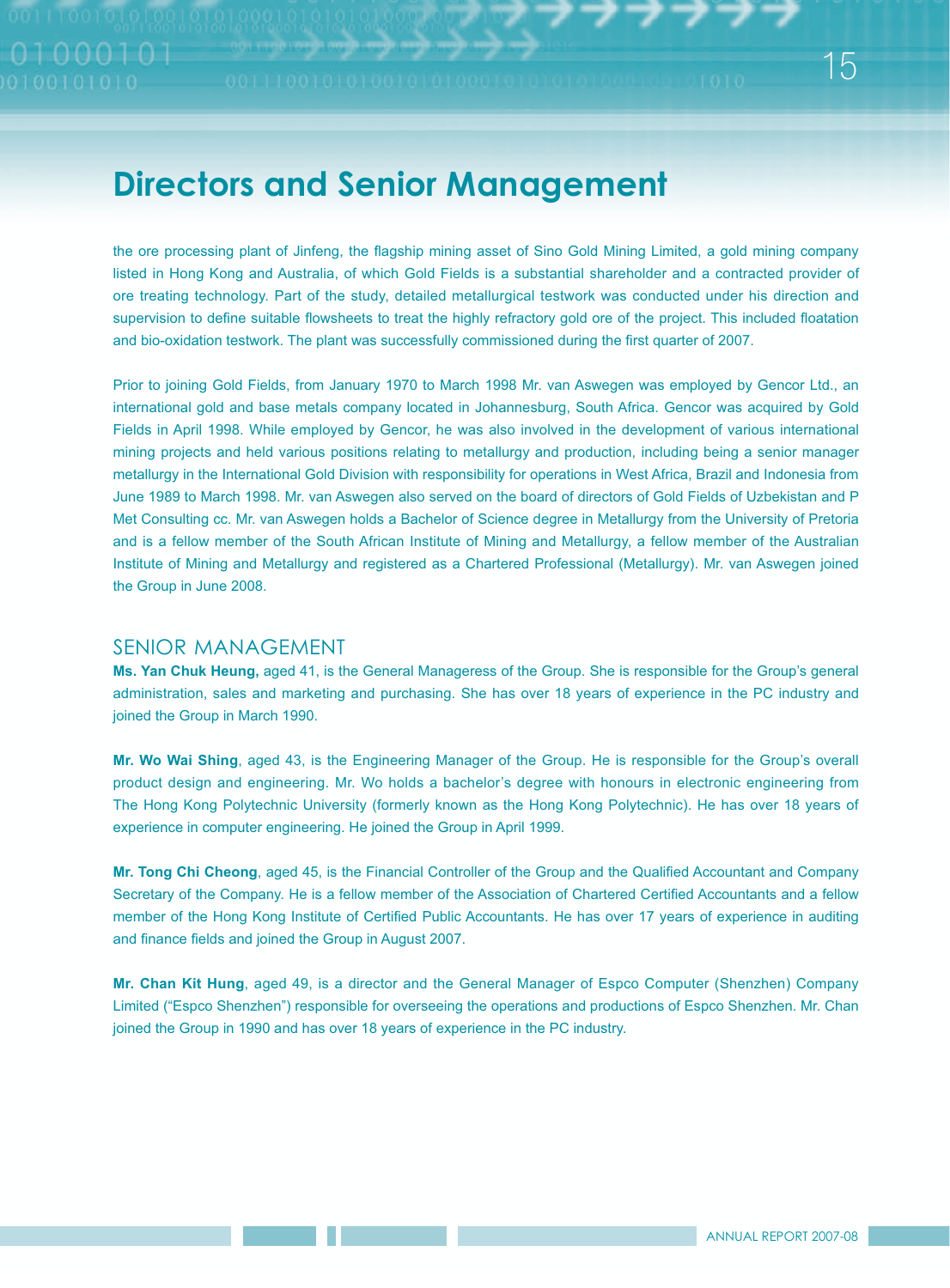# Directors and Senior Management

the ore processing plant of Jinfeng, the flagship mining asset of Sino Gold Mining Limited, a gold mining company listed in Hong Kong and Australia, of which Gold Fields is a substantial shareholder and a contracted provider of ore treating technology. Part of the study, detailed metallurgical testwork was conducted under his direction and supervision to define suitable flowsheets to treat the highly refractory gold ore of the project. This included floatation and bio-oxidation testwork. The plant was successfully commissioned during the first quarter of 2007.

Prior to joining Gold Fields, from January 1970 to March 1998 Mr. van Aswegen was employed by Gencor Ltd., an international gold and base metals company located in Johannesburg, South Africa. Gencor was acquired by Gold Fields in April 1998. While employed by Gencor, he was also involved in the development of various international mining projects and held various positions relating to metallurgy and production, including being a senior manager metallurgy in the International Gold Division with responsibility for operations in West Africa, Brazil and Indonesia from June 1989 to March 1998. Mr. van Aswegen also served on the board of directors of Gold Fields of Uzbekistan and P Met Consulting cc. Mr. van Aswegen holds a Bachelor of Science degree in Metallurgy from the University of Pretoria and is a fellow member of the South African Institute of Mining and Metallurgy, a fellow member of the Australian Institute of Mining and Metallurgy and registered as a Chartered Professional (Metallurgy). Mr. van Aswegen joined the Group in June 2008.

## SENIOR MANAGEMENT

**Ms. Yan Chuk Heung,** aged 41, is the General Manageress of the Group. She is responsible for the Group's general administration, sales and marketing and purchasing. She has over 18 years of experience in the PC industry and joined the Group in March 1990.

**Mr. Wo Wai Shing**, aged 43, is the Engineering Manager of the Group. He is responsible for the Group's overall product design and engineering. Mr. Wo holds a bachelor's degree with honours in electronic engineering from The Hong Kong Polytechnic University (formerly known as the Hong Kong Polytechnic). He has over 18 years of experience in computer engineering. He joined the Group in April 1999.

**Mr. Tong Chi Cheong**, aged 45, is the Financial Controller of the Group and the Qualified Accountant and Company Secretary of the Company. He is a fellow member of the Association of Chartered Certified Accountants and a fellow member of the Hong Kong Institute of Certified Public Accountants. He has over 17 years of experience in auditing and finance fields and joined the Group in August 2007.

**Mr. Chan Kit Hung**, aged 49, is a director and the General Manager of Espco Computer (Shenzhen) Company Limited ("Espco Shenzhen") responsible for overseeing the operations and productions of Espco Shenzhen. Mr. Chan joined the Group in 1990 and has over 18 years of experience in the PC industry.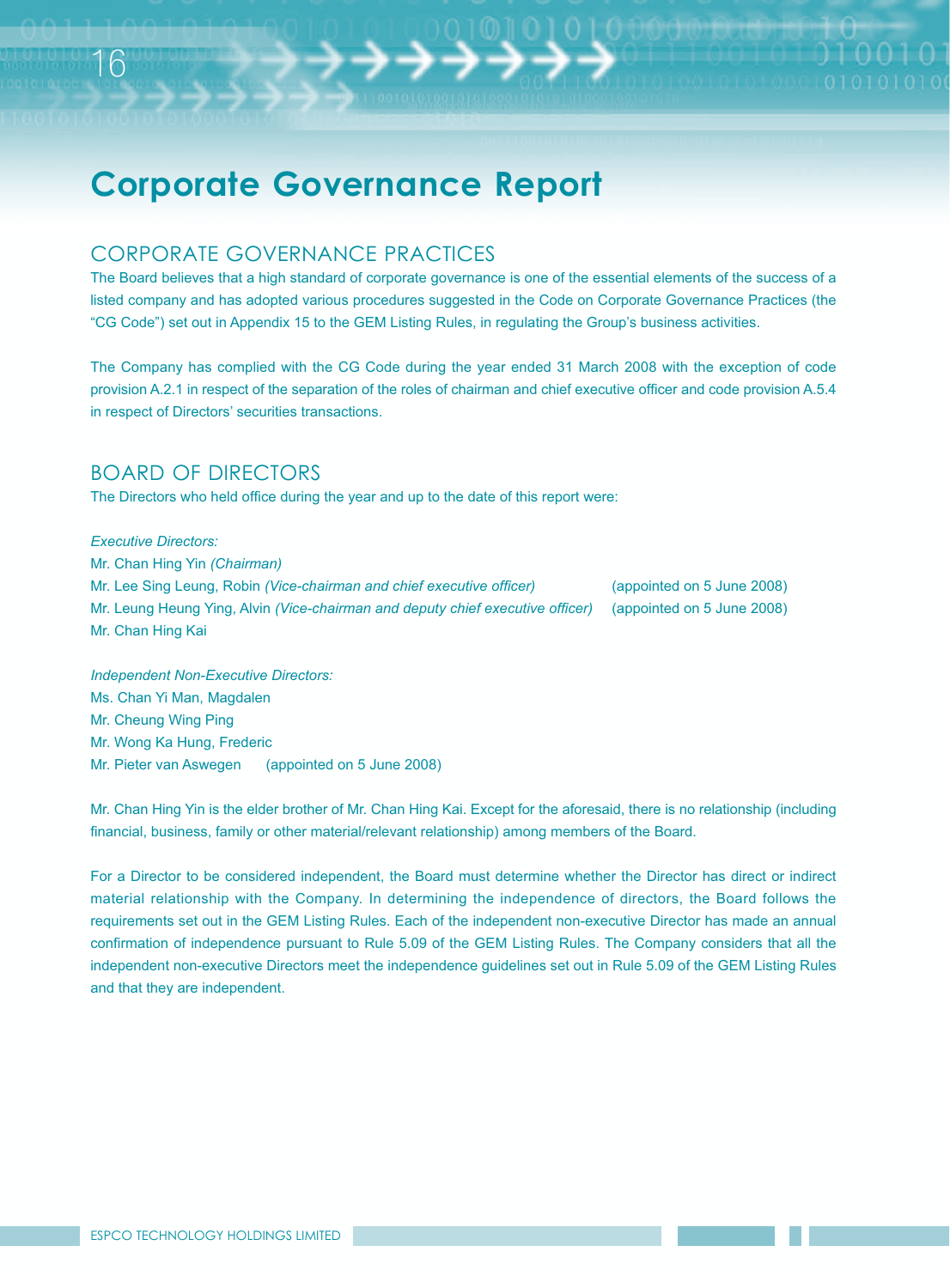# Corporate Governance Report

## CORPORATE GOVERNANCE PRACTICES

The Board believes that a high standard of corporate governance is one of the essential elements of the success of a listed company and has adopted various procedures suggested in the Code on Corporate Governance Practices (the "CG Code") set out in Appendix 15 to the GEM Listing Rules, in regulating the Group's business activities.

The Company has complied with the CG Code during the year ended 31 March 2008 with the exception of code provision A.2.1 in respect of the separation of the roles of chairman and chief executive officer and code provision A.5.4 in respect of Directors' securities transactions.

## BOARD OF DIRECTORS

The Directors who held office during the year and up to the date of this report were:

*Executive Directors:*
Mr. Chan Hing Yin *(Chairman)*
Mr. Lee Sing Leung, Robin *(Vice-chairman and chief executive officer)* (appointed on 5 June 2008)
Mr. Leung Heung Ying, Alvin *(Vice-chairman and deputy chief executive officer)* (appointed on 5 June 2008)
Mr. Chan Hing Kai

*Independent Non-Executive Directors:*
Ms. Chan Yi Man, Magdalen
Mr. Cheung Wing Ping
Mr. Wong Ka Hung, Frederic
Mr. Pieter van Aswegen (appointed on 5 June 2008)

Mr. Chan Hing Yin is the elder brother of Mr. Chan Hing Kai. Except for the aforesaid, there is no relationship (including financial, business, family or other material/relevant relationship) among members of the Board.

For a Director to be considered independent, the Board must determine whether the Director has direct or indirect material relationship with the Company. In determining the independence of directors, the Board follows the requirements set out in the GEM Listing Rules. Each of the independent non-executive Director has made an annual confirmation of independence pursuant to Rule 5.09 of the GEM Listing Rules. The Company considers that all the independent non-executive Directors meet the independence guidelines set out in Rule 5.09 of the GEM Listing Rules and that they are independent.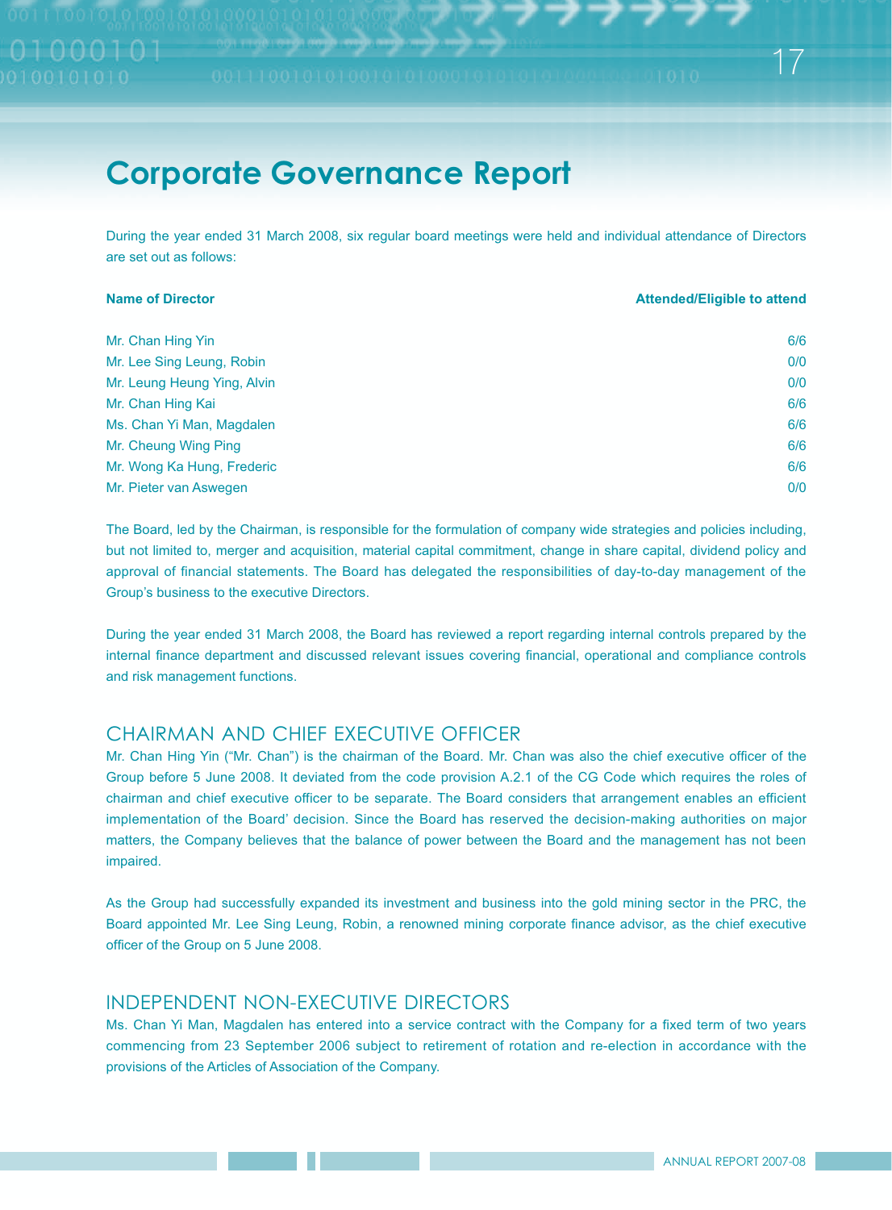# Corporate Governance Report

During the year ended 31 March 2008, six regular board meetings were held and individual attendance of Directors are set out as follows:

| Name of Director | Attended/Eligible to attend |
|---|---|
| Mr. Chan Hing Yin | 6/6 |
| Mr. Lee Sing Leung, Robin | 0/0 |
| Mr. Leung Heung Ying, Alvin | 0/0 |
| Mr. Chan Hing Kai | 6/6 |
| Ms. Chan Yi Man, Magdalen | 6/6 |
| Mr. Cheung Wing Ping | 6/6 |
| Mr. Wong Ka Hung, Frederic | 6/6 |
| Mr. Pieter van Aswegen | 0/0 |

The Board, led by the Chairman, is responsible for the formulation of company wide strategies and policies including, but not limited to, merger and acquisition, material capital commitment, change in share capital, dividend policy and approval of financial statements. The Board has delegated the responsibilities of day-to-day management of the Group's business to the executive Directors.

During the year ended 31 March 2008, the Board has reviewed a report regarding internal controls prepared by the internal finance department and discussed relevant issues covering financial, operational and compliance controls and risk management functions.

## CHAIRMAN AND CHIEF EXECUTIVE OFFICER

Mr. Chan Hing Yin ("Mr. Chan") is the chairman of the Board. Mr. Chan was also the chief executive officer of the Group before 5 June 2008. It deviated from the code provision A.2.1 of the CG Code which requires the roles of chairman and chief executive officer to be separate. The Board considers that arrangement enables an efficient implementation of the Board' decision. Since the Board has reserved the decision-making authorities on major matters, the Company believes that the balance of power between the Board and the management has not been impaired.

As the Group had successfully expanded its investment and business into the gold mining sector in the PRC, the Board appointed Mr. Lee Sing Leung, Robin, a renowned mining corporate finance advisor, as the chief executive officer of the Group on 5 June 2008.

## INDEPENDENT NON-EXECUTIVE DIRECTORS

Ms. Chan Yi Man, Magdalen has entered into a service contract with the Company for a fixed term of two years commencing from 23 September 2006 subject to retirement of rotation and re-election in accordance with the provisions of the Articles of Association of the Company.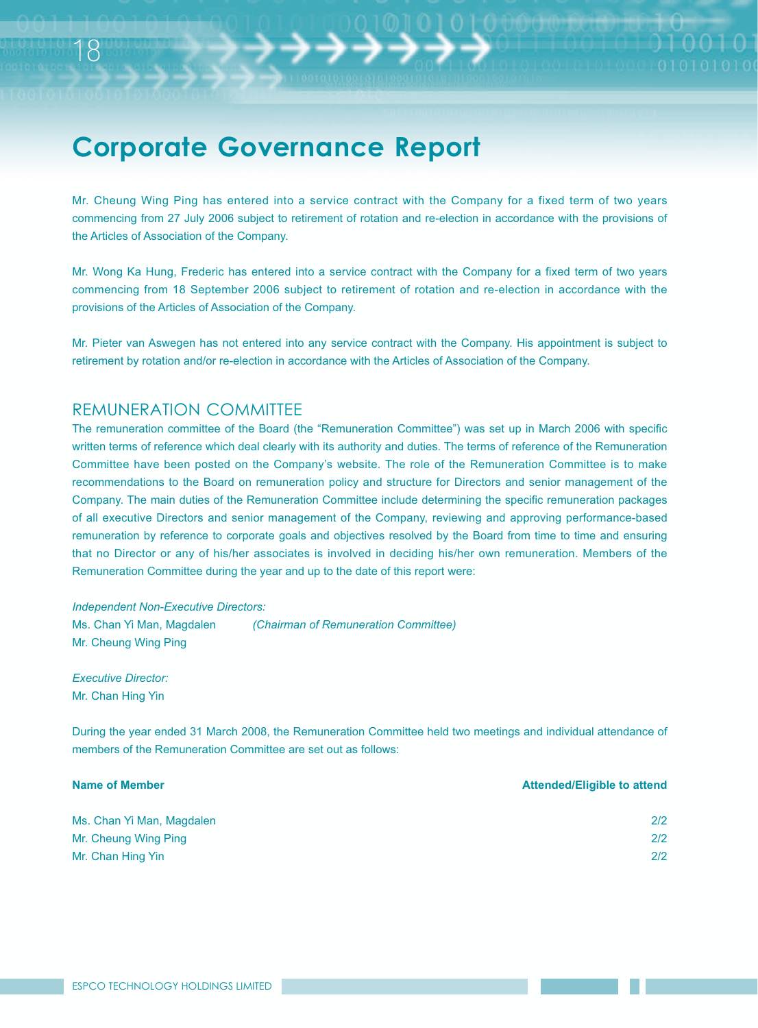# Corporate Governance Report

Mr. Cheung Wing Ping has entered into a service contract with the Company for a fixed term of two years commencing from 27 July 2006 subject to retirement of rotation and re-election in accordance with the provisions of the Articles of Association of the Company.

Mr. Wong Ka Hung, Frederic has entered into a service contract with the Company for a fixed term of two years commencing from 18 September 2006 subject to retirement of rotation and re-election in accordance with the provisions of the Articles of Association of the Company.

Mr. Pieter van Aswegen has not entered into any service contract with the Company. His appointment is subject to retirement by rotation and/or re-election in accordance with the Articles of Association of the Company.

## REMUNERATION COMMITTEE

The remuneration committee of the Board (the "Remuneration Committee") was set up in March 2006 with specific written terms of reference which deal clearly with its authority and duties. The terms of reference of the Remuneration Committee have been posted on the Company's website. The role of the Remuneration Committee is to make recommendations to the Board on remuneration policy and structure for Directors and senior management of the Company. The main duties of the Remuneration Committee include determining the specific remuneration packages of all executive Directors and senior management of the Company, reviewing and approving performance-based remuneration by reference to corporate goals and objectives resolved by the Board from time to time and ensuring that no Director or any of his/her associates is involved in deciding his/her own remuneration. Members of the Remuneration Committee during the year and up to the date of this report were:

*Independent Non-Executive Directors:*
Ms. Chan Yi Man, Magdalen *(Chairman of Remuneration Committee)*
Mr. Cheung Wing Ping

*Executive Director:*
Mr. Chan Hing Yin

During the year ended 31 March 2008, the Remuneration Committee held two meetings and individual attendance of members of the Remuneration Committee are set out as follows:

| Name of Member | Attended/Eligible to attend |
|---|---|
| Ms. Chan Yi Man, Magdalen | 2/2 |
| Mr. Cheung Wing Ping | 2/2 |
| Mr. Chan Hing Yin | 2/2 |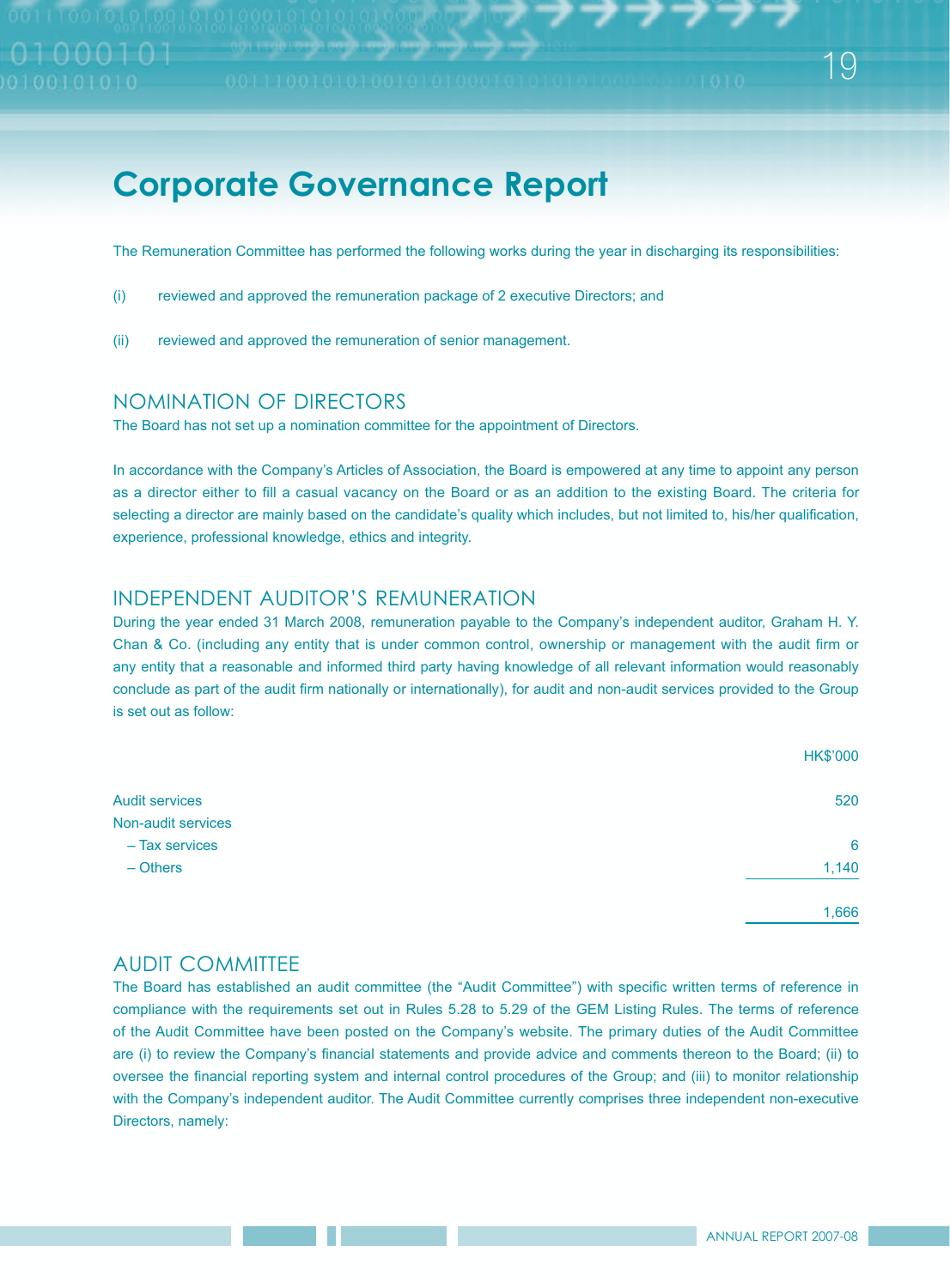# Corporate Governance Report

The Remuneration Committee has performed the following works during the year in discharging its responsibilities:

(i) reviewed and approved the remuneration package of 2 executive Directors; and

(ii) reviewed and approved the remuneration of senior management.

## NOMINATION OF DIRECTORS

The Board has not set up a nomination committee for the appointment of Directors.

In accordance with the Company's Articles of Association, the Board is empowered at any time to appoint any person as a director either to fill a casual vacancy on the Board or as an addition to the existing Board. The criteria for selecting a director are mainly based on the candidate's quality which includes, but not limited to, his/her qualification, experience, professional knowledge, ethics and integrity.

## INDEPENDENT AUDITOR'S REMUNERATION

During the year ended 31 March 2008, remuneration payable to the Company's independent auditor, Graham H. Y. Chan & Co. (including any entity that is under common control, ownership or management with the audit firm or any entity that a reasonable and informed third party having knowledge of all relevant information would reasonably conclude as part of the audit firm nationally or internationally), for audit and non-audit services provided to the Group is set out as follow:

| | HK$'000 |
|---|---|
| Audit services | 520 |
| Non-audit services | |
| – Tax services | 6 |
| – Others | 1,140 |
| | 1,666 |

## AUDIT COMMITTEE

The Board has established an audit committee (the "Audit Committee") with specific written terms of reference in compliance with the requirements set out in Rules 5.28 to 5.29 of the GEM Listing Rules. The terms of reference of the Audit Committee have been posted on the Company's website. The primary duties of the Audit Committee are (i) to review the Company's financial statements and provide advice and comments thereon to the Board; (ii) to oversee the financial reporting system and internal control procedures of the Group; and (iii) to monitor relationship with the Company's independent auditor. The Audit Committee currently comprises three independent non-executive Directors, namely: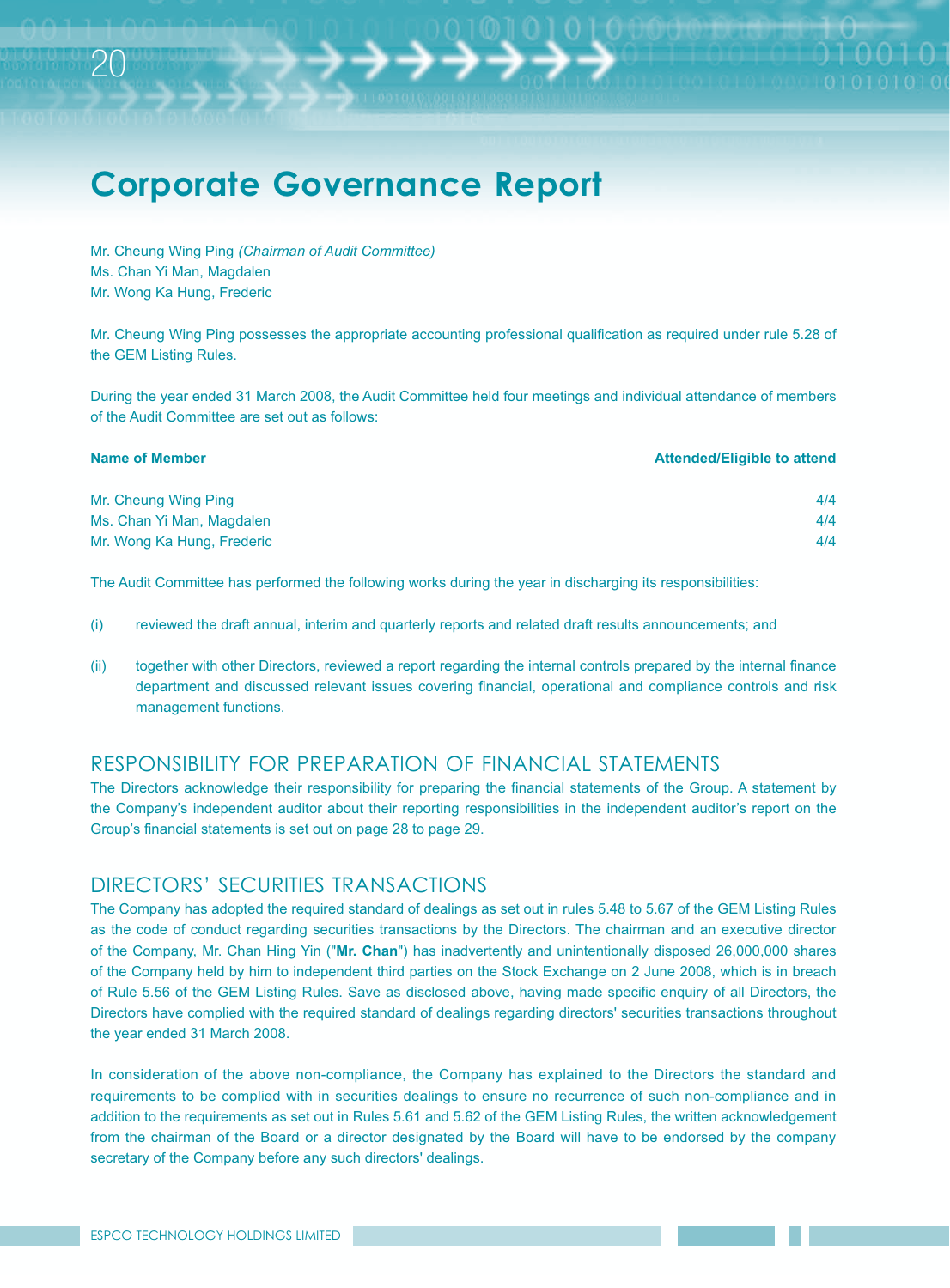# Corporate Governance Report

Mr. Cheung Wing Ping *(Chairman of Audit Committee)*
Ms. Chan Yi Man, Magdalen
Mr. Wong Ka Hung, Frederic

Mr. Cheung Wing Ping possesses the appropriate accounting professional qualification as required under rule 5.28 of the GEM Listing Rules.

During the year ended 31 March 2008, the Audit Committee held four meetings and individual attendance of members of the Audit Committee are set out as follows:

| Name of Member | Attended/Eligible to attend |
|---|---|
| Mr. Cheung Wing Ping | 4/4 |
| Ms. Chan Yi Man, Magdalen | 4/4 |
| Mr. Wong Ka Hung, Frederic | 4/4 |

The Audit Committee has performed the following works during the year in discharging its responsibilities:

(i) reviewed the draft annual, interim and quarterly reports and related draft results announcements; and

(ii) together with other Directors, reviewed a report regarding the internal controls prepared by the internal finance department and discussed relevant issues covering financial, operational and compliance controls and risk management functions.

## RESPONSIBILITY FOR PREPARATION OF FINANCIAL STATEMENTS

The Directors acknowledge their responsibility for preparing the financial statements of the Group. A statement by the Company's independent auditor about their reporting responsibilities in the independent auditor's report on the Group's financial statements is set out on page 28 to page 29.

## DIRECTORS' SECURITIES TRANSACTIONS

The Company has adopted the required standard of dealings as set out in rules 5.48 to 5.67 of the GEM Listing Rules as the code of conduct regarding securities transactions by the Directors. The chairman and an executive director of the Company, Mr. Chan Hing Yin ("**Mr. Chan**") has inadvertently and unintentionally disposed 26,000,000 shares of the Company held by him to independent third parties on the Stock Exchange on 2 June 2008, which is in breach of Rule 5.56 of the GEM Listing Rules. Save as disclosed above, having made specific enquiry of all Directors, the Directors have complied with the required standard of dealings regarding directors' securities transactions throughout the year ended 31 March 2008.

In consideration of the above non-compliance, the Company has explained to the Directors the standard and requirements to be complied with in securities dealings to ensure no recurrence of such non-compliance and in addition to the requirements as set out in Rules 5.61 and 5.62 of the GEM Listing Rules, the written acknowledgement from the chairman of the Board or a director designated by the Board will have to be endorsed by the company secretary of the Company before any such directors' dealings.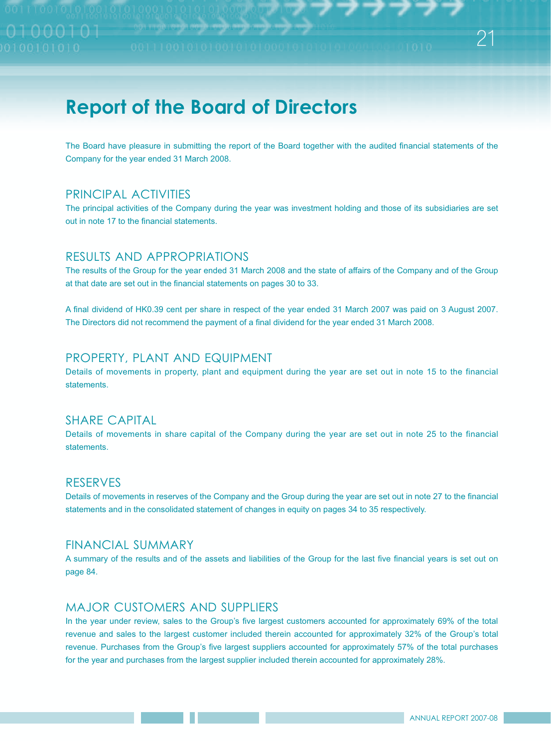# Report of the Board of Directors

The Board have pleasure in submitting the report of the Board together with the audited financial statements of the Company for the year ended 31 March 2008.

## PRINCIPAL ACTIVITIES

The principal activities of the Company during the year was investment holding and those of its subsidiaries are set out in note 17 to the financial statements.

## RESULTS AND APPROPRIATIONS

The results of the Group for the year ended 31 March 2008 and the state of affairs of the Company and of the Group at that date are set out in the financial statements on pages 30 to 33.

A final dividend of HK0.39 cent per share in respect of the year ended 31 March 2007 was paid on 3 August 2007. The Directors did not recommend the payment of a final dividend for the year ended 31 March 2008.

## PROPERTY, PLANT AND EQUIPMENT

Details of movements in property, plant and equipment during the year are set out in note 15 to the financial statements.

## SHARE CAPITAL

Details of movements in share capital of the Company during the year are set out in note 25 to the financial statements.

## RESERVES

Details of movements in reserves of the Company and the Group during the year are set out in note 27 to the financial statements and in the consolidated statement of changes in equity on pages 34 to 35 respectively.

## FINANCIAL SUMMARY

A summary of the results and of the assets and liabilities of the Group for the last five financial years is set out on page 84.

## MAJOR CUSTOMERS AND SUPPLIERS

In the year under review, sales to the Group's five largest customers accounted for approximately 69% of the total revenue and sales to the largest customer included therein accounted for approximately 32% of the Group's total revenue. Purchases from the Group's five largest suppliers accounted for approximately 57% of the total purchases for the year and purchases from the largest supplier included therein accounted for approximately 28%.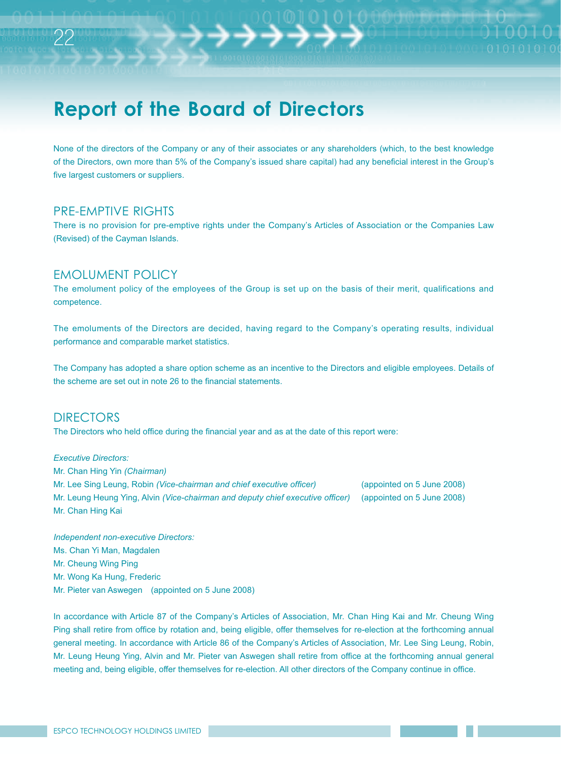# Report of the Board of Directors

None of the directors of the Company or any of their associates or any shareholders (which, to the best knowledge of the Directors, own more than 5% of the Company's issued share capital) had any beneficial interest in the Group's five largest customers or suppliers.

## PRE-EMPTIVE RIGHTS

There is no provision for pre-emptive rights under the Company's Articles of Association or the Companies Law (Revised) of the Cayman Islands.

## EMOLUMENT POLICY

The emolument policy of the employees of the Group is set up on the basis of their merit, qualifications and competence.

The emoluments of the Directors are decided, having regard to the Company's operating results, individual performance and comparable market statistics.

The Company has adopted a share option scheme as an incentive to the Directors and eligible employees. Details of the scheme are set out in note 26 to the financial statements.

## DIRECTORS

The Directors who held office during the financial year and as at the date of this report were:

*Executive Directors:*

Mr. Chan Hing Yin *(Chairman)*
Mr. Lee Sing Leung, Robin *(Vice-chairman and chief executive officer)* (appointed on 5 June 2008)
Mr. Leung Heung Ying, Alvin *(Vice-chairman and deputy chief executive officer)* (appointed on 5 June 2008)
Mr. Chan Hing Kai

*Independent non-executive Directors:*

Ms. Chan Yi Man, Magdalen
Mr. Cheung Wing Ping
Mr. Wong Ka Hung, Frederic
Mr. Pieter van Aswegen (appointed on 5 June 2008)

In accordance with Article 87 of the Company's Articles of Association, Mr. Chan Hing Kai and Mr. Cheung Wing Ping shall retire from office by rotation and, being eligible, offer themselves for re-election at the forthcoming annual general meeting. In accordance with Article 86 of the Company's Articles of Association, Mr. Lee Sing Leung, Robin, Mr. Leung Heung Ying, Alvin and Mr. Pieter van Aswegen shall retire from office at the forthcoming annual general meeting and, being eligible, offer themselves for re-election. All other directors of the Company continue in office.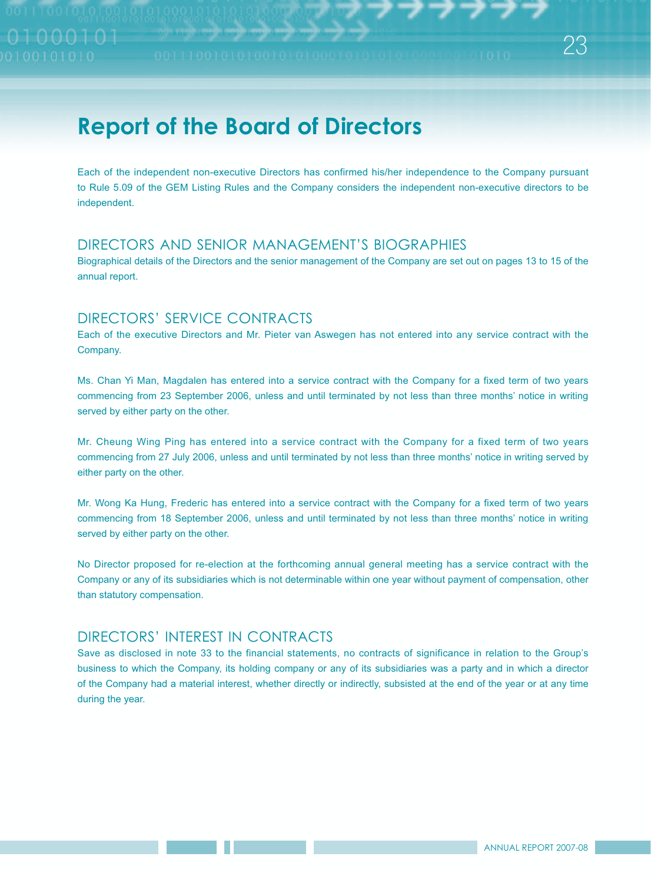# Report of the Board of Directors

Each of the independent non-executive Directors has confirmed his/her independence to the Company pursuant to Rule 5.09 of the GEM Listing Rules and the Company considers the independent non-executive directors to be independent.

## DIRECTORS AND SENIOR MANAGEMENT'S BIOGRAPHIES

Biographical details of the Directors and the senior management of the Company are set out on pages 13 to 15 of the annual report.

## DIRECTORS' SERVICE CONTRACTS

Each of the executive Directors and Mr. Pieter van Aswegen has not entered into any service contract with the Company.

Ms. Chan Yi Man, Magdalen has entered into a service contract with the Company for a fixed term of two years commencing from 23 September 2006, unless and until terminated by not less than three months' notice in writing served by either party on the other.

Mr. Cheung Wing Ping has entered into a service contract with the Company for a fixed term of two years commencing from 27 July 2006, unless and until terminated by not less than three months' notice in writing served by either party on the other.

Mr. Wong Ka Hung, Frederic has entered into a service contract with the Company for a fixed term of two years commencing from 18 September 2006, unless and until terminated by not less than three months' notice in writing served by either party on the other.

No Director proposed for re-election at the forthcoming annual general meeting has a service contract with the Company or any of its subsidiaries which is not determinable within one year without payment of compensation, other than statutory compensation.

## DIRECTORS' INTEREST IN CONTRACTS

Save as disclosed in note 33 to the financial statements, no contracts of significance in relation to the Group's business to which the Company, its holding company or any of its subsidiaries was a party and in which a director of the Company had a material interest, whether directly or indirectly, subsisted at the end of the year or at any time during the year.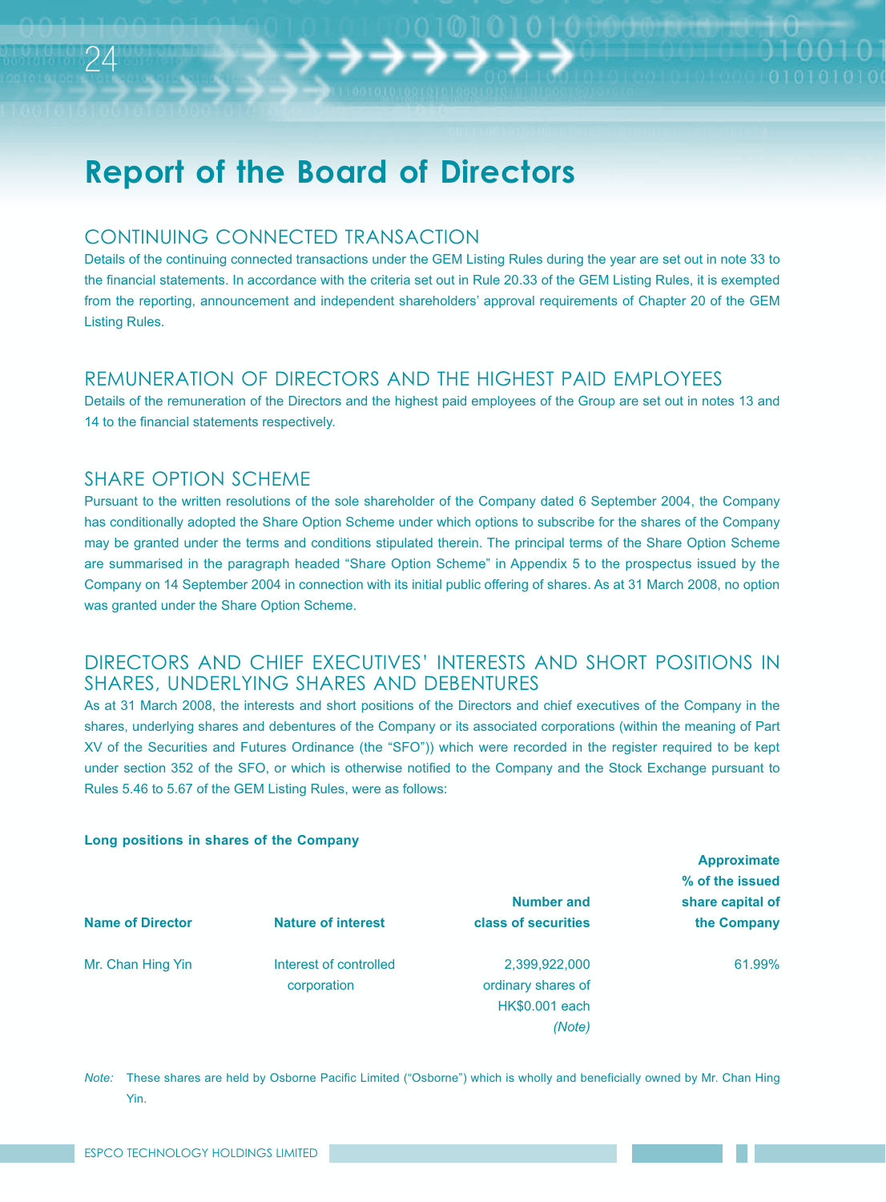# Report of the Board of Directors

## CONTINUING CONNECTED TRANSACTION

Details of the continuing connected transactions under the GEM Listing Rules during the year are set out in note 33 to the financial statements. In accordance with the criteria set out in Rule 20.33 of the GEM Listing Rules, it is exempted from the reporting, announcement and independent shareholders' approval requirements of Chapter 20 of the GEM Listing Rules.

## REMUNERATION OF DIRECTORS AND THE HIGHEST PAID EMPLOYEES

Details of the remuneration of the Directors and the highest paid employees of the Group are set out in notes 13 and 14 to the financial statements respectively.

## SHARE OPTION SCHEME

Pursuant to the written resolutions of the sole shareholder of the Company dated 6 September 2004, the Company has conditionally adopted the Share Option Scheme under which options to subscribe for the shares of the Company may be granted under the terms and conditions stipulated therein. The principal terms of the Share Option Scheme are summarised in the paragraph headed "Share Option Scheme" in Appendix 5 to the prospectus issued by the Company on 14 September 2004 in connection with its initial public offering of shares. As at 31 March 2008, no option was granted under the Share Option Scheme.

## DIRECTORS AND CHIEF EXECUTIVES' INTERESTS AND SHORT POSITIONS IN SHARES, UNDERLYING SHARES AND DEBENTURES

As at 31 March 2008, the interests and short positions of the Directors and chief executives of the Company in the shares, underlying shares and debentures of the Company or its associated corporations (within the meaning of Part XV of the Securities and Futures Ordinance (the "SFO")) which were recorded in the register required to be kept under section 352 of the SFO, or which is otherwise notified to the Company and the Stock Exchange pursuant to Rules 5.46 to 5.67 of the GEM Listing Rules, were as follows:

**Long positions in shares of the Company**

| Name of Director | Nature of interest | Number and class of securities | Approximate % of the issued share capital of the Company |
|---|---|---|---|
| Mr. Chan Hing Yin | Interest of controlled corporation | 2,399,922,000 ordinary shares of HK$0.001 each *(Note)* | 61.99% |

*Note:* These shares are held by Osborne Pacific Limited ("Osborne") which is wholly and beneficially owned by Mr. Chan Hing Yin.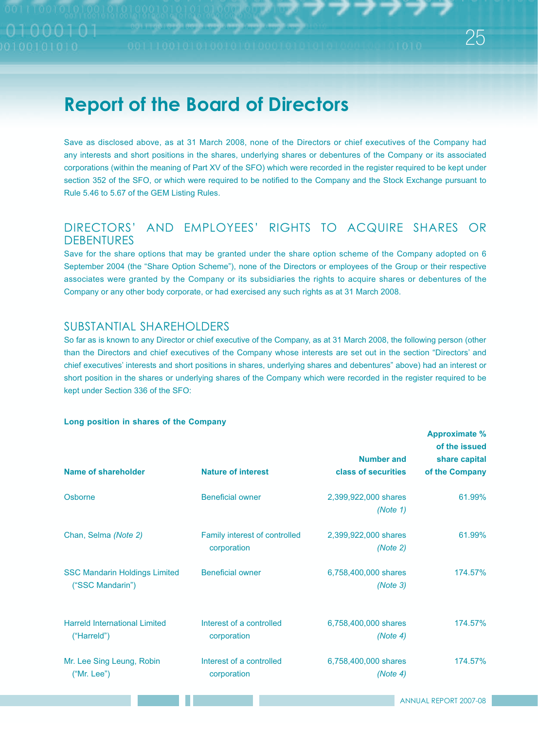# Report of the Board of Directors

Save as disclosed above, as at 31 March 2008, none of the Directors or chief executives of the Company had any interests and short positions in the shares, underlying shares or debentures of the Company or its associated corporations (within the meaning of Part XV of the SFO) which were recorded in the register required to be kept under section 352 of the SFO, or which were required to be notified to the Company and the Stock Exchange pursuant to Rule 5.46 to 5.67 of the GEM Listing Rules.

## DIRECTORS' AND EMPLOYEES' RIGHTS TO ACQUIRE SHARES OR DEBENTURES

Save for the share options that may be granted under the share option scheme of the Company adopted on 6 September 2004 (the "Share Option Scheme"), none of the Directors or employees of the Group or their respective associates were granted by the Company or its subsidiaries the rights to acquire shares or debentures of the Company or any other body corporate, or had exercised any such rights as at 31 March 2008.

## SUBSTANTIAL SHAREHOLDERS

So far as is known to any Director or chief executive of the Company, as at 31 March 2008, the following person (other than the Directors and chief executives of the Company whose interests are set out in the section "Directors' and chief executives' interests and short positions in shares, underlying shares and debentures" above) had an interest or short position in the shares or underlying shares of the Company which were recorded in the register required to be kept under Section 336 of the SFO:

**Long position in shares of the Company**

| Name of shareholder | Nature of interest | Number and class of securities | Approximate % of the issued share capital of the Company |
|---|---|---|---|
| Osborne | Beneficial owner | 2,399,922,000 shares *(Note 1)* | 61.99% |
| Chan, Selma *(Note 2)* | Family interest of controlled corporation | 2,399,922,000 shares *(Note 2)* | 61.99% |
| SSC Mandarin Holdings Limited ("SSC Mandarin") | Beneficial owner | 6,758,400,000 shares *(Note 3)* | 174.57% |
| Harreld International Limited ("Harreld") | Interest of a controlled corporation | 6,758,400,000 shares *(Note 4)* | 174.57% |
| Mr. Lee Sing Leung, Robin ("Mr. Lee") | Interest of a controlled corporation | 6,758,400,000 shares *(Note 4)* | 174.57% |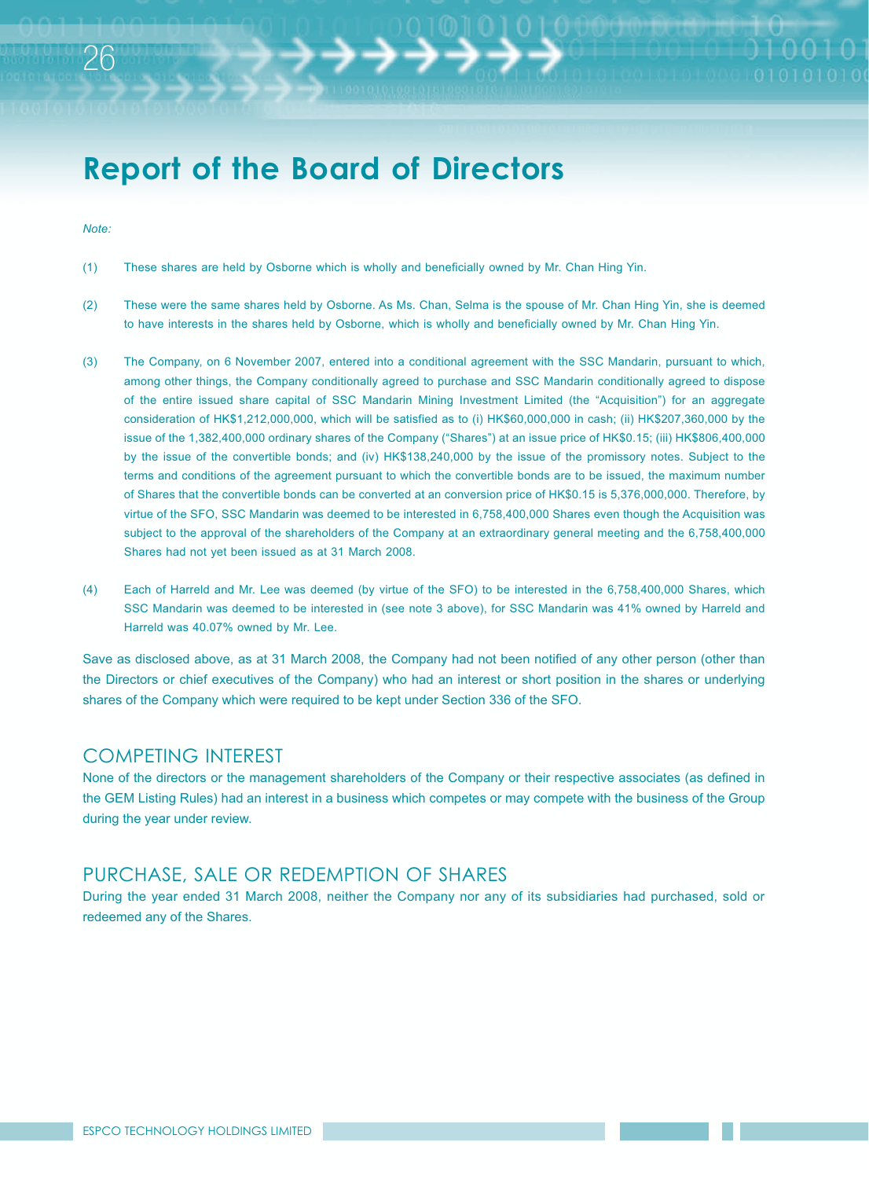# Report of the Board of Directors

*Note:*

(1) These shares are held by Osborne which is wholly and beneficially owned by Mr. Chan Hing Yin.

(2) These were the same shares held by Osborne. As Ms. Chan, Selma is the spouse of Mr. Chan Hing Yin, she is deemed to have interests in the shares held by Osborne, which is wholly and beneficially owned by Mr. Chan Hing Yin.

(3) The Company, on 6 November 2007, entered into a conditional agreement with the SSC Mandarin, pursuant to which, among other things, the Company conditionally agreed to purchase and SSC Mandarin conditionally agreed to dispose of the entire issued share capital of SSC Mandarin Mining Investment Limited (the "Acquisition") for an aggregate consideration of HK$1,212,000,000, which will be satisfied as to (i) HK$60,000,000 in cash; (ii) HK$207,360,000 by the issue of the 1,382,400,000 ordinary shares of the Company ("Shares") at an issue price of HK$0.15; (iii) HK$806,400,000 by the issue of the convertible bonds; and (iv) HK$138,240,000 by the issue of the promissory notes. Subject to the terms and conditions of the agreement pursuant to which the convertible bonds are to be issued, the maximum number of Shares that the convertible bonds can be converted at an conversion price of HK$0.15 is 5,376,000,000. Therefore, by virtue of the SFO, SSC Mandarin was deemed to be interested in 6,758,400,000 Shares even though the Acquisition was subject to the approval of the shareholders of the Company at an extraordinary general meeting and the 6,758,400,000 Shares had not yet been issued as at 31 March 2008.

(4) Each of Harreld and Mr. Lee was deemed (by virtue of the SFO) to be interested in the 6,758,400,000 Shares, which SSC Mandarin was deemed to be interested in (see note 3 above), for SSC Mandarin was 41% owned by Harreld and Harreld was 40.07% owned by Mr. Lee.

Save as disclosed above, as at 31 March 2008, the Company had not been notified of any other person (other than the Directors or chief executives of the Company) who had an interest or short position in the shares or underlying shares of the Company which were required to be kept under Section 336 of the SFO.

## COMPETING INTEREST

None of the directors or the management shareholders of the Company or their respective associates (as defined in the GEM Listing Rules) had an interest in a business which competes or may compete with the business of the Group during the year under review.

## PURCHASE, SALE OR REDEMPTION OF SHARES

During the year ended 31 March 2008, neither the Company nor any of its subsidiaries had purchased, sold or redeemed any of the Shares.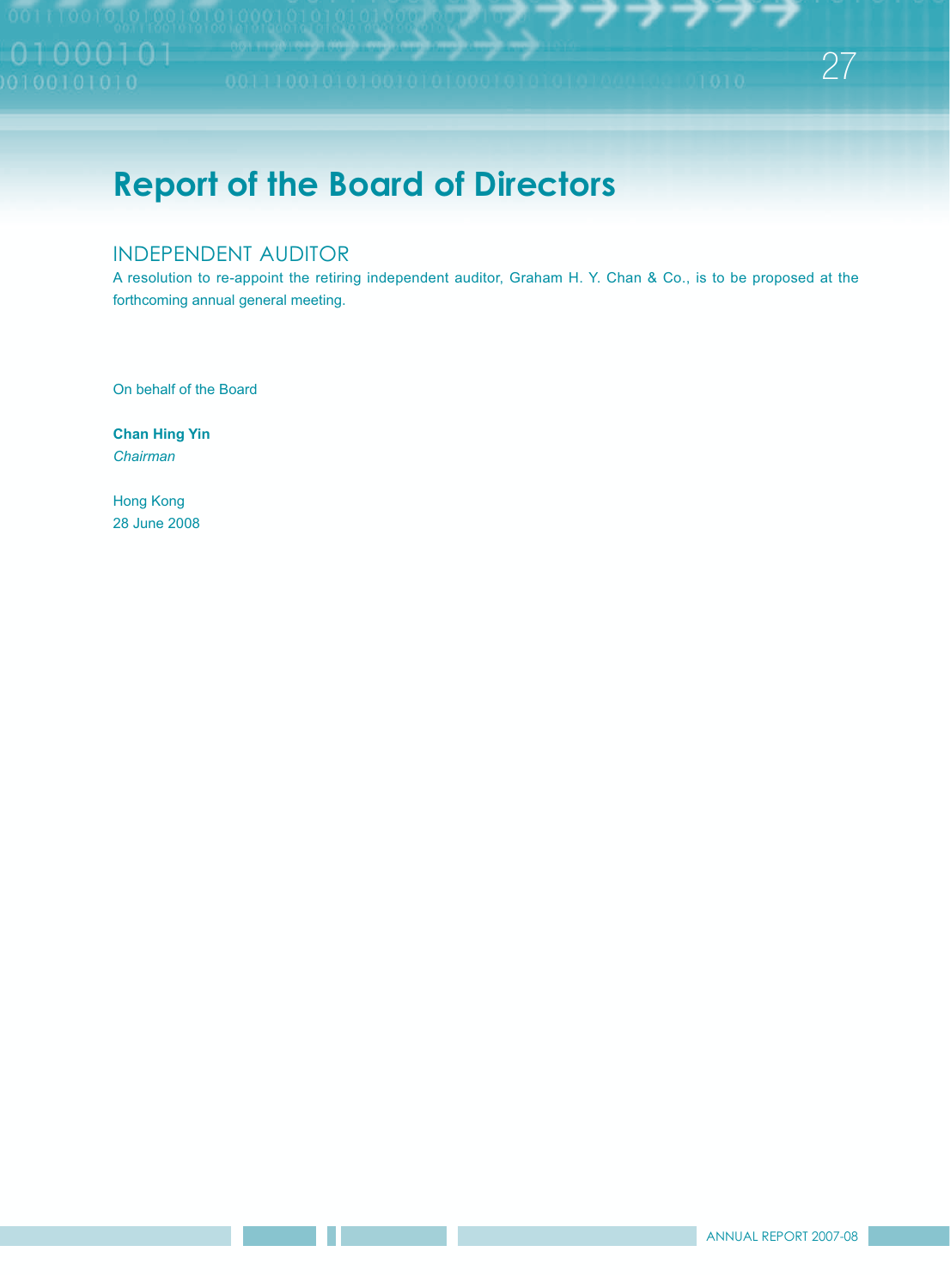# Report of the Board of Directors

## INDEPENDENT AUDITOR

A resolution to re-appoint the retiring independent auditor, Graham H. Y. Chan & Co., is to be proposed at the forthcoming annual general meeting.

On behalf of the Board

**Chan Hing Yin**
*Chairman*

Hong Kong
28 June 2008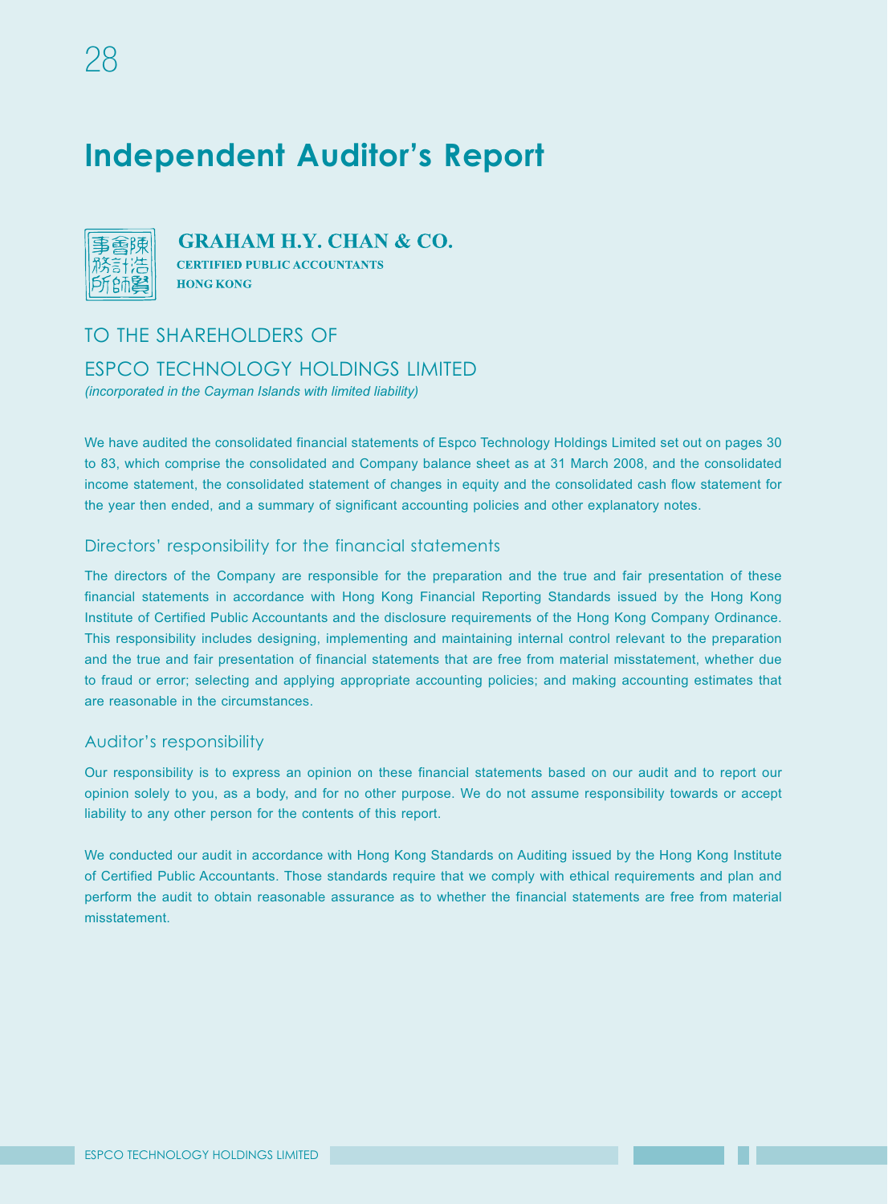# Independent Auditor's Report

事會陳
務計浩
所師賢

**GRAHAM H.Y. CHAN & CO.**
**CERTIFIED PUBLIC ACCOUNTANTS**
**HONG KONG**

## TO THE SHAREHOLDERS OF
## ESPCO TECHNOLOGY HOLDINGS LIMITED

*(incorporated in the Cayman Islands with limited liability)*

We have audited the consolidated financial statements of Espco Technology Holdings Limited set out on pages 30 to 83, which comprise the consolidated and Company balance sheet as at 31 March 2008, and the consolidated income statement, the consolidated statement of changes in equity and the consolidated cash flow statement for the year then ended, and a summary of significant accounting policies and other explanatory notes.

### Directors' responsibility for the financial statements

The directors of the Company are responsible for the preparation and the true and fair presentation of these financial statements in accordance with Hong Kong Financial Reporting Standards issued by the Hong Kong Institute of Certified Public Accountants and the disclosure requirements of the Hong Kong Company Ordinance. This responsibility includes designing, implementing and maintaining internal control relevant to the preparation and the true and fair presentation of financial statements that are free from material misstatement, whether due to fraud or error; selecting and applying appropriate accounting policies; and making accounting estimates that are reasonable in the circumstances.

### Auditor's responsibility

Our responsibility is to express an opinion on these financial statements based on our audit and to report our opinion solely to you, as a body, and for no other purpose. We do not assume responsibility towards or accept liability to any other person for the contents of this report.

We conducted our audit in accordance with Hong Kong Standards on Auditing issued by the Hong Kong Institute of Certified Public Accountants. Those standards require that we comply with ethical requirements and plan and perform the audit to obtain reasonable assurance as to whether the financial statements are free from material misstatement.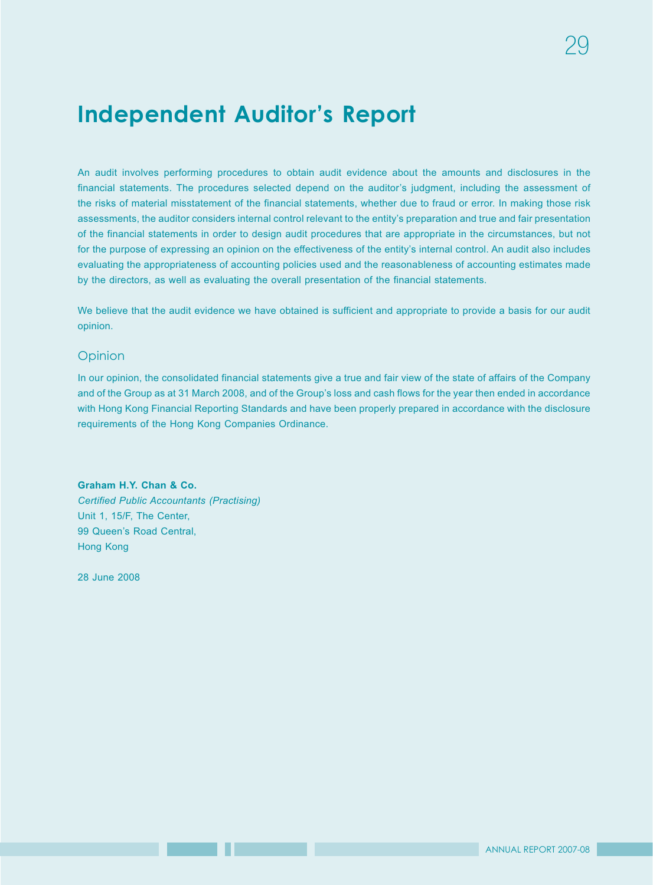# Independent Auditor's Report

An audit involves performing procedures to obtain audit evidence about the amounts and disclosures in the financial statements. The procedures selected depend on the auditor's judgment, including the assessment of the risks of material misstatement of the financial statements, whether due to fraud or error. In making those risk assessments, the auditor considers internal control relevant to the entity's preparation and true and fair presentation of the financial statements in order to design audit procedures that are appropriate in the circumstances, but not for the purpose of expressing an opinion on the effectiveness of the entity's internal control. An audit also includes evaluating the appropriateness of accounting policies used and the reasonableness of accounting estimates made by the directors, as well as evaluating the overall presentation of the financial statements.

We believe that the audit evidence we have obtained is sufficient and appropriate to provide a basis for our audit opinion.

## Opinion

In our opinion, the consolidated financial statements give a true and fair view of the state of affairs of the Company and of the Group as at 31 March 2008, and of the Group's loss and cash flows for the year then ended in accordance with Hong Kong Financial Reporting Standards and have been properly prepared in accordance with the disclosure requirements of the Hong Kong Companies Ordinance.

**Graham H.Y. Chan & Co.**
*Certified Public Accountants (Practising)*
Unit 1, 15/F, The Center,
99 Queen's Road Central,
Hong Kong

28 June 2008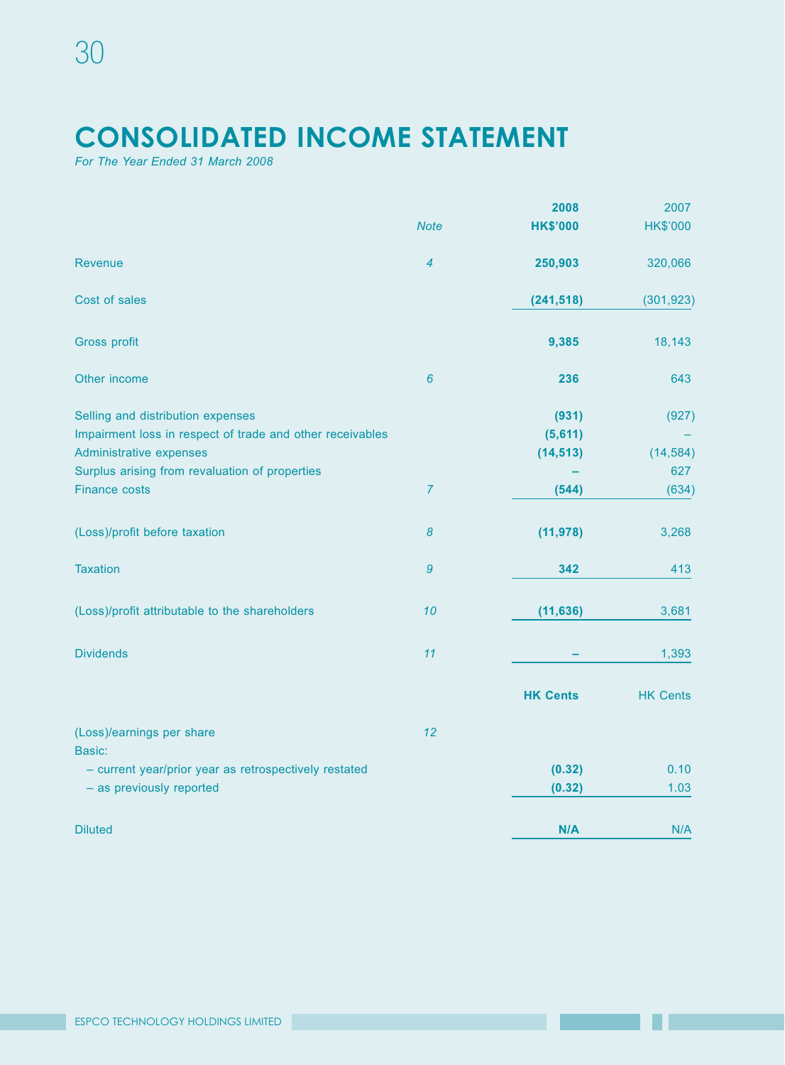# CONSOLIDATED INCOME STATEMENT

*For The Year Ended 31 March 2008*

| | Note | 2008 HK$'000 | 2007 HK$'000 |
|---|---|---|---|
| Revenue | 4 | **250,903** | 320,066 |
| Cost of sales | | **(241,518)** | (301,923) |
| Gross profit | | **9,385** | 18,143 |
| Other income | 6 | **236** | 643 |
| Selling and distribution expenses | | **(931)** | (927) |
| Impairment loss in respect of trade and other receivables | | **(5,611)** | – |
| Administrative expenses | | **(14,513)** | (14,584) |
| Surplus arising from revaluation of properties | | **–** | 627 |
| Finance costs | 7 | **(544)** | (634) |
| (Loss)/profit before taxation | 8 | **(11,978)** | 3,268 |
| Taxation | 9 | **342** | 413 |
| (Loss)/profit attributable to the shareholders | 10 | **(11,636)** | 3,681 |
| Dividends | 11 | **–** | 1,393 |
| | | **HK Cents** | HK Cents |
| (Loss)/earnings per share | 12 | | |
| Basic: | | | |
| – current year/prior year as retrospectively restated | | **(0.32)** | 0.10 |
| – as previously reported | | **(0.32)** | 1.03 |
| Diluted | | **N/A** | N/A |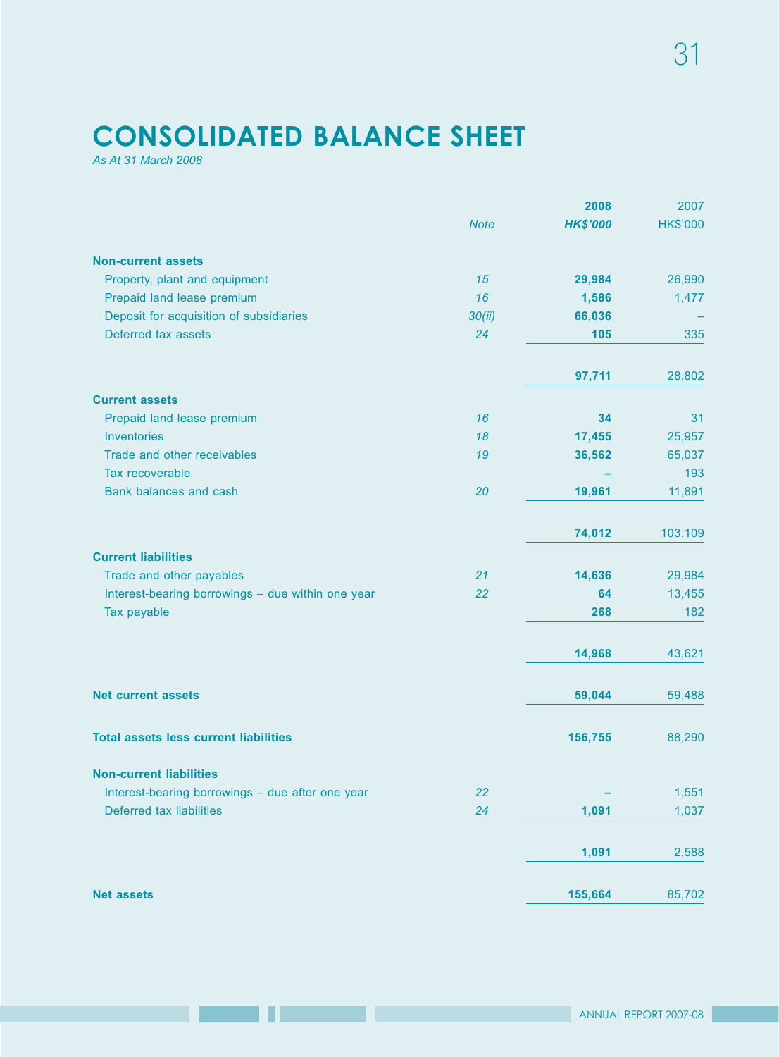# CONSOLIDATED BALANCE SHEET

*As At 31 March 2008*

| | Note | 2008 | 2007 |
|---|---|---|---|
| | | ***HK$'000*** | HK$'000 |
| **Non-current assets** | | | |
| Property, plant and equipment | *15* | **29,984** | 26,990 |
| Prepaid land lease premium | *16* | **1,586** | 1,477 |
| Deposit for acquisition of subsidiaries | *30(ii)* | **66,036** | – |
| Deferred tax assets | *24* | **105** | 335 |
| | | **97,711** | 28,802 |
| **Current assets** | | | |
| Prepaid land lease premium | *16* | **34** | 31 |
| Inventories | *18* | **17,455** | 25,957 |
| Trade and other receivables | *19* | **36,562** | 65,037 |
| Tax recoverable | | **–** | 193 |
| Bank balances and cash | *20* | **19,961** | 11,891 |
| | | **74,012** | 103,109 |
| **Current liabilities** | | | |
| Trade and other payables | *21* | **14,636** | 29,984 |
| Interest-bearing borrowings – due within one year | *22* | **64** | 13,455 |
| Tax payable | | **268** | 182 |
| | | **14,968** | 43,621 |
| **Net current assets** | | **59,044** | 59,488 |
| **Total assets less current liabilities** | | **156,755** | 88,290 |
| **Non-current liabilities** | | | |
| Interest-bearing borrowings – due after one year | *22* | **–** | 1,551 |
| Deferred tax liabilities | *24* | **1,091** | 1,037 |
| | | **1,091** | 2,588 |
| **Net assets** | | **155,664** | 85,702 |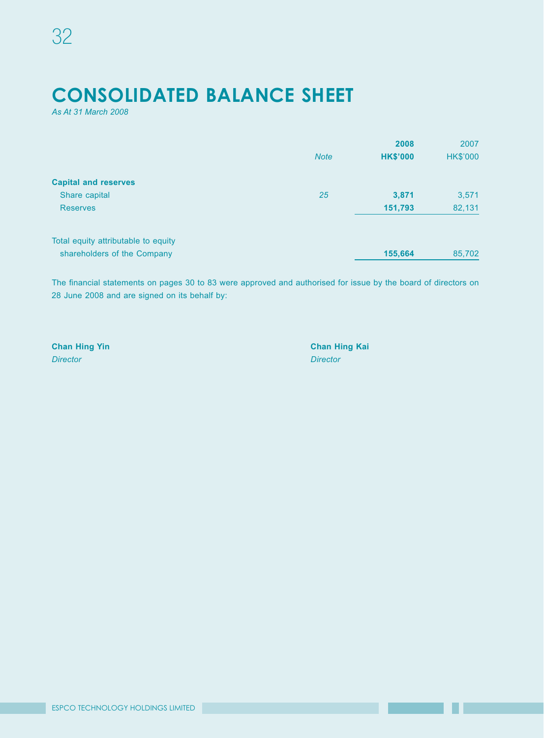# CONSOLIDATED BALANCE SHEET

*As At 31 March 2008*

| | Note | 2008<br>HK$'000 | 2007<br>HK$'000 |
|---|---|---|---|
| **Capital and reserves** | | | |
| Share capital | 25 | **3,871** | 3,571 |
| Reserves | | **151,793** | 82,131 |
| Total equity attributable to equity shareholders of the Company | | **155,664** | 85,702 |

The financial statements on pages 30 to 83 were approved and authorised for issue by the board of directors on 28 June 2008 and are signed on its behalf by:

**Chan Hing Yin**
*Director*

**Chan Hing Kai**
*Director*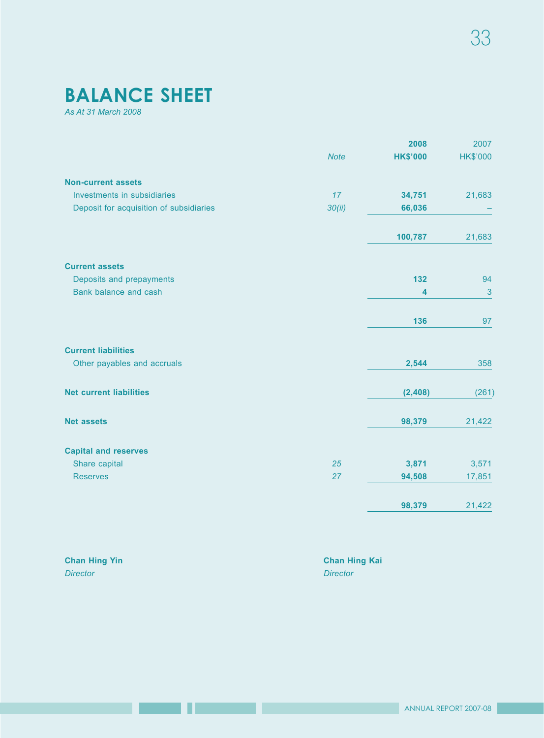# BALANCE SHEET

*As At 31 March 2008*

| | *Note* | **2008** **HK$'000** | 2007 HK$'000 |
|---|---|---|---|
| **Non-current assets** | | | |
| Investments in subsidiaries | *17* | **34,751** | 21,683 |
| Deposit for acquisition of subsidiaries | *30(ii)* | **66,036** | – |
| | | **100,787** | 21,683 |
| **Current assets** | | | |
| Deposits and prepayments | | **132** | 94 |
| Bank balance and cash | | **4** | 3 |
| | | **136** | 97 |
| **Current liabilities** | | | |
| Other payables and accruals | | **2,544** | 358 |
| **Net current liabilities** | | **(2,408)** | (261) |
| **Net assets** | | **98,379** | 21,422 |
| **Capital and reserves** | | | |
| Share capital | *25* | **3,871** | 3,571 |
| Reserves | *27* | **94,508** | 17,851 |
| | | **98,379** | 21,422 |

**Chan Hing Yin**
*Director*

**Chan Hing Kai**
*Director*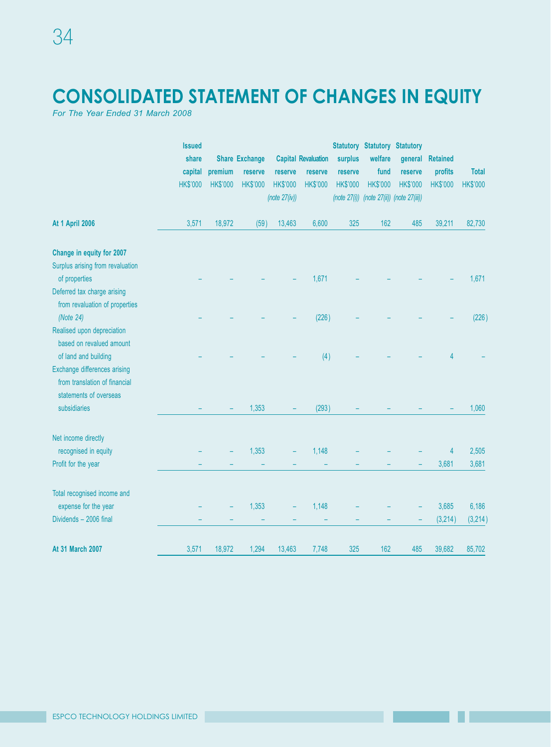# CONSOLIDATED STATEMENT OF CHANGES IN EQUITY

*For The Year Ended 31 March 2008*

| | Issued share capital HK$'000 | Share premium HK$'000 | Exchange reserve HK$'000 | Capital reserve HK$'000 *(note 27(iv))* | Revaluation reserve HK$'000 | Statutory surplus reserve HK$'000 *(note 27(i))* | Statutory welfare fund HK$'000 *(note 27(ii))* | Statutory general reserve HK$'000 *(note 27(iii))* | Retained profits HK$'000 | Total HK$'000 |
|---|---|---|---|---|---|---|---|---|---|---|
| **At 1 April 2006** | 3,571 | 18,972 | (59) | 13,463 | 6,600 | 325 | 162 | 485 | 39,211 | 82,730 |
| **Change in equity for 2007** | | | | | | | | | | |
| Surplus arising from revaluation of properties | – | – | – | – | 1,671 | – | – | – | – | 1,671 |
| Deferred tax charge arising from revaluation of properties *(Note 24)* | – | – | – | – | (226) | – | – | – | – | (226) |
| Realised upon depreciation based on revalued amount of land and building | – | – | – | – | (4) | – | – | – | 4 | – |
| Exchange differences arising from translation of financial statements of overseas subsidiaries | – | – | 1,353 | – | (293) | – | – | – | – | 1,060 |
| Net income directly recognised in equity | – | – | 1,353 | – | 1,148 | – | – | – | 4 | 2,505 |
| Profit for the year | – | – | – | – | – | – | – | – | 3,681 | 3,681 |
| Total recognised income and expense for the year | – | – | 1,353 | – | 1,148 | – | – | – | 3,685 | 6,186 |
| Dividends – 2006 final | – | – | – | – | – | – | – | – | (3,214) | (3,214) |
| **At 31 March 2007** | 3,571 | 18,972 | 1,294 | 13,463 | 7,748 | 325 | 162 | 485 | 39,682 | 85,702 |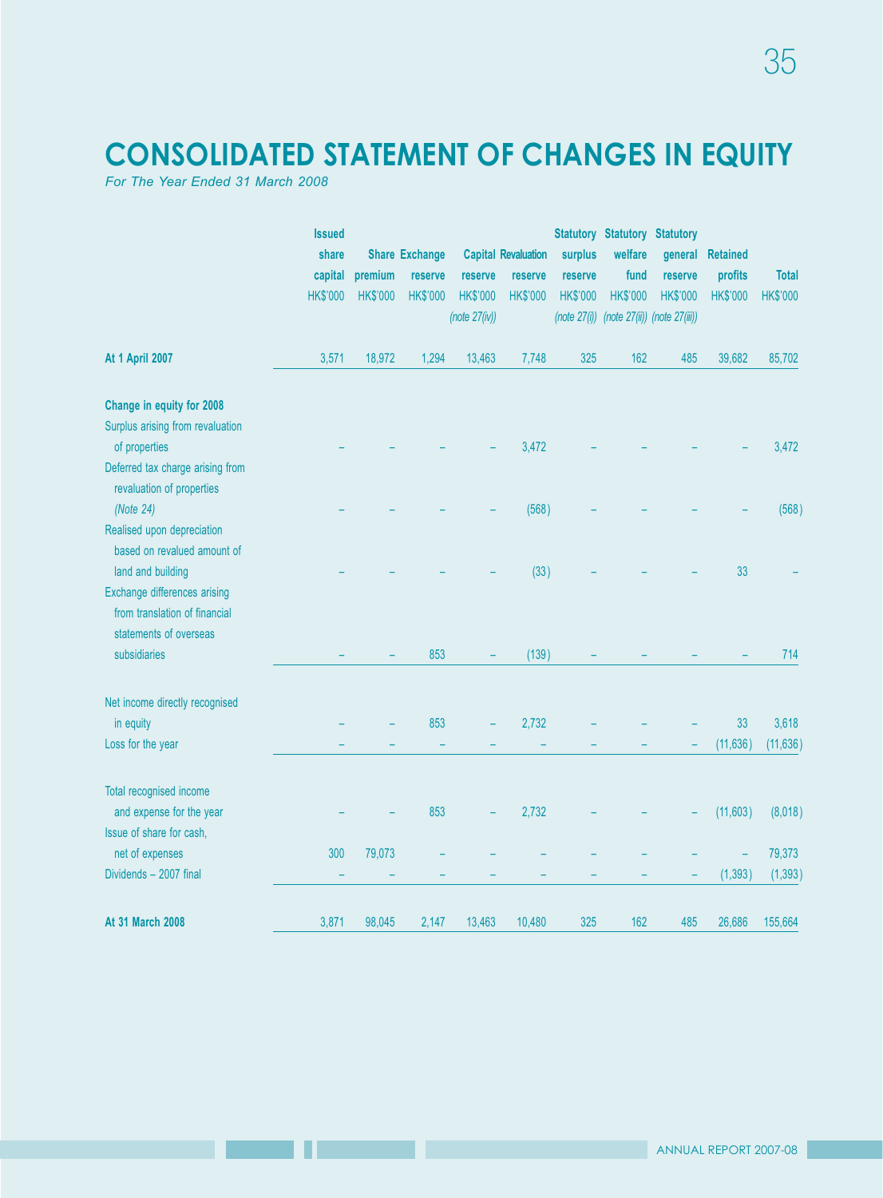# CONSOLIDATED STATEMENT OF CHANGES IN EQUITY

*For The Year Ended 31 March 2008*

| | Issued share capital | Share premium | Exchange reserve | Capital reserve | Revaluation reserve | Statutory surplus reserve | Statutory welfare fund | Statutory general reserve | Retained profits | Total |
|---|---|---|---|---|---|---|---|---|---|---|
| | HK$'000 | HK$'000 | HK$'000 | HK$'000 | HK$'000 | HK$'000 | HK$'000 | HK$'000 | HK$'000 | HK$'000 |
| | | | | *(note 27(iv))* | | *(note 27(i))* | *(note 27(ii))* | *(note 27(iii))* | | |
| **At 1 April 2007** | 3,571 | 18,972 | 1,294 | 13,463 | 7,748 | 325 | 162 | 485 | 39,682 | 85,702 |
| **Change in equity for 2008** | | | | | | | | | | |
| Surplus arising from revaluation of properties | – | – | – | – | 3,472 | – | – | – | – | 3,472 |
| Deferred tax charge arising from revaluation of properties *(Note 24)* | – | – | – | – | (568) | – | – | – | – | (568) |
| Realised upon depreciation based on revalued amount of land and building | – | – | – | – | (33) | – | – | – | 33 | – |
| Exchange differences arising from translation of financial statements of overseas subsidiaries | – | – | 853 | – | (139) | – | – | – | – | 714 |
| Net income directly recognised in equity | – | – | 853 | – | 2,732 | – | – | – | 33 | 3,618 |
| Loss for the year | – | – | – | – | – | – | – | – | (11,636) | (11,636) |
| Total recognised income and expense for the year | – | – | 853 | – | 2,732 | – | – | – | (11,603) | (8,018) |
| Issue of share for cash, net of expenses | 300 | 79,073 | – | – | – | – | – | – | – | 79,373 |
| Dividends – 2007 final | – | – | – | – | – | – | – | – | (1,393) | (1,393) |
| **At 31 March 2008** | 3,871 | 98,045 | 2,147 | 13,463 | 10,480 | 325 | 162 | 485 | 26,686 | 155,664 |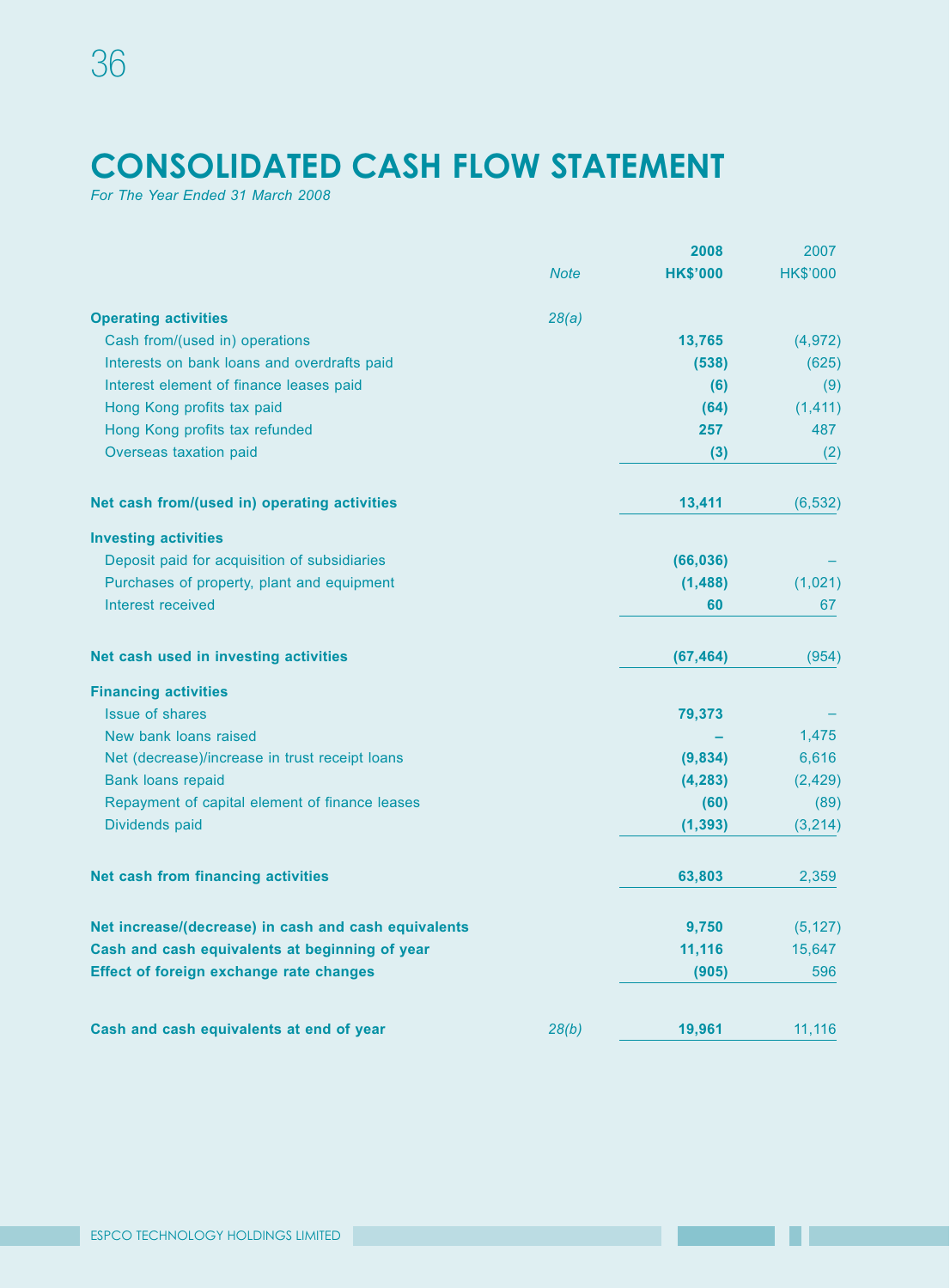# CONSOLIDATED CASH FLOW STATEMENT

*For The Year Ended 31 March 2008*

| | Note | 2008<br>HK$'000 | 2007<br>HK$'000 |
|---|---|---|---|
| **Operating activities** | *28(a)* | | |
| Cash from/(used in) operations | | **13,765** | (4,972) |
| Interests on bank loans and overdrafts paid | | **(538)** | (625) |
| Interest element of finance leases paid | | **(6)** | (9) |
| Hong Kong profits tax paid | | **(64)** | (1,411) |
| Hong Kong profits tax refunded | | **257** | 487 |
| Overseas taxation paid | | **(3)** | (2) |
| **Net cash from/(used in) operating activities** | | **13,411** | (6,532) |
| **Investing activities** | | | |
| Deposit paid for acquisition of subsidiaries | | **(66,036)** | – |
| Purchases of property, plant and equipment | | **(1,488)** | (1,021) |
| Interest received | | **60** | 67 |
| **Net cash used in investing activities** | | **(67,464)** | (954) |
| **Financing activities** | | | |
| Issue of shares | | **79,373** | – |
| New bank loans raised | | **–** | 1,475 |
| Net (decrease)/increase in trust receipt loans | | **(9,834)** | 6,616 |
| Bank loans repaid | | **(4,283)** | (2,429) |
| Repayment of capital element of finance leases | | **(60)** | (89) |
| Dividends paid | | **(1,393)** | (3,214) |
| **Net cash from financing activities** | | **63,803** | 2,359 |
| **Net increase/(decrease) in cash and cash equivalents** | | **9,750** | (5,127) |
| **Cash and cash equivalents at beginning of year** | | **11,116** | 15,647 |
| **Effect of foreign exchange rate changes** | | **(905)** | 596 |
| **Cash and cash equivalents at end of year** | *28(b)* | **19,961** | 11,116 |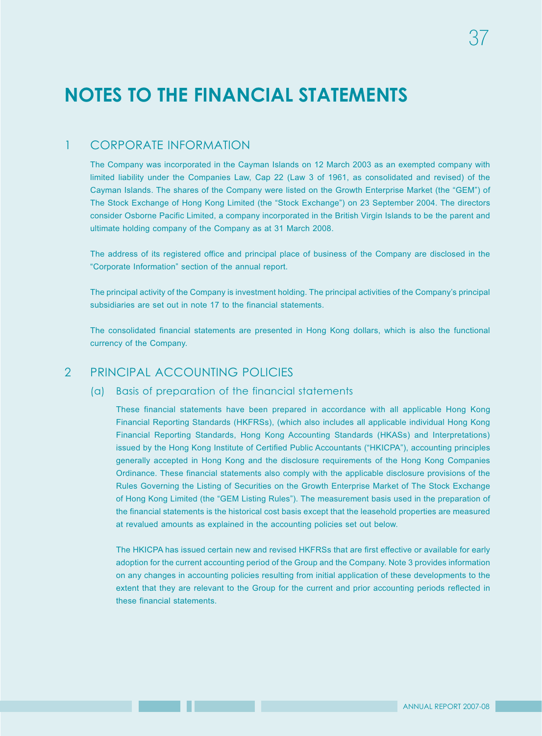# NOTES TO THE FINANCIAL STATEMENTS

## 1 CORPORATE INFORMATION

The Company was incorporated in the Cayman Islands on 12 March 2003 as an exempted company with limited liability under the Companies Law, Cap 22 (Law 3 of 1961, as consolidated and revised) of the Cayman Islands. The shares of the Company were listed on the Growth Enterprise Market (the "GEM") of The Stock Exchange of Hong Kong Limited (the "Stock Exchange") on 23 September 2004. The directors consider Osborne Pacific Limited, a company incorporated in the British Virgin Islands to be the parent and ultimate holding company of the Company as at 31 March 2008.

The address of its registered office and principal place of business of the Company are disclosed in the "Corporate Information" section of the annual report.

The principal activity of the Company is investment holding. The principal activities of the Company's principal subsidiaries are set out in note 17 to the financial statements.

The consolidated financial statements are presented in Hong Kong dollars, which is also the functional currency of the Company.

## 2 PRINCIPAL ACCOUNTING POLICIES

### (a) Basis of preparation of the financial statements

These financial statements have been prepared in accordance with all applicable Hong Kong Financial Reporting Standards (HKFRSs), (which also includes all applicable individual Hong Kong Financial Reporting Standards, Hong Kong Accounting Standards (HKASs) and Interpretations) issued by the Hong Kong Institute of Certified Public Accountants ("HKICPA"), accounting principles generally accepted in Hong Kong and the disclosure requirements of the Hong Kong Companies Ordinance. These financial statements also comply with the applicable disclosure provisions of the Rules Governing the Listing of Securities on the Growth Enterprise Market of The Stock Exchange of Hong Kong Limited (the "GEM Listing Rules"). The measurement basis used in the preparation of the financial statements is the historical cost basis except that the leasehold properties are measured at revalued amounts as explained in the accounting policies set out below.

The HKICPA has issued certain new and revised HKFRSs that are first effective or available for early adoption for the current accounting period of the Group and the Company. Note 3 provides information on any changes in accounting policies resulting from initial application of these developments to the extent that they are relevant to the Group for the current and prior accounting periods reflected in these financial statements.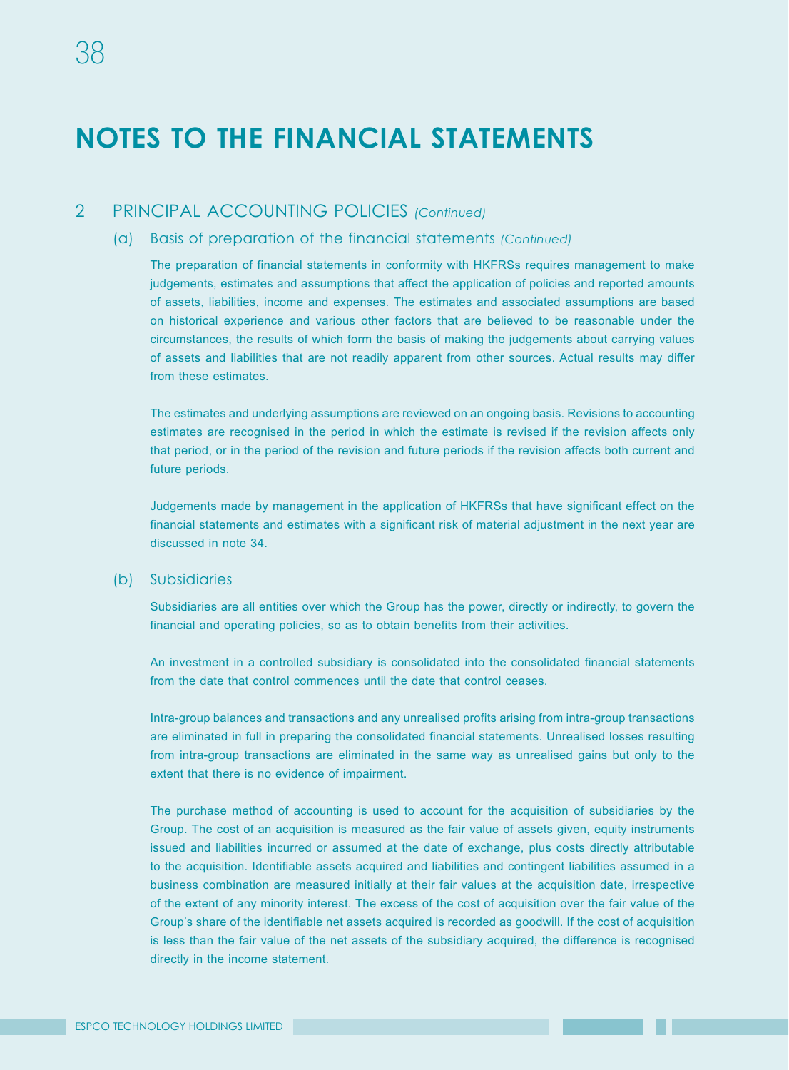# NOTES TO THE FINANCIAL STATEMENTS

## 2 PRINCIPAL ACCOUNTING POLICIES *(Continued)*

### (a) Basis of preparation of the financial statements *(Continued)*

The preparation of financial statements in conformity with HKFRSs requires management to make judgements, estimates and assumptions that affect the application of policies and reported amounts of assets, liabilities, income and expenses. The estimates and associated assumptions are based on historical experience and various other factors that are believed to be reasonable under the circumstances, the results of which form the basis of making the judgements about carrying values of assets and liabilities that are not readily apparent from other sources. Actual results may differ from these estimates.

The estimates and underlying assumptions are reviewed on an ongoing basis. Revisions to accounting estimates are recognised in the period in which the estimate is revised if the revision affects only that period, or in the period of the revision and future periods if the revision affects both current and future periods.

Judgements made by management in the application of HKFRSs that have significant effect on the financial statements and estimates with a significant risk of material adjustment in the next year are discussed in note 34.

### (b) Subsidiaries

Subsidiaries are all entities over which the Group has the power, directly or indirectly, to govern the financial and operating policies, so as to obtain benefits from their activities.

An investment in a controlled subsidiary is consolidated into the consolidated financial statements from the date that control commences until the date that control ceases.

Intra-group balances and transactions and any unrealised profits arising from intra-group transactions are eliminated in full in preparing the consolidated financial statements. Unrealised losses resulting from intra-group transactions are eliminated in the same way as unrealised gains but only to the extent that there is no evidence of impairment.

The purchase method of accounting is used to account for the acquisition of subsidiaries by the Group. The cost of an acquisition is measured as the fair value of assets given, equity instruments issued and liabilities incurred or assumed at the date of exchange, plus costs directly attributable to the acquisition. Identifiable assets acquired and liabilities and contingent liabilities assumed in a business combination are measured initially at their fair values at the acquisition date, irrespective of the extent of any minority interest. The excess of the cost of acquisition over the fair value of the Group's share of the identifiable net assets acquired is recorded as goodwill. If the cost of acquisition is less than the fair value of the net assets of the subsidiary acquired, the difference is recognised directly in the income statement.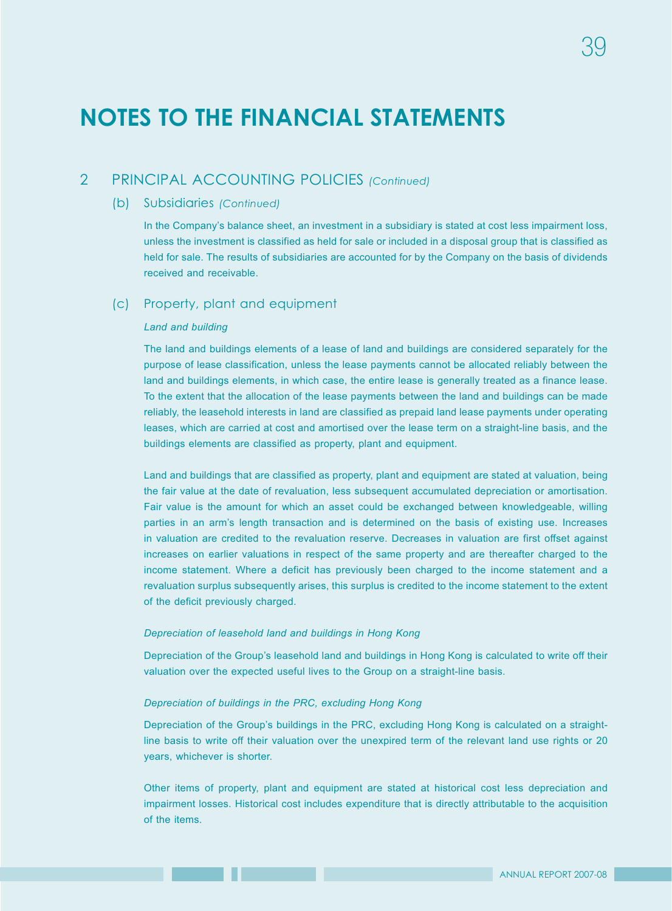# NOTES TO THE FINANCIAL STATEMENTS

## 2 PRINCIPAL ACCOUNTING POLICIES *(Continued)*

### (b) Subsidiaries *(Continued)*

In the Company's balance sheet, an investment in a subsidiary is stated at cost less impairment loss, unless the investment is classified as held for sale or included in a disposal group that is classified as held for sale. The results of subsidiaries are accounted for by the Company on the basis of dividends received and receivable.

### (c) Property, plant and equipment

*Land and building*

The land and buildings elements of a lease of land and buildings are considered separately for the purpose of lease classification, unless the lease payments cannot be allocated reliably between the land and buildings elements, in which case, the entire lease is generally treated as a finance lease. To the extent that the allocation of the lease payments between the land and buildings can be made reliably, the leasehold interests in land are classified as prepaid land lease payments under operating leases, which are carried at cost and amortised over the lease term on a straight-line basis, and the buildings elements are classified as property, plant and equipment.

Land and buildings that are classified as property, plant and equipment are stated at valuation, being the fair value at the date of revaluation, less subsequent accumulated depreciation or amortisation. Fair value is the amount for which an asset could be exchanged between knowledgeable, willing parties in an arm's length transaction and is determined on the basis of existing use. Increases in valuation are credited to the revaluation reserve. Decreases in valuation are first offset against increases on earlier valuations in respect of the same property and are thereafter charged to the income statement. Where a deficit has previously been charged to the income statement and a revaluation surplus subsequently arises, this surplus is credited to the income statement to the extent of the deficit previously charged.

*Depreciation of leasehold land and buildings in Hong Kong*

Depreciation of the Group's leasehold land and buildings in Hong Kong is calculated to write off their valuation over the expected useful lives to the Group on a straight-line basis.

*Depreciation of buildings in the PRC, excluding Hong Kong*

Depreciation of the Group's buildings in the PRC, excluding Hong Kong is calculated on a straight-line basis to write off their valuation over the unexpired term of the relevant land use rights or 20 years, whichever is shorter.

Other items of property, plant and equipment are stated at historical cost less depreciation and impairment losses. Historical cost includes expenditure that is directly attributable to the acquisition of the items.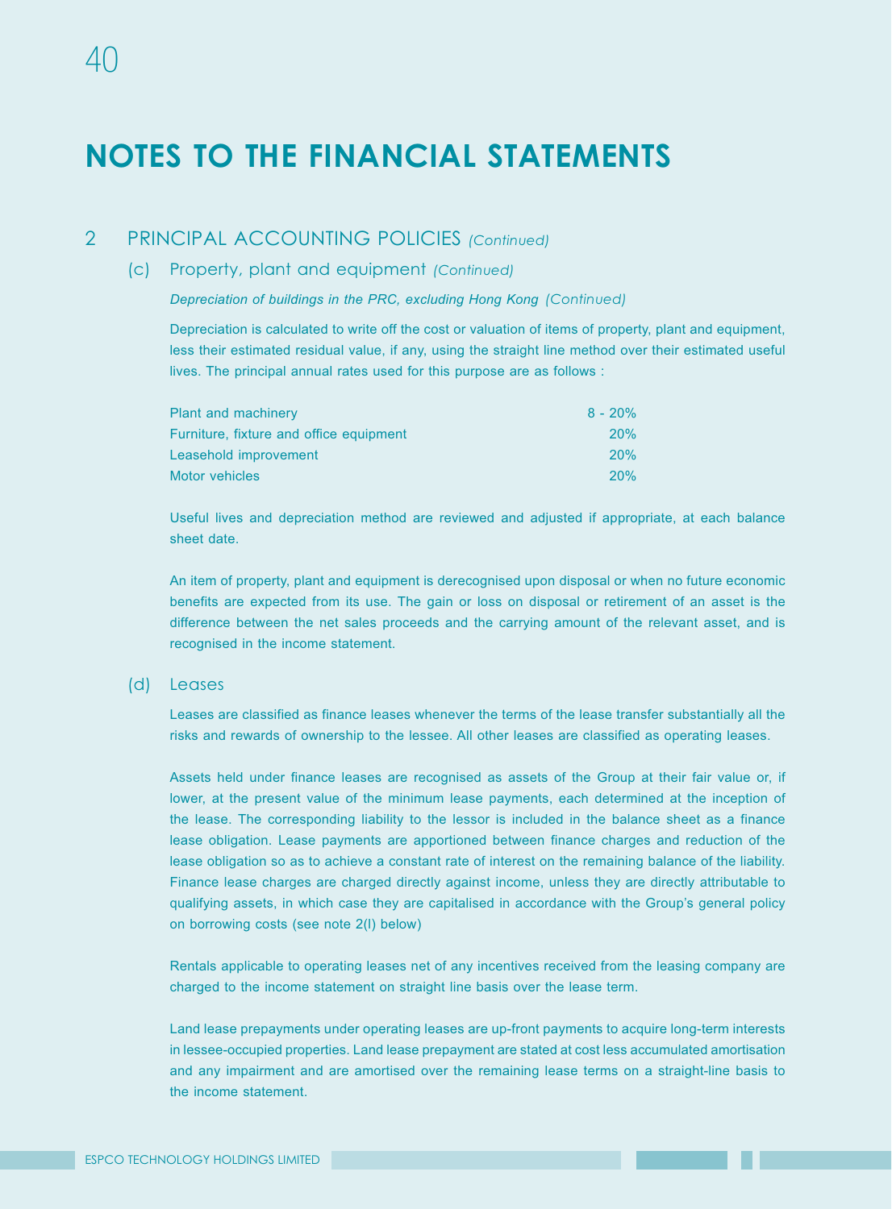# NOTES TO THE FINANCIAL STATEMENTS

## 2 PRINCIPAL ACCOUNTING POLICIES *(Continued)*

### (c) Property, plant and equipment *(Continued)*

*Depreciation of buildings in the PRC, excluding Hong Kong (Continued)*

Depreciation is calculated to write off the cost or valuation of items of property, plant and equipment, less their estimated residual value, if any, using the straight line method over their estimated useful lives. The principal annual rates used for this purpose are as follows :

| | |
|---|---|
| Plant and machinery | 8 - 20% |
| Furniture, fixture and office equipment | 20% |
| Leasehold improvement | 20% |
| Motor vehicles | 20% |

Useful lives and depreciation method are reviewed and adjusted if appropriate, at each balance sheet date.

An item of property, plant and equipment is derecognised upon disposal or when no future economic benefits are expected from its use. The gain or loss on disposal or retirement of an asset is the difference between the net sales proceeds and the carrying amount of the relevant asset, and is recognised in the income statement.

### (d) Leases

Leases are classified as finance leases whenever the terms of the lease transfer substantially all the risks and rewards of ownership to the lessee. All other leases are classified as operating leases.

Assets held under finance leases are recognised as assets of the Group at their fair value or, if lower, at the present value of the minimum lease payments, each determined at the inception of the lease. The corresponding liability to the lessor is included in the balance sheet as a finance lease obligation. Lease payments are apportioned between finance charges and reduction of the lease obligation so as to achieve a constant rate of interest on the remaining balance of the liability. Finance lease charges are charged directly against income, unless they are directly attributable to qualifying assets, in which case they are capitalised in accordance with the Group's general policy on borrowing costs (see note 2(l) below)

Rentals applicable to operating leases net of any incentives received from the leasing company are charged to the income statement on straight line basis over the lease term.

Land lease prepayments under operating leases are up-front payments to acquire long-term interests in lessee-occupied properties. Land lease prepayment are stated at cost less accumulated amortisation and any impairment and are amortised over the remaining lease terms on a straight-line basis to the income statement.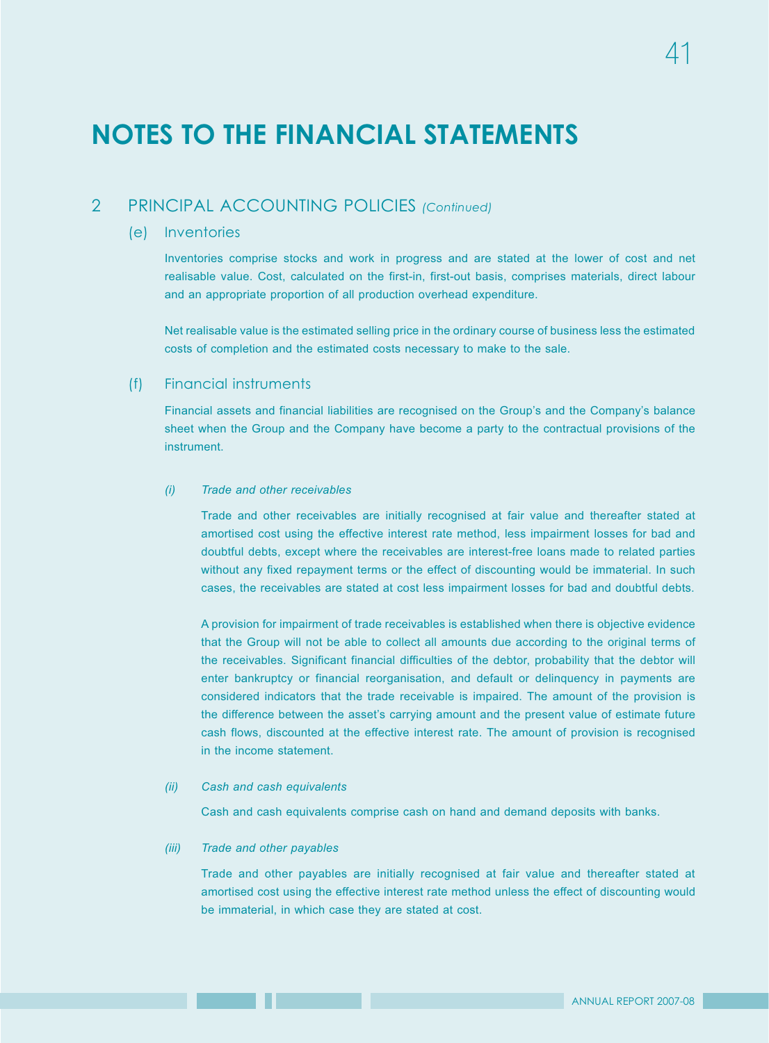# NOTES TO THE FINANCIAL STATEMENTS

## 2 PRINCIPAL ACCOUNTING POLICIES *(Continued)*

### (e) Inventories

Inventories comprise stocks and work in progress and are stated at the lower of cost and net realisable value. Cost, calculated on the first-in, first-out basis, comprises materials, direct labour and an appropriate proportion of all production overhead expenditure.

Net realisable value is the estimated selling price in the ordinary course of business less the estimated costs of completion and the estimated costs necessary to make to the sale.

### (f) Financial instruments

Financial assets and financial liabilities are recognised on the Group's and the Company's balance sheet when the Group and the Company have become a party to the contractual provisions of the instrument.

*(i) Trade and other receivables*

Trade and other receivables are initially recognised at fair value and thereafter stated at amortised cost using the effective interest rate method, less impairment losses for bad and doubtful debts, except where the receivables are interest-free loans made to related parties without any fixed repayment terms or the effect of discounting would be immaterial. In such cases, the receivables are stated at cost less impairment losses for bad and doubtful debts.

A provision for impairment of trade receivables is established when there is objective evidence that the Group will not be able to collect all amounts due according to the original terms of the receivables. Significant financial difficulties of the debtor, probability that the debtor will enter bankruptcy or financial reorganisation, and default or delinquency in payments are considered indicators that the trade receivable is impaired. The amount of the provision is the difference between the asset's carrying amount and the present value of estimate future cash flows, discounted at the effective interest rate. The amount of provision is recognised in the income statement.

*(ii) Cash and cash equivalents*

Cash and cash equivalents comprise cash on hand and demand deposits with banks.

*(iii) Trade and other payables*

Trade and other payables are initially recognised at fair value and thereafter stated at amortised cost using the effective interest rate method unless the effect of discounting would be immaterial, in which case they are stated at cost.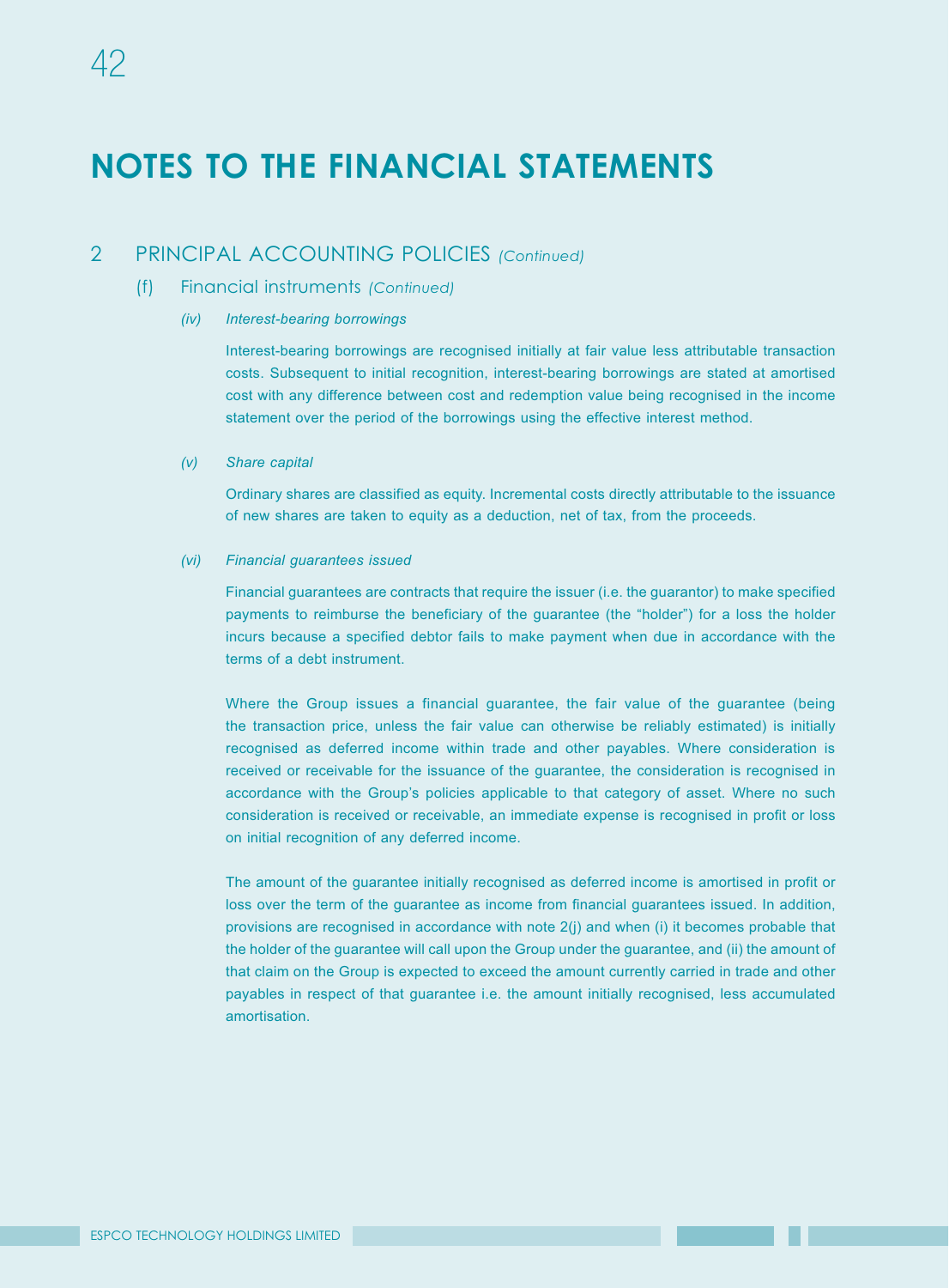# NOTES TO THE FINANCIAL STATEMENTS

## 2 PRINCIPAL ACCOUNTING POLICIES *(Continued)*

### (f) Financial instruments *(Continued)*

#### *(iv) Interest-bearing borrowings*

Interest-bearing borrowings are recognised initially at fair value less attributable transaction costs. Subsequent to initial recognition, interest-bearing borrowings are stated at amortised cost with any difference between cost and redemption value being recognised in the income statement over the period of the borrowings using the effective interest method.

#### *(v) Share capital*

Ordinary shares are classified as equity. Incremental costs directly attributable to the issuance of new shares are taken to equity as a deduction, net of tax, from the proceeds.

#### *(vi) Financial guarantees issued*

Financial guarantees are contracts that require the issuer (i.e. the guarantor) to make specified payments to reimburse the beneficiary of the guarantee (the "holder") for a loss the holder incurs because a specified debtor fails to make payment when due in accordance with the terms of a debt instrument.

Where the Group issues a financial guarantee, the fair value of the guarantee (being the transaction price, unless the fair value can otherwise be reliably estimated) is initially recognised as deferred income within trade and other payables. Where consideration is received or receivable for the issuance of the guarantee, the consideration is recognised in accordance with the Group's policies applicable to that category of asset. Where no such consideration is received or receivable, an immediate expense is recognised in profit or loss on initial recognition of any deferred income.

The amount of the guarantee initially recognised as deferred income is amortised in profit or loss over the term of the guarantee as income from financial guarantees issued. In addition, provisions are recognised in accordance with note 2(j) and when (i) it becomes probable that the holder of the guarantee will call upon the Group under the guarantee, and (ii) the amount of that claim on the Group is expected to exceed the amount currently carried in trade and other payables in respect of that guarantee i.e. the amount initially recognised, less accumulated amortisation.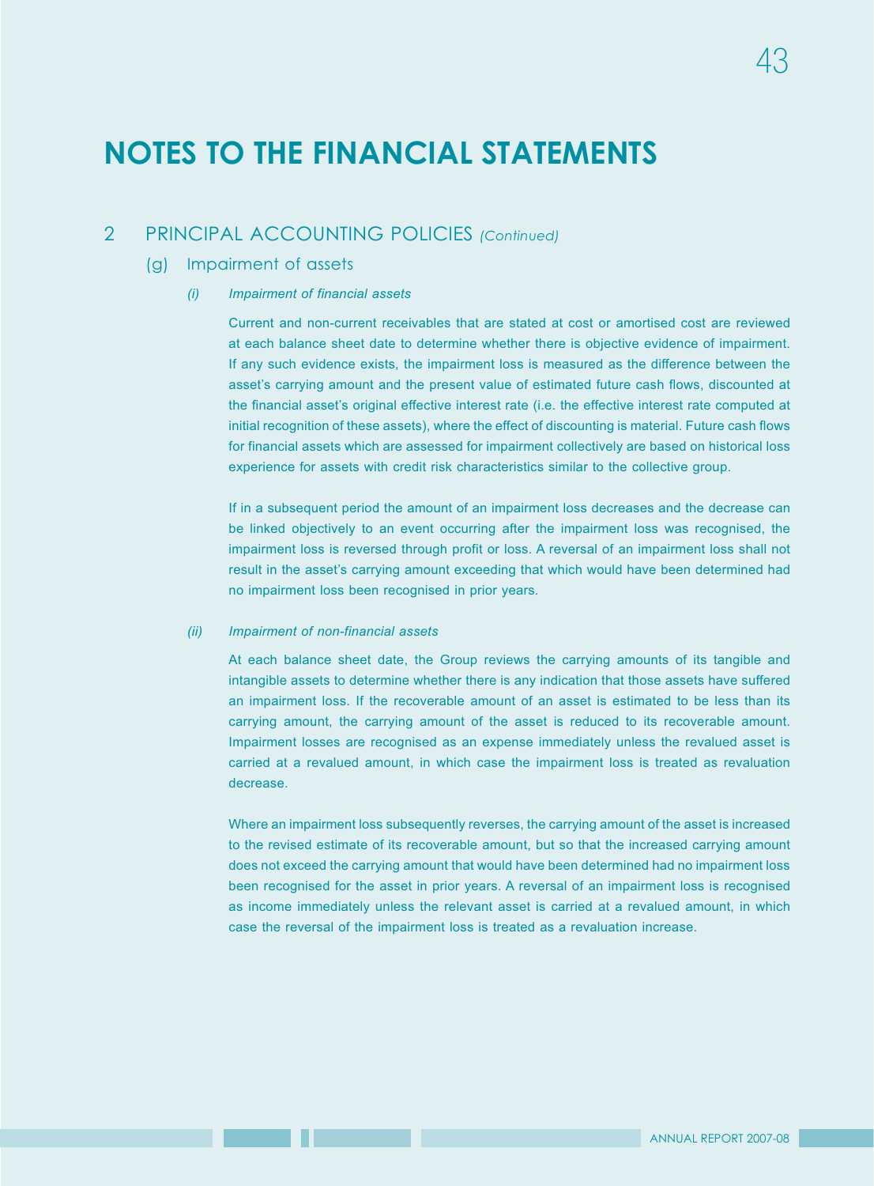# NOTES TO THE FINANCIAL STATEMENTS

## 2 PRINCIPAL ACCOUNTING POLICIES *(Continued)*

### (g) Impairment of assets

#### *(i) Impairment of financial assets*

Current and non-current receivables that are stated at cost or amortised cost are reviewed at each balance sheet date to determine whether there is objective evidence of impairment. If any such evidence exists, the impairment loss is measured as the difference between the asset's carrying amount and the present value of estimated future cash flows, discounted at the financial asset's original effective interest rate (i.e. the effective interest rate computed at initial recognition of these assets), where the effect of discounting is material. Future cash flows for financial assets which are assessed for impairment collectively are based on historical loss experience for assets with credit risk characteristics similar to the collective group.

If in a subsequent period the amount of an impairment loss decreases and the decrease can be linked objectively to an event occurring after the impairment loss was recognised, the impairment loss is reversed through profit or loss. A reversal of an impairment loss shall not result in the asset's carrying amount exceeding that which would have been determined had no impairment loss been recognised in prior years.

#### *(ii) Impairment of non-financial assets*

At each balance sheet date, the Group reviews the carrying amounts of its tangible and intangible assets to determine whether there is any indication that those assets have suffered an impairment loss. If the recoverable amount of an asset is estimated to be less than its carrying amount, the carrying amount of the asset is reduced to its recoverable amount. Impairment losses are recognised as an expense immediately unless the revalued asset is carried at a revalued amount, in which case the impairment loss is treated as revaluation decrease.

Where an impairment loss subsequently reverses, the carrying amount of the asset is increased to the revised estimate of its recoverable amount, but so that the increased carrying amount does not exceed the carrying amount that would have been determined had no impairment loss been recognised for the asset in prior years. A reversal of an impairment loss is recognised as income immediately unless the relevant asset is carried at a revalued amount, in which case the reversal of the impairment loss is treated as a revaluation increase.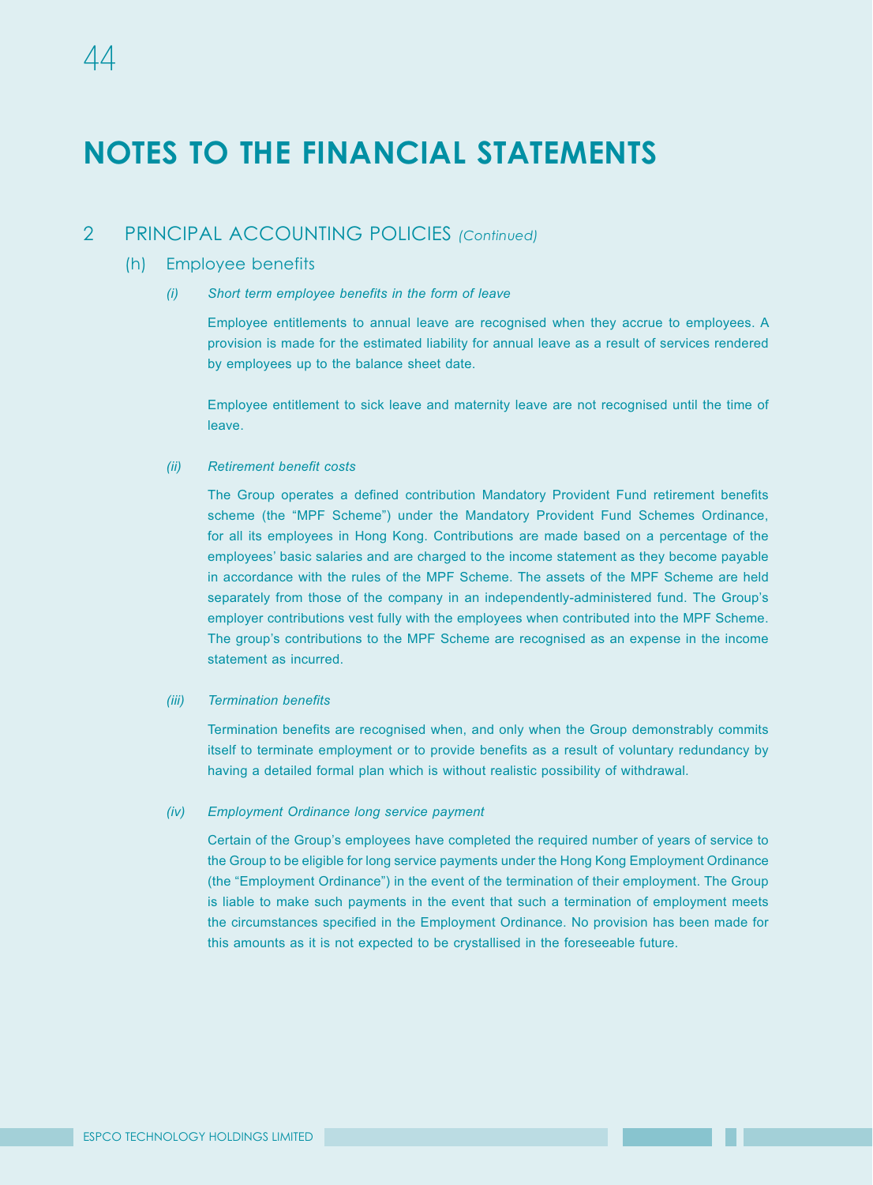# NOTES TO THE FINANCIAL STATEMENTS

## 2 PRINCIPAL ACCOUNTING POLICIES *(Continued)*

### (h) Employee benefits

#### *(i) Short term employee benefits in the form of leave*

Employee entitlements to annual leave are recognised when they accrue to employees. A provision is made for the estimated liability for annual leave as a result of services rendered by employees up to the balance sheet date.

Employee entitlement to sick leave and maternity leave are not recognised until the time of leave.

#### *(ii) Retirement benefit costs*

The Group operates a defined contribution Mandatory Provident Fund retirement benefits scheme (the "MPF Scheme") under the Mandatory Provident Fund Schemes Ordinance, for all its employees in Hong Kong. Contributions are made based on a percentage of the employees' basic salaries and are charged to the income statement as they become payable in accordance with the rules of the MPF Scheme. The assets of the MPF Scheme are held separately from those of the company in an independently-administered fund. The Group's employer contributions vest fully with the employees when contributed into the MPF Scheme. The group's contributions to the MPF Scheme are recognised as an expense in the income statement as incurred.

#### *(iii) Termination benefits*

Termination benefits are recognised when, and only when the Group demonstrably commits itself to terminate employment or to provide benefits as a result of voluntary redundancy by having a detailed formal plan which is without realistic possibility of withdrawal.

#### *(iv) Employment Ordinance long service payment*

Certain of the Group's employees have completed the required number of years of service to the Group to be eligible for long service payments under the Hong Kong Employment Ordinance (the "Employment Ordinance") in the event of the termination of their employment. The Group is liable to make such payments in the event that such a termination of employment meets the circumstances specified in the Employment Ordinance. No provision has been made for this amounts as it is not expected to be crystallised in the foreseeable future.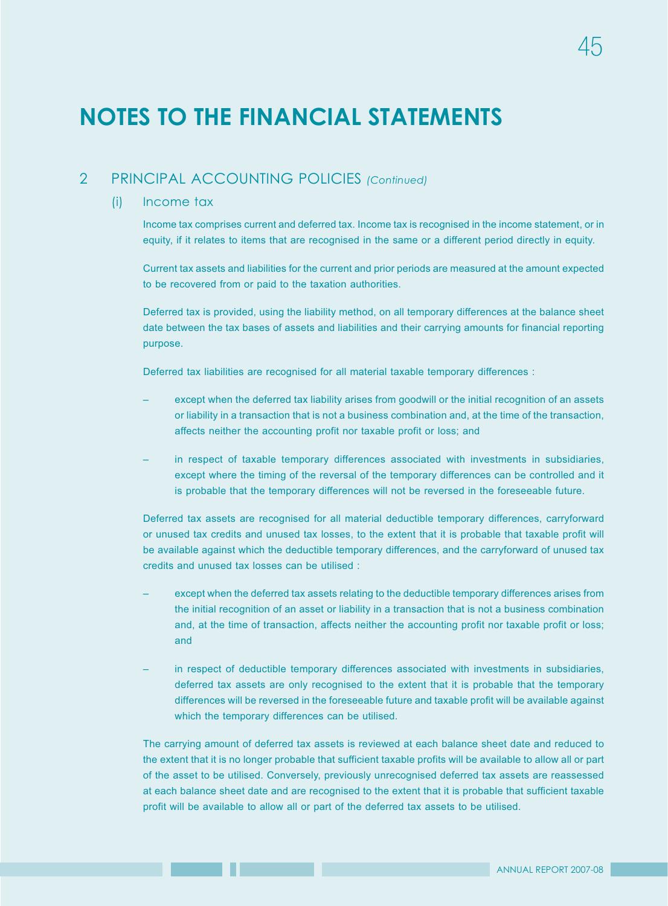# NOTES TO THE FINANCIAL STATEMENTS

## 2 PRINCIPAL ACCOUNTING POLICIES *(Continued)*

### (i) Income tax

Income tax comprises current and deferred tax. Income tax is recognised in the income statement, or in equity, if it relates to items that are recognised in the same or a different period directly in equity.

Current tax assets and liabilities for the current and prior periods are measured at the amount expected to be recovered from or paid to the taxation authorities.

Deferred tax is provided, using the liability method, on all temporary differences at the balance sheet date between the tax bases of assets and liabilities and their carrying amounts for financial reporting purpose.

Deferred tax liabilities are recognised for all material taxable temporary differences :

- except when the deferred tax liability arises from goodwill or the initial recognition of an assets or liability in a transaction that is not a business combination and, at the time of the transaction, affects neither the accounting profit nor taxable profit or loss; and
- in respect of taxable temporary differences associated with investments in subsidiaries, except where the timing of the reversal of the temporary differences can be controlled and it is probable that the temporary differences will not be reversed in the foreseeable future.

Deferred tax assets are recognised for all material deductible temporary differences, carryforward or unused tax credits and unused tax losses, to the extent that it is probable that taxable profit will be available against which the deductible temporary differences, and the carryforward of unused tax credits and unused tax losses can be utilised :

- except when the deferred tax assets relating to the deductible temporary differences arises from the initial recognition of an asset or liability in a transaction that is not a business combination and, at the time of transaction, affects neither the accounting profit nor taxable profit or loss; and
- in respect of deductible temporary differences associated with investments in subsidiaries, deferred tax assets are only recognised to the extent that it is probable that the temporary differences will be reversed in the foreseeable future and taxable profit will be available against which the temporary differences can be utilised.

The carrying amount of deferred tax assets is reviewed at each balance sheet date and reduced to the extent that it is no longer probable that sufficient taxable profits will be available to allow all or part of the asset to be utilised. Conversely, previously unrecognised deferred tax assets are reassessed at each balance sheet date and are recognised to the extent that it is probable that sufficient taxable profit will be available to allow all or part of the deferred tax assets to be utilised.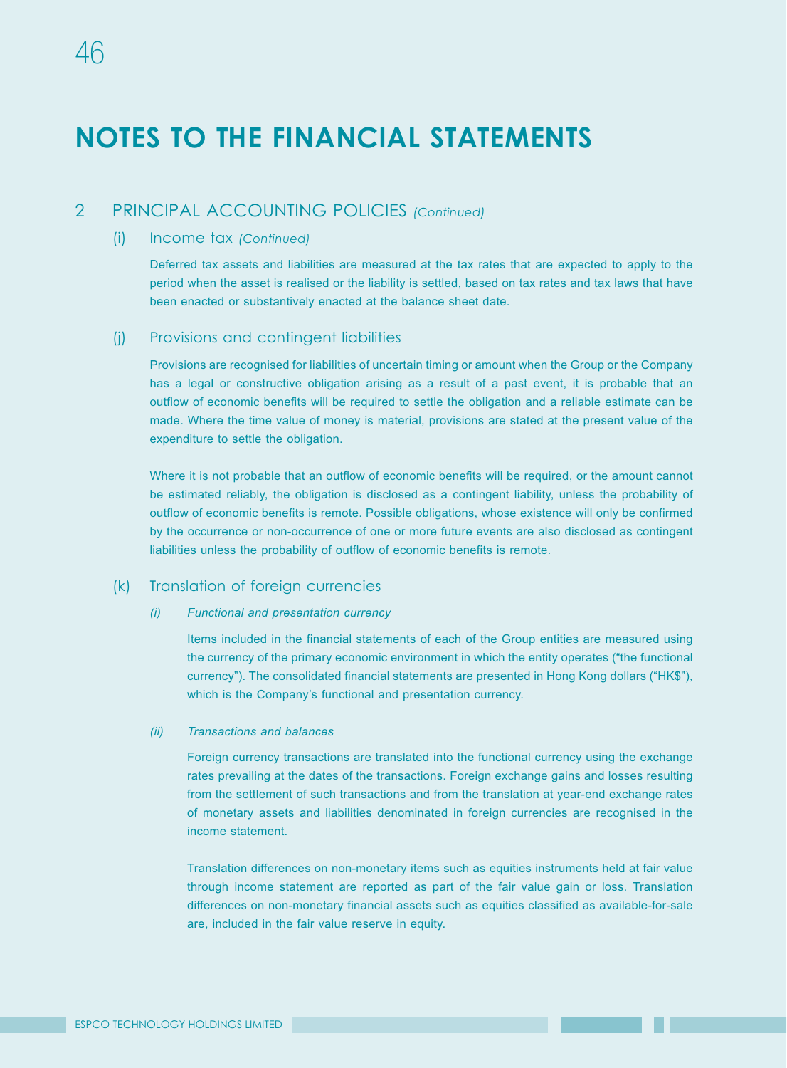# NOTES TO THE FINANCIAL STATEMENTS

## 2 PRINCIPAL ACCOUNTING POLICIES *(Continued)*

### (i) Income tax *(Continued)*

Deferred tax assets and liabilities are measured at the tax rates that are expected to apply to the period when the asset is realised or the liability is settled, based on tax rates and tax laws that have been enacted or substantively enacted at the balance sheet date.

### (j) Provisions and contingent liabilities

Provisions are recognised for liabilities of uncertain timing or amount when the Group or the Company has a legal or constructive obligation arising as a result of a past event, it is probable that an outflow of economic benefits will be required to settle the obligation and a reliable estimate can be made. Where the time value of money is material, provisions are stated at the present value of the expenditure to settle the obligation.

Where it is not probable that an outflow of economic benefits will be required, or the amount cannot be estimated reliably, the obligation is disclosed as a contingent liability, unless the probability of outflow of economic benefits is remote. Possible obligations, whose existence will only be confirmed by the occurrence or non-occurrence of one or more future events are also disclosed as contingent liabilities unless the probability of outflow of economic benefits is remote.

### (k) Translation of foreign currencies

*(i) Functional and presentation currency*

Items included in the financial statements of each of the Group entities are measured using the currency of the primary economic environment in which the entity operates ("the functional currency"). The consolidated financial statements are presented in Hong Kong dollars ("HK$"), which is the Company's functional and presentation currency.

*(ii) Transactions and balances*

Foreign currency transactions are translated into the functional currency using the exchange rates prevailing at the dates of the transactions. Foreign exchange gains and losses resulting from the settlement of such transactions and from the translation at year-end exchange rates of monetary assets and liabilities denominated in foreign currencies are recognised in the income statement.

Translation differences on non-monetary items such as equities instruments held at fair value through income statement are reported as part of the fair value gain or loss. Translation differences on non-monetary financial assets such as equities classified as available-for-sale are, included in the fair value reserve in equity.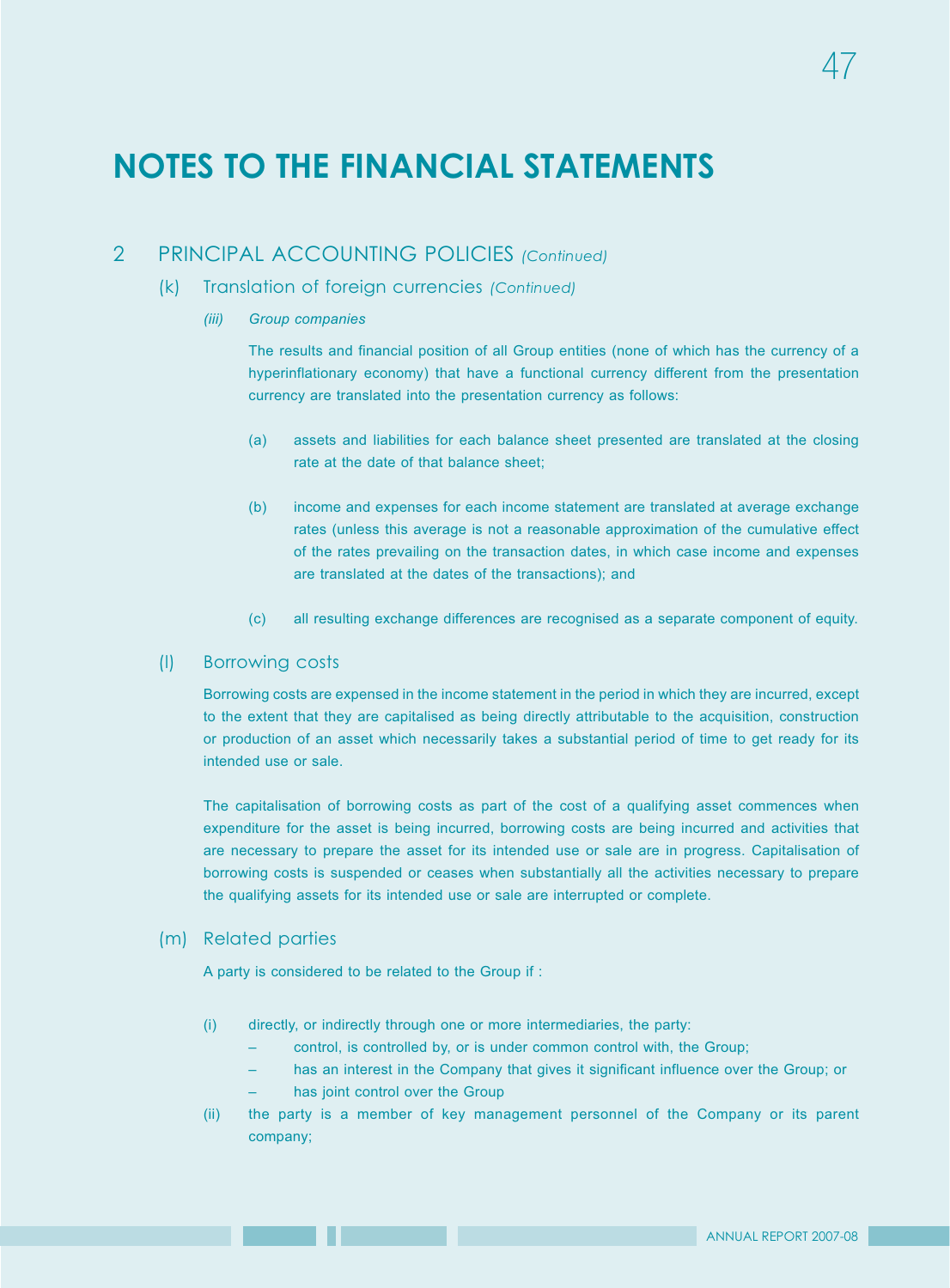# NOTES TO THE FINANCIAL STATEMENTS

## 2 PRINCIPAL ACCOUNTING POLICIES *(Continued)*

### (k) Translation of foreign currencies *(Continued)*

*(iii) Group companies*

The results and financial position of all Group entities (none of which has the currency of a hyperinflationary economy) that have a functional currency different from the presentation currency are translated into the presentation currency as follows:

(a) assets and liabilities for each balance sheet presented are translated at the closing rate at the date of that balance sheet;

(b) income and expenses for each income statement are translated at average exchange rates (unless this average is not a reasonable approximation of the cumulative effect of the rates prevailing on the transaction dates, in which case income and expenses are translated at the dates of the transactions); and

(c) all resulting exchange differences are recognised as a separate component of equity.

### (l) Borrowing costs

Borrowing costs are expensed in the income statement in the period in which they are incurred, except to the extent that they are capitalised as being directly attributable to the acquisition, construction or production of an asset which necessarily takes a substantial period of time to get ready for its intended use or sale.

The capitalisation of borrowing costs as part of the cost of a qualifying asset commences when expenditure for the asset is being incurred, borrowing costs are being incurred and activities that are necessary to prepare the asset for its intended use or sale are in progress. Capitalisation of borrowing costs is suspended or ceases when substantially all the activities necessary to prepare the qualifying assets for its intended use or sale are interrupted or complete.

### (m) Related parties

A party is considered to be related to the Group if :

(i) directly, or indirectly through one or more intermediaries, the party:
   - control, is controlled by, or is under common control with, the Group;
   - has an interest in the Company that gives it significant influence over the Group; or
   - has joint control over the Group

(ii) the party is a member of key management personnel of the Company or its parent company;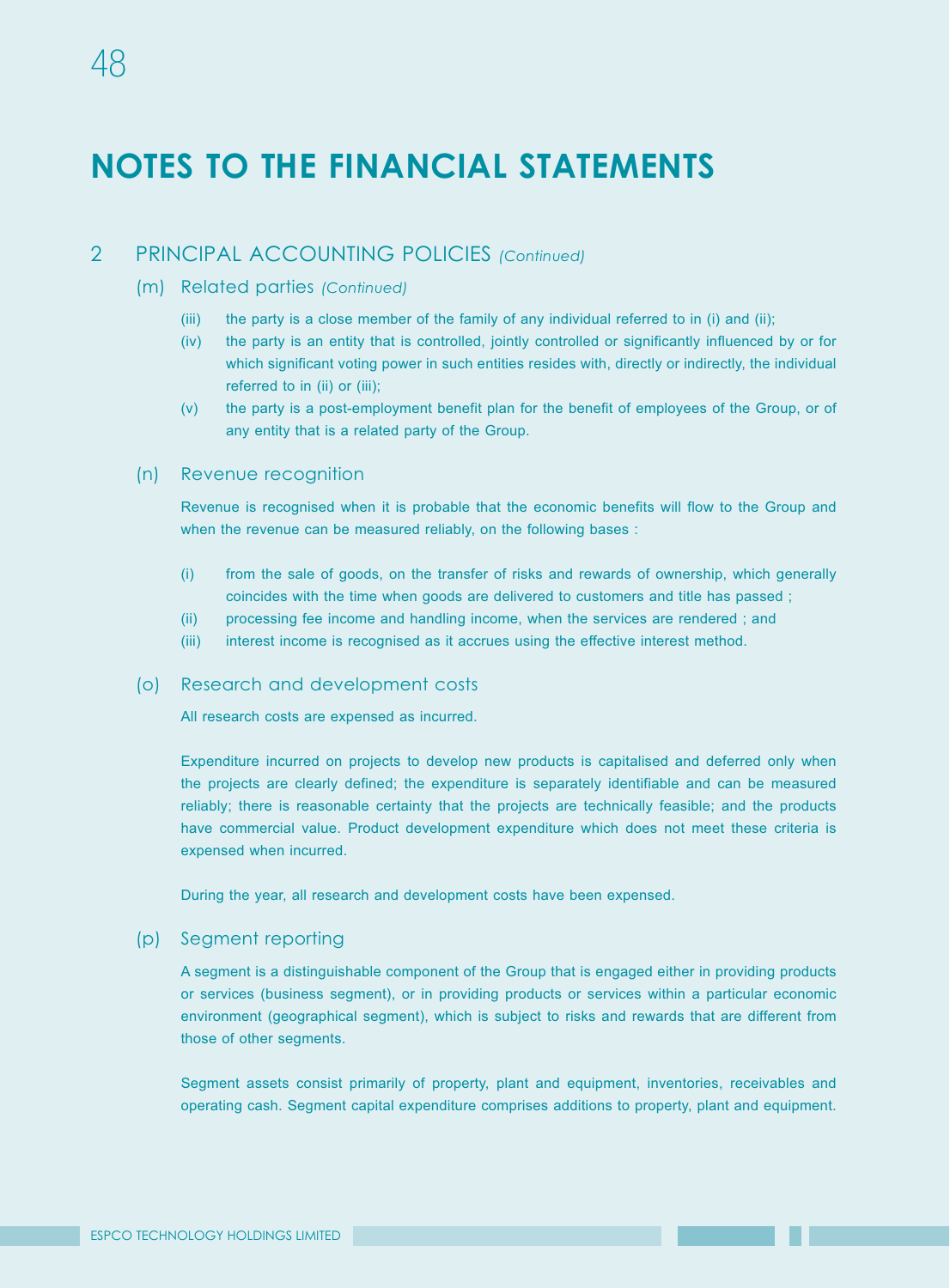# NOTES TO THE FINANCIAL STATEMENTS

## 2 PRINCIPAL ACCOUNTING POLICIES *(Continued)*

### (m) Related parties *(Continued)*

(iii) the party is a close member of the family of any individual referred to in (i) and (ii);

(iv) the party is an entity that is controlled, jointly controlled or significantly influenced by or for which significant voting power in such entities resides with, directly or indirectly, the individual referred to in (ii) or (iii);

(v) the party is a post-employment benefit plan for the benefit of employees of the Group, or of any entity that is a related party of the Group.

### (n) Revenue recognition

Revenue is recognised when it is probable that the economic benefits will flow to the Group and when the revenue can be measured reliably, on the following bases :

(i) from the sale of goods, on the transfer of risks and rewards of ownership, which generally coincides with the time when goods are delivered to customers and title has passed ;

(ii) processing fee income and handling income, when the services are rendered ; and

(iii) interest income is recognised as it accrues using the effective interest method.

### (o) Research and development costs

All research costs are expensed as incurred.

Expenditure incurred on projects to develop new products is capitalised and deferred only when the projects are clearly defined; the expenditure is separately identifiable and can be measured reliably; there is reasonable certainty that the projects are technically feasible; and the products have commercial value. Product development expenditure which does not meet these criteria is expensed when incurred.

During the year, all research and development costs have been expensed.

### (p) Segment reporting

A segment is a distinguishable component of the Group that is engaged either in providing products or services (business segment), or in providing products or services within a particular economic environment (geographical segment), which is subject to risks and rewards that are different from those of other segments.

Segment assets consist primarily of property, plant and equipment, inventories, receivables and operating cash. Segment capital expenditure comprises additions to property, plant and equipment.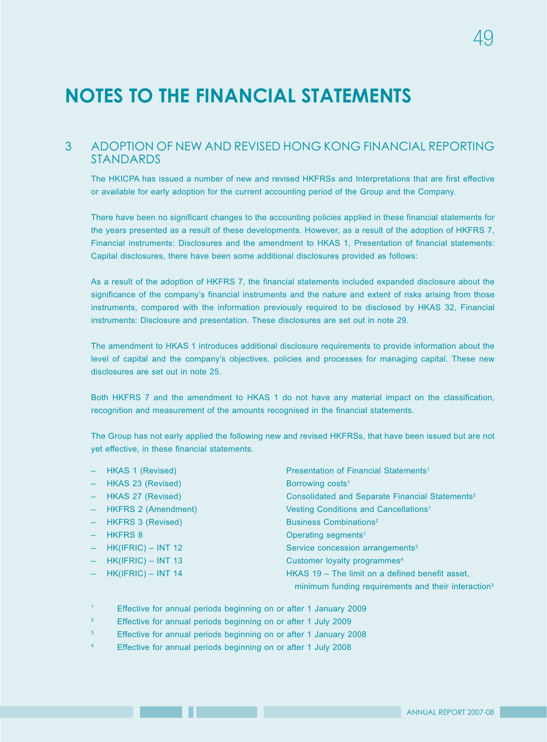# NOTES TO THE FINANCIAL STATEMENTS

## 3 ADOPTION OF NEW AND REVISED HONG KONG FINANCIAL REPORTING STANDARDS

The HKICPA has issued a number of new and revised HKFRSs and Interpretations that are first effective or available for early adoption for the current accounting period of the Group and the Company.

There have been no significant changes to the accounting policies applied in these financial statements for the years presented as a result of these developments. However, as a result of the adoption of HKFRS 7, Financial instruments: Disclosures and the amendment to HKAS 1, Presentation of financial statements: Capital disclosures, there have been some additional disclosures provided as follows:

As a result of the adoption of HKFRS 7, the financial statements included expanded disclosure about the significance of the company's financial instruments and the nature and extent of risks arising from those instruments, compared with the information previously required to be disclosed by HKAS 32, Financial instruments: Disclosure and presentation. These disclosures are set out in note 29.

The amendment to HKAS 1 introduces additional disclosure requirements to provide information about the level of capital and the company's objectives, policies and processes for managing capital. These new disclosures are set out in note 25.

Both HKFRS 7 and the amendment to HKAS 1 do not have any material impact on the classification, recognition and measurement of the amounts recognised in the financial statements.

The Group has not early applied the following new and revised HKFRSs, that have been issued but are not yet effective, in these financial statements.

- HKAS 1 (Revised) — Presentation of Financial Statements[1]
- HKAS 23 (Revised) — Borrowing costs[1]
- HKAS 27 (Revised) — Consolidated and Separate Financial Statements[2]
- HKFRS 2 (Amendment) — Vesting Conditions and Cancellations[1]
- HKFRS 3 (Revised) — Business Combinations[2]
- HKFRS 8 — Operating segments[1]
- HK(IFRIC) – INT 12 — Service concession arrangements[3]
- HK(IFRIC) – INT 13 — Customer loyalty programmes[4]
- HK(IFRIC) – INT 14 — HKAS 19 – The limit on a defined benefit asset, minimum funding requirements and their interaction[3]

[1] Effective for annual periods beginning on or after 1 January 2009

[2] Effective for annual periods beginning on or after 1 July 2009

[3] Effective for annual periods beginning on or after 1 January 2008

[4] Effective for annual periods beginning on or after 1 July 2008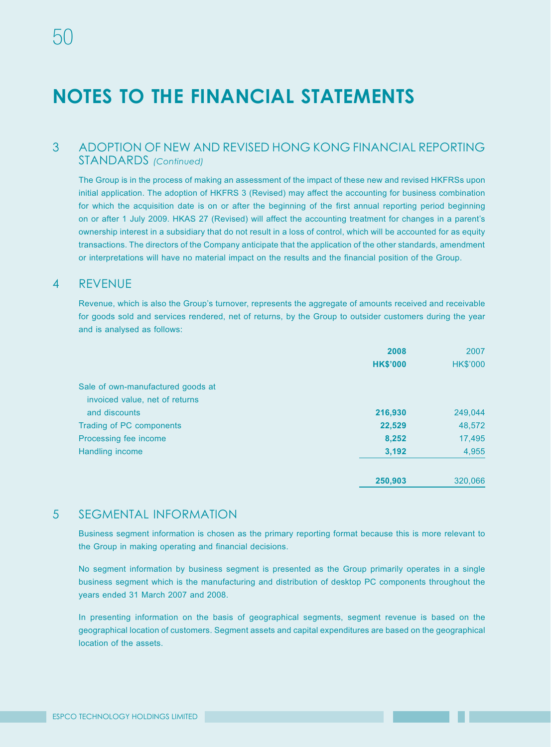# NOTES TO THE FINANCIAL STATEMENTS

## 3 ADOPTION OF NEW AND REVISED HONG KONG FINANCIAL REPORTING STANDARDS *(Continued)*

The Group is in the process of making an assessment of the impact of these new and revised HKFRSs upon initial application. The adoption of HKFRS 3 (Revised) may affect the accounting for business combination for which the acquisition date is on or after the beginning of the first annual reporting period beginning on or after 1 July 2009. HKAS 27 (Revised) will affect the accounting treatment for changes in a parent's ownership interest in a subsidiary that do not result in a loss of control, which will be accounted for as equity transactions. The directors of the Company anticipate that the application of the other standards, amendment or interpretations will have no material impact on the results and the financial position of the Group.

## 4 REVENUE

Revenue, which is also the Group's turnover, represents the aggregate of amounts received and receivable for goods sold and services rendered, net of returns, by the Group to outsider customers during the year and is analysed as follows:

| | **2008** | 2007 |
|---|---|---|
| | **HK$'000** | HK$'000 |
| Sale of own-manufactured goods at invoiced value, net of returns and discounts | **216,930** | 249,044 |
| Trading of PC components | **22,529** | 48,572 |
| Processing fee income | **8,252** | 17,495 |
| Handling income | **3,192** | 4,955 |
| | **250,903** | 320,066 |

## 5 SEGMENTAL INFORMATION

Business segment information is chosen as the primary reporting format because this is more relevant to the Group in making operating and financial decisions.

No segment information by business segment is presented as the Group primarily operates in a single business segment which is the manufacturing and distribution of desktop PC components throughout the years ended 31 March 2007 and 2008.

In presenting information on the basis of geographical segments, segment revenue is based on the geographical location of customers. Segment assets and capital expenditures are based on the geographical location of the assets.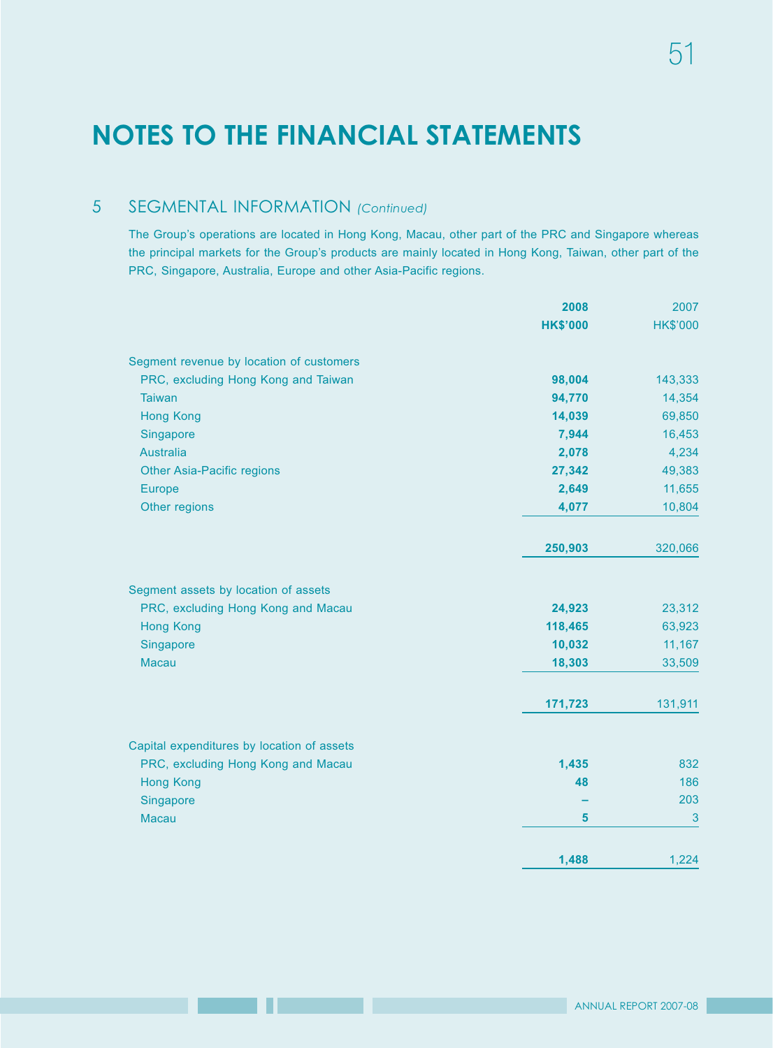# NOTES TO THE FINANCIAL STATEMENTS

## 5 SEGMENTAL INFORMATION *(Continued)*

The Group's operations are located in Hong Kong, Macau, other part of the PRC and Singapore whereas the principal markets for the Group's products are mainly located in Hong Kong, Taiwan, other part of the PRC, Singapore, Australia, Europe and other Asia-Pacific regions.

| | **2008** | 2007 |
|---|---|---|
| | **HK$'000** | HK$'000 |
| Segment revenue by location of customers | | |
| PRC, excluding Hong Kong and Taiwan | **98,004** | 143,333 |
| Taiwan | **94,770** | 14,354 |
| Hong Kong | **14,039** | 69,850 |
| Singapore | **7,944** | 16,453 |
| Australia | **2,078** | 4,234 |
| Other Asia-Pacific regions | **27,342** | 49,383 |
| Europe | **2,649** | 11,655 |
| Other regions | **4,077** | 10,804 |
| | **250,903** | 320,066 |
| Segment assets by location of assets | | |
| PRC, excluding Hong Kong and Macau | **24,923** | 23,312 |
| Hong Kong | **118,465** | 63,923 |
| Singapore | **10,032** | 11,167 |
| Macau | **18,303** | 33,509 |
| | **171,723** | 131,911 |
| Capital expenditures by location of assets | | |
| PRC, excluding Hong Kong and Macau | **1,435** | 832 |
| Hong Kong | **48** | 186 |
| Singapore | **–** | 203 |
| Macau | **5** | 3 |
| | **1,488** | 1,224 |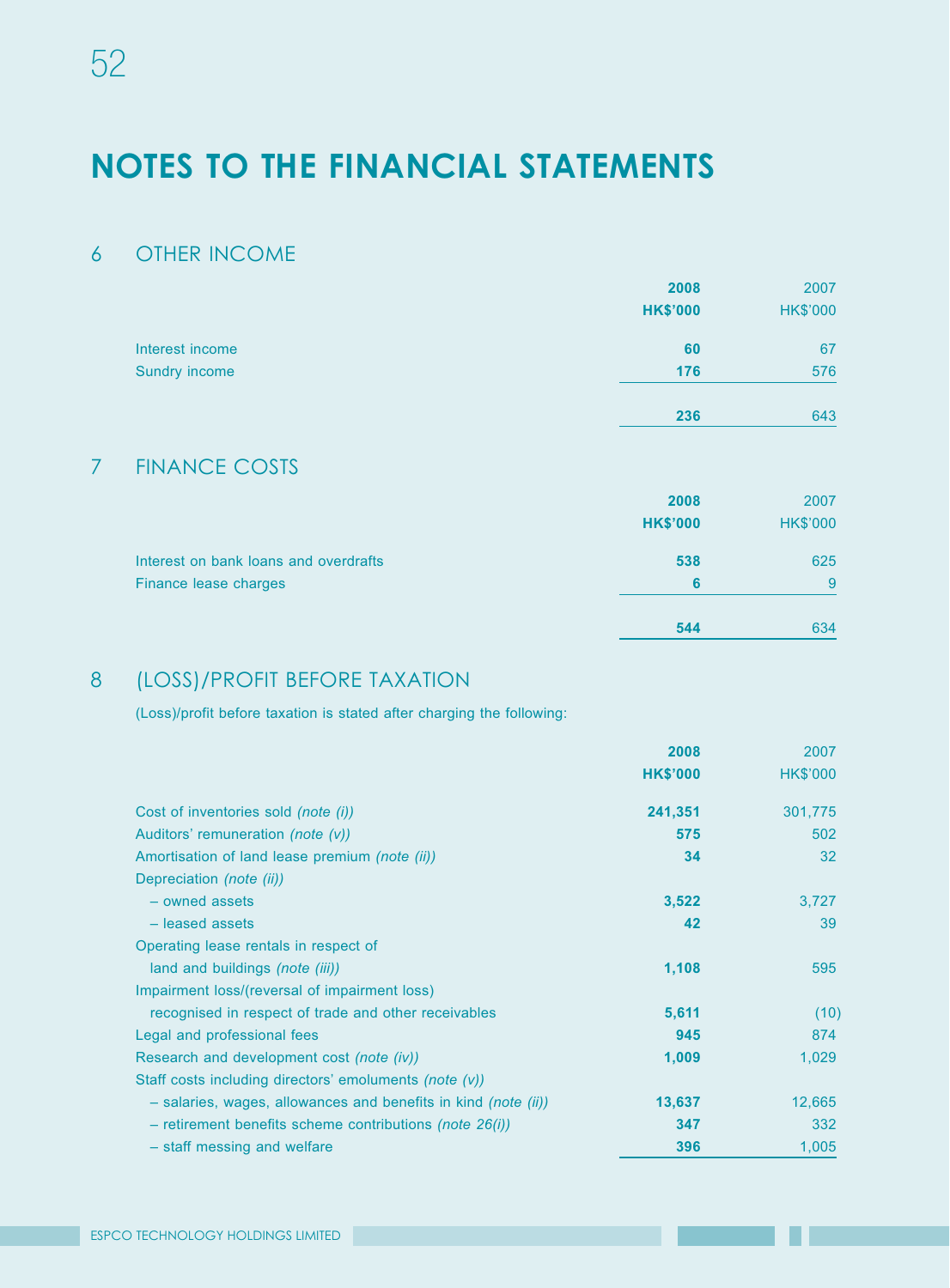# NOTES TO THE FINANCIAL STATEMENTS

## 6 OTHER INCOME

| | 2008<br>HK$'000 | 2007<br>HK$'000 |
|---|---|---|
| Interest income | **60** | 67 |
| Sundry income | **176** | 576 |
| | **236** | 643 |

## 7 FINANCE COSTS

| | 2008<br>HK$'000 | 2007<br>HK$'000 |
|---|---|---|
| Interest on bank loans and overdrafts | **538** | 625 |
| Finance lease charges | **6** | 9 |
| | **544** | 634 |

## 8 (LOSS)/PROFIT BEFORE TAXATION

(Loss)/profit before taxation is stated after charging the following:

| | 2008<br>HK$'000 | 2007<br>HK$'000 |
|---|---|---|
| Cost of inventories sold *(note (i))* | **241,351** | 301,775 |
| Auditors' remuneration *(note (v))* | **575** | 502 |
| Amortisation of land lease premium *(note (ii))* | **34** | 32 |
| Depreciation *(note (ii))* | | |
| – owned assets | **3,522** | 3,727 |
| – leased assets | **42** | 39 |
| Operating lease rentals in respect of land and buildings *(note (iii))* | **1,108** | 595 |
| Impairment loss/(reversal of impairment loss) recognised in respect of trade and other receivables | **5,611** | (10) |
| Legal and professional fees | **945** | 874 |
| Research and development cost *(note (iv))* | **1,009** | 1,029 |
| Staff costs including directors' emoluments *(note (v))* | | |
| – salaries, wages, allowances and benefits in kind *(note (ii))* | **13,637** | 12,665 |
| – retirement benefits scheme contributions *(note 26(i))* | **347** | 332 |
| – staff messing and welfare | **396** | 1,005 |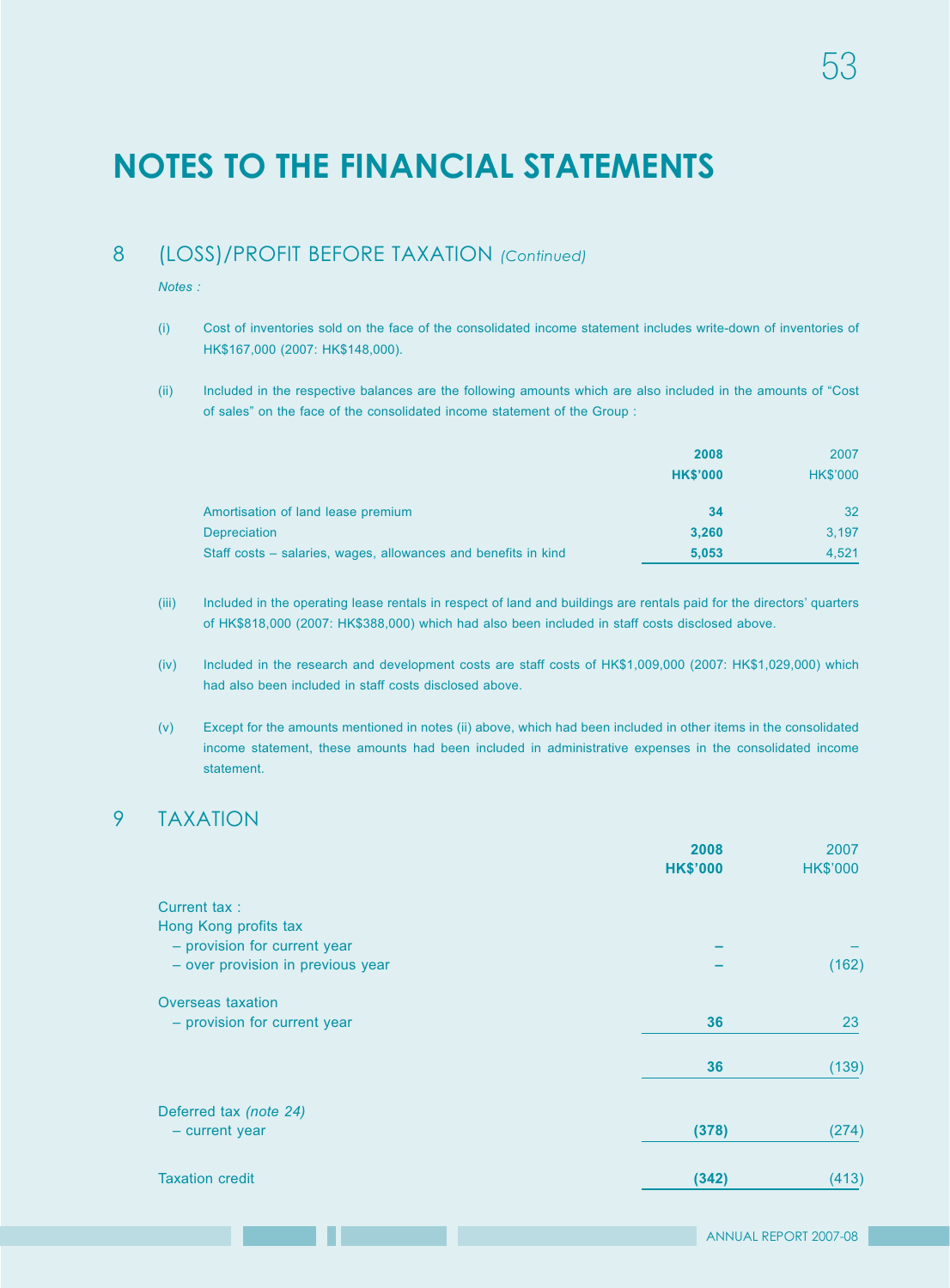# NOTES TO THE FINANCIAL STATEMENTS

## 8 (LOSS)/PROFIT BEFORE TAXATION *(Continued)*

*Notes :*

(i) Cost of inventories sold on the face of the consolidated income statement includes write-down of inventories of HK$167,000 (2007: HK$148,000).

(ii) Included in the respective balances are the following amounts which are also included in the amounts of "Cost of sales" on the face of the consolidated income statement of the Group :

| | **2008** | 2007 |
|---|---|---|
| | **HK$'000** | HK$'000 |
| Amortisation of land lease premium | **34** | 32 |
| Depreciation | **3,260** | 3,197 |
| Staff costs – salaries, wages, allowances and benefits in kind | **5,053** | 4,521 |

(iii) Included in the operating lease rentals in respect of land and buildings are rentals paid for the directors' quarters of HK$818,000 (2007: HK$388,000) which had also been included in staff costs disclosed above.

(iv) Included in the research and development costs are staff costs of HK$1,009,000 (2007: HK$1,029,000) which had also been included in staff costs disclosed above.

(v) Except for the amounts mentioned in notes (ii) above, which had been included in other items in the consolidated income statement, these amounts had been included in administrative expenses in the consolidated income statement.

## 9 TAXATION

| | **2008** | 2007 |
|---|---|---|
| | **HK$'000** | HK$'000 |
| Current tax : | | |
| Hong Kong profits tax | | |
| – provision for current year | **–** | – |
| – over provision in previous year | **–** | (162) |
| Overseas taxation | | |
| – provision for current year | **36** | 23 |
| | **36** | (139) |
| Deferred tax *(note 24)* | | |
| – current year | **(378)** | (274) |
| Taxation credit | **(342)** | (413) |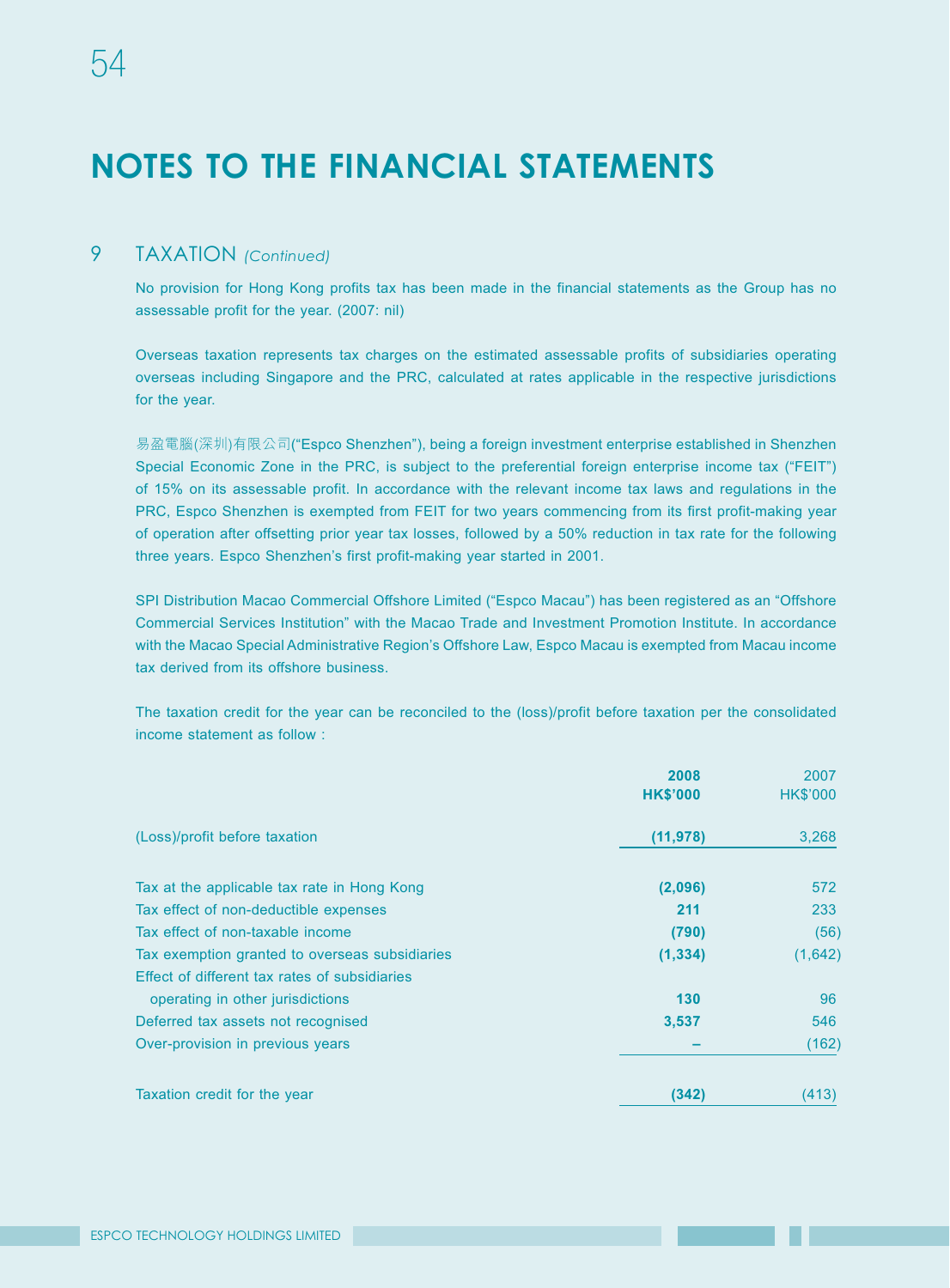# NOTES TO THE FINANCIAL STATEMENTS

## 9 TAXATION *(Continued)*

No provision for Hong Kong profits tax has been made in the financial statements as the Group has no assessable profit for the year. (2007: nil)

Overseas taxation represents tax charges on the estimated assessable profits of subsidiaries operating overseas including Singapore and the PRC, calculated at rates applicable in the respective jurisdictions for the year.

易盈電腦(深圳)有限公司("Espco Shenzhen"), being a foreign investment enterprise established in Shenzhen Special Economic Zone in the PRC, is subject to the preferential foreign enterprise income tax ("FEIT") of 15% on its assessable profit. In accordance with the relevant income tax laws and regulations in the PRC, Espco Shenzhen is exempted from FEIT for two years commencing from its first profit-making year of operation after offsetting prior year tax losses, followed by a 50% reduction in tax rate for the following three years. Espco Shenzhen's first profit-making year started in 2001.

SPI Distribution Macao Commercial Offshore Limited ("Espco Macau") has been registered as an "Offshore Commercial Services Institution" with the Macao Trade and Investment Promotion Institute. In accordance with the Macao Special Administrative Region's Offshore Law, Espco Macau is exempted from Macau income tax derived from its offshore business.

The taxation credit for the year can be reconciled to the (loss)/profit before taxation per the consolidated income statement as follow :

| | **2008** | 2007 |
|---|---|---|
| | **HK$'000** | HK$'000 |
| (Loss)/profit before taxation | **(11,978)** | 3,268 |
| Tax at the applicable tax rate in Hong Kong | **(2,096)** | 572 |
| Tax effect of non-deductible expenses | **211** | 233 |
| Tax effect of non-taxable income | **(790)** | (56) |
| Tax exemption granted to overseas subsidiaries | **(1,334)** | (1,642) |
| Effect of different tax rates of subsidiaries operating in other jurisdictions | **130** | 96 |
| Deferred tax assets not recognised | **3,537** | 546 |
| Over-provision in previous years | **–** | (162) |
| Taxation credit for the year | **(342)** | (413) |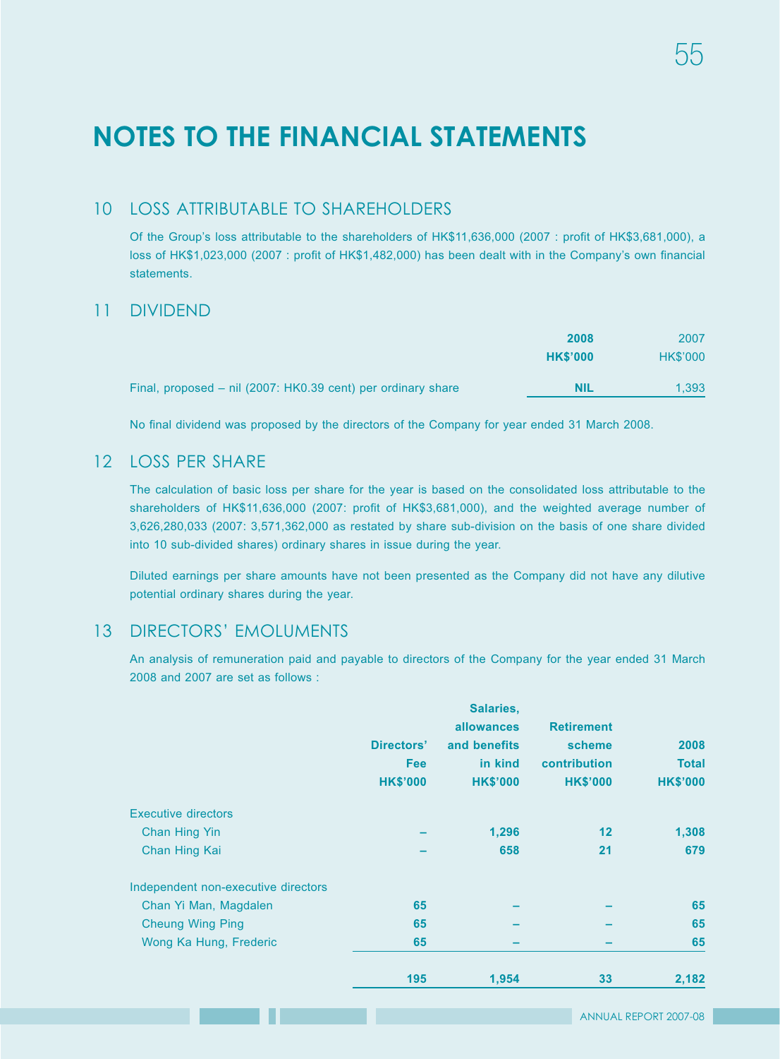# NOTES TO THE FINANCIAL STATEMENTS

## 10 LOSS ATTRIBUTABLE TO SHAREHOLDERS

Of the Group's loss attributable to the shareholders of HK$11,636,000 (2007 : profit of HK$3,681,000), a loss of HK$1,023,000 (2007 : profit of HK$1,482,000) has been dealt with in the Company's own financial statements.

## 11 DIVIDEND

| | **2008** | 2007 |
|---|---|---|
| | **HK$'000** | HK$'000 |
| Final, proposed – nil (2007: HK0.39 cent) per ordinary share | **NIL** | 1,393 |

No final dividend was proposed by the directors of the Company for year ended 31 March 2008.

## 12 LOSS PER SHARE

The calculation of basic loss per share for the year is based on the consolidated loss attributable to the shareholders of HK$11,636,000 (2007: profit of HK$3,681,000), and the weighted average number of 3,626,280,033 (2007: 3,571,362,000 as restated by share sub-division on the basis of one share divided into 10 sub-divided shares) ordinary shares in issue during the year.

Diluted earnings per share amounts have not been presented as the Company did not have any dilutive potential ordinary shares during the year.

## 13 DIRECTORS' EMOLUMENTS

An analysis of remuneration paid and payable to directors of the Company for the year ended 31 March 2008 and 2007 are set as follows :

| | **Directors' Fee** | **Salaries, allowances and benefits in kind** | **Retirement scheme contribution** | **2008 Total** |
|---|---|---|---|---|
| | **HK$'000** | **HK$'000** | **HK$'000** | **HK$'000** |
| Executive directors | | | | |
| Chan Hing Yin | **–** | **1,296** | **12** | **1,308** |
| Chan Hing Kai | **–** | **658** | **21** | **679** |
| Independent non-executive directors | | | | |
| Chan Yi Man, Magdalen | **65** | **–** | **–** | **65** |
| Cheung Wing Ping | **65** | **–** | **–** | **65** |
| Wong Ka Hung, Frederic | **65** | **–** | **–** | **65** |
| | **195** | **1,954** | **33** | **2,182** |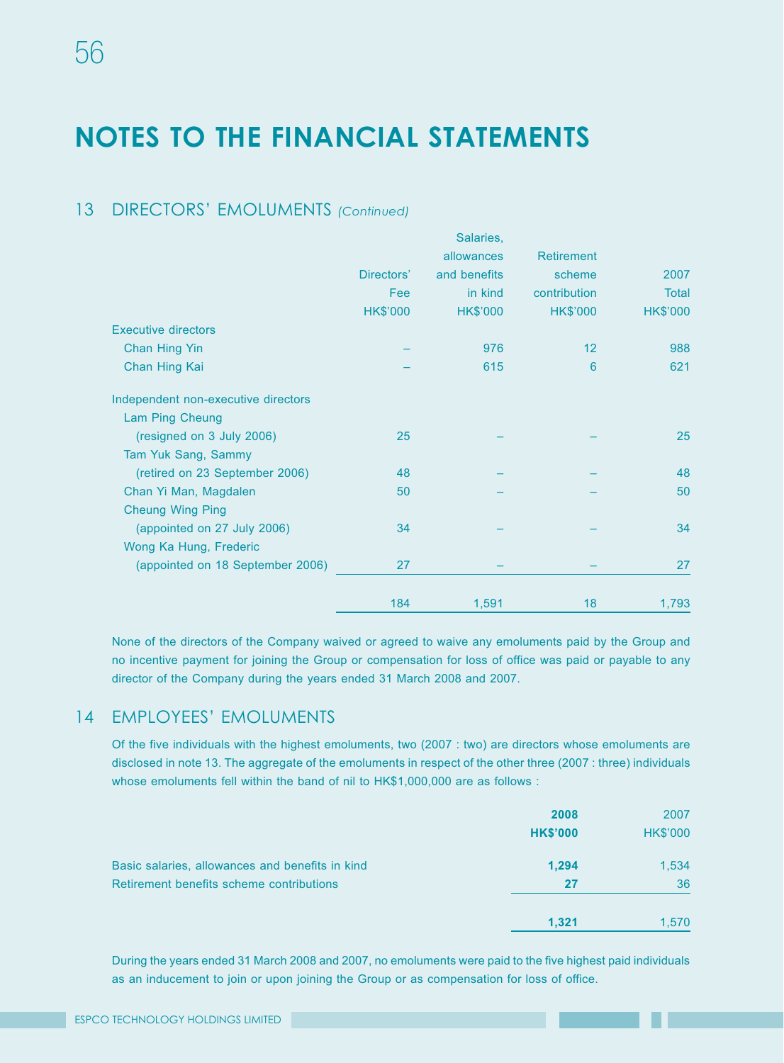# NOTES TO THE FINANCIAL STATEMENTS

## 13 DIRECTORS' EMOLUMENTS *(Continued)*

| | Directors' Fee HK$'000 | Salaries, allowances and benefits in kind HK$'000 | Retirement scheme contribution HK$'000 | 2007 Total HK$'000 |
|---|---|---|---|---|
| Executive directors | | | | |
| Chan Hing Yin | – | 976 | 12 | 988 |
| Chan Hing Kai | – | 615 | 6 | 621 |
| Independent non-executive directors | | | | |
| Lam Ping Cheung (resigned on 3 July 2006) | 25 | – | – | 25 |
| Tam Yuk Sang, Sammy (retired on 23 September 2006) | 48 | – | – | 48 |
| Chan Yi Man, Magdalen | 50 | – | – | 50 |
| Cheung Wing Ping (appointed on 27 July 2006) | 34 | – | – | 34 |
| Wong Ka Hung, Frederic (appointed on 18 September 2006) | 27 | – | – | 27 |
| | 184 | 1,591 | 18 | 1,793 |

None of the directors of the Company waived or agreed to waive any emoluments paid by the Group and no incentive payment for joining the Group or compensation for loss of office was paid or payable to any director of the Company during the years ended 31 March 2008 and 2007.

## 14 EMPLOYEES' EMOLUMENTS

Of the five individuals with the highest emoluments, two (2007 : two) are directors whose emoluments are disclosed in note 13. The aggregate of the emoluments in respect of the other three (2007 : three) individuals whose emoluments fell within the band of nil to HK$1,000,000 are as follows :

| | **2008 HK$'000** | 2007 HK$'000 |
|---|---|---|
| Basic salaries, allowances and benefits in kind | **1,294** | 1,534 |
| Retirement benefits scheme contributions | **27** | 36 |
| | **1,321** | 1,570 |

During the years ended 31 March 2008 and 2007, no emoluments were paid to the five highest paid individuals as an inducement to join or upon joining the Group or as compensation for loss of office.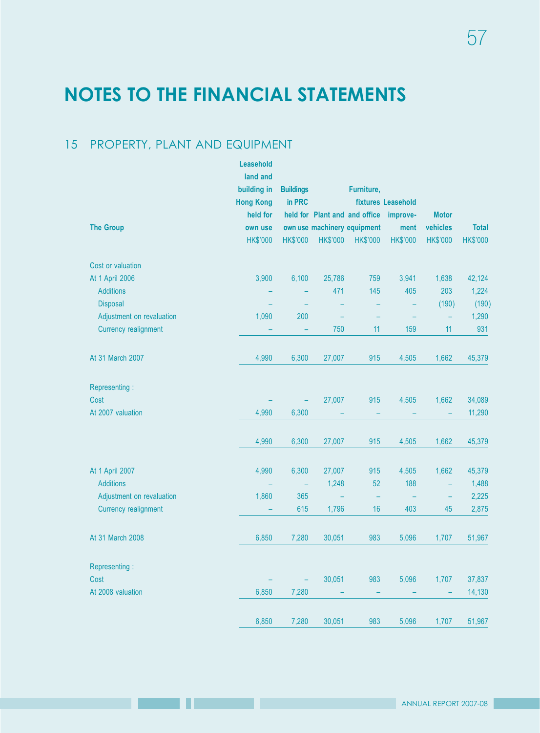# NOTES TO THE FINANCIAL STATEMENTS

## 15 PROPERTY, PLANT AND EQUIPMENT

| The Group | Leasehold land and building in Hong Kong held for own use | Buildings in PRC held for own use | Plant and machinery | Furniture, fixtures and office equipment | Leasehold improvement | Motor vehicles | Total |
|---|---|---|---|---|---|---|---|
| | HK$'000 | HK$'000 | HK$'000 | HK$'000 | HK$'000 | HK$'000 | HK$'000 |
| Cost or valuation | | | | | | | |
| At 1 April 2006 | 3,900 | 6,100 | 25,786 | 759 | 3,941 | 1,638 | 42,124 |
| Additions | – | – | 471 | 145 | 405 | 203 | 1,224 |
| Disposal | – | – | – | – | – | (190) | (190) |
| Adjustment on revaluation | 1,090 | 200 | – | – | – | – | 1,290 |
| Currency realignment | – | – | 750 | 11 | 159 | 11 | 931 |
| At 31 March 2007 | 4,990 | 6,300 | 27,007 | 915 | 4,505 | 1,662 | 45,379 |
| Representing : | | | | | | | |
| Cost | – | – | 27,007 | 915 | 4,505 | 1,662 | 34,089 |
| At 2007 valuation | 4,990 | 6,300 | – | – | – | – | 11,290 |
| | 4,990 | 6,300 | 27,007 | 915 | 4,505 | 1,662 | 45,379 |
| At 1 April 2007 | 4,990 | 6,300 | 27,007 | 915 | 4,505 | 1,662 | 45,379 |
| Additions | – | – | 1,248 | 52 | 188 | – | 1,488 |
| Adjustment on revaluation | 1,860 | 365 | – | – | – | – | 2,225 |
| Currency realignment | – | 615 | 1,796 | 16 | 403 | 45 | 2,875 |
| At 31 March 2008 | 6,850 | 7,280 | 30,051 | 983 | 5,096 | 1,707 | 51,967 |
| Representing : | | | | | | | |
| Cost | – | – | 30,051 | 983 | 5,096 | 1,707 | 37,837 |
| At 2008 valuation | 6,850 | 7,280 | – | – | – | – | 14,130 |
| | 6,850 | 7,280 | 30,051 | 983 | 5,096 | 1,707 | 51,967 |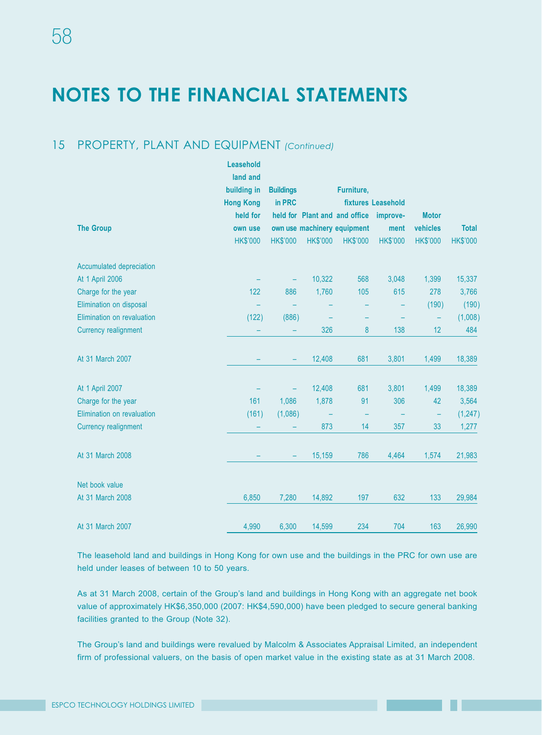# NOTES TO THE FINANCIAL STATEMENTS

## 15 PROPERTY, PLANT AND EQUIPMENT *(Continued)*

| The Group | Leasehold land and building in Hong Kong held for own use | Buildings in PRC held for own use | Plant and machinery | Furniture, fixtures and office equipment | Leasehold improvement | Motor vehicles | Total |
|---|---|---|---|---|---|---|---|
| | HK$'000 | HK$'000 | HK$'000 | HK$'000 | HK$'000 | HK$'000 | HK$'000 |
| **Accumulated depreciation** | | | | | | | |
| At 1 April 2006 | – | – | 10,322 | 568 | 3,048 | 1,399 | 15,337 |
| Charge for the year | 122 | 886 | 1,760 | 105 | 615 | 278 | 3,766 |
| Elimination on disposal | – | – | – | – | – | (190) | (190) |
| Elimination on revaluation | (122) | (886) | – | – | – | – | (1,008) |
| Currency realignment | – | – | 326 | 8 | 138 | 12 | 484 |
| At 31 March 2007 | – | – | 12,408 | 681 | 3,801 | 1,499 | 18,389 |
| At 1 April 2007 | – | – | 12,408 | 681 | 3,801 | 1,499 | 18,389 |
| Charge for the year | 161 | 1,086 | 1,878 | 91 | 306 | 42 | 3,564 |
| Elimination on revaluation | (161) | (1,086) | – | – | – | – | (1,247) |
| Currency realignment | – | – | 873 | 14 | 357 | 33 | 1,277 |
| At 31 March 2008 | – | – | 15,159 | 786 | 4,464 | 1,574 | 21,983 |
| **Net book value** | | | | | | | |
| At 31 March 2008 | 6,850 | 7,280 | 14,892 | 197 | 632 | 133 | 29,984 |
| At 31 March 2007 | 4,990 | 6,300 | 14,599 | 234 | 704 | 163 | 26,990 |

The leasehold land and buildings in Hong Kong for own use and the buildings in the PRC for own use are held under leases of between 10 to 50 years.

As at 31 March 2008, certain of the Group's land and buildings in Hong Kong with an aggregate net book value of approximately HK$6,350,000 (2007: HK$4,590,000) have been pledged to secure general banking facilities granted to the Group (Note 32).

The Group's land and buildings were revalued by Malcolm & Associates Appraisal Limited, an independent firm of professional valuers, on the basis of open market value in the existing state as at 31 March 2008.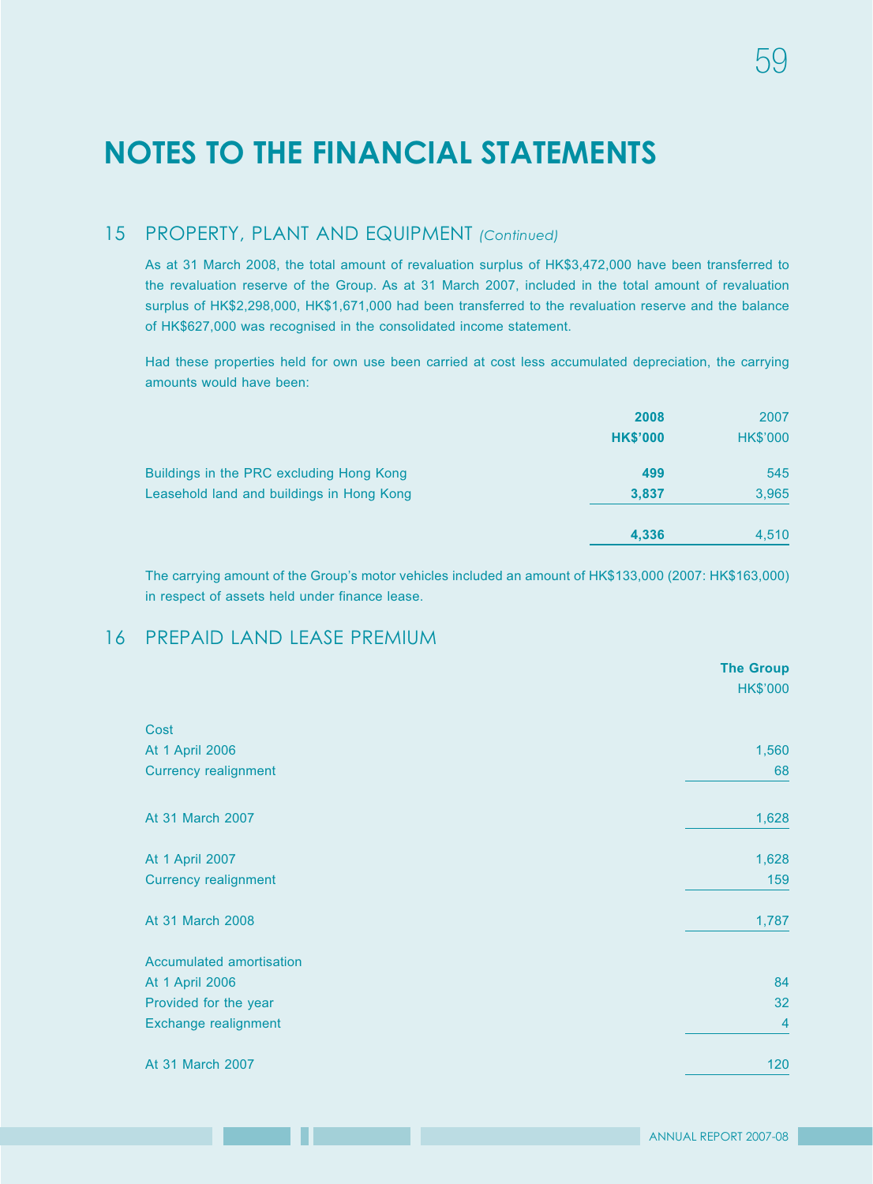# NOTES TO THE FINANCIAL STATEMENTS

## 15 PROPERTY, PLANT AND EQUIPMENT *(Continued)*

As at 31 March 2008, the total amount of revaluation surplus of HK$3,472,000 have been transferred to the revaluation reserve of the Group. As at 31 March 2007, included in the total amount of revaluation surplus of HK$2,298,000, HK$1,671,000 had been transferred to the revaluation reserve and the balance of HK$627,000 was recognised in the consolidated income statement.

Had these properties held for own use been carried at cost less accumulated depreciation, the carrying amounts would have been:

| | **2008** | 2007 |
|---|---|---|
| | **HK$'000** | HK$'000 |
| Buildings in the PRC excluding Hong Kong | **499** | 545 |
| Leasehold land and buildings in Hong Kong | **3,837** | 3,965 |
| | **4,336** | 4,510 |

The carrying amount of the Group's motor vehicles included an amount of HK$133,000 (2007: HK$163,000) in respect of assets held under finance lease.

## 16 PREPAID LAND LEASE PREMIUM

| | **The Group** |
|---|---|
| | HK$'000 |
| Cost | |
| At 1 April 2006 | 1,560 |
| Currency realignment | 68 |
| At 31 March 2007 | 1,628 |
| At 1 April 2007 | 1,628 |
| Currency realignment | 159 |
| At 31 March 2008 | 1,787 |
| Accumulated amortisation | |
| At 1 April 2006 | 84 |
| Provided for the year | 32 |
| Exchange realignment | 4 |
| At 31 March 2007 | 120 |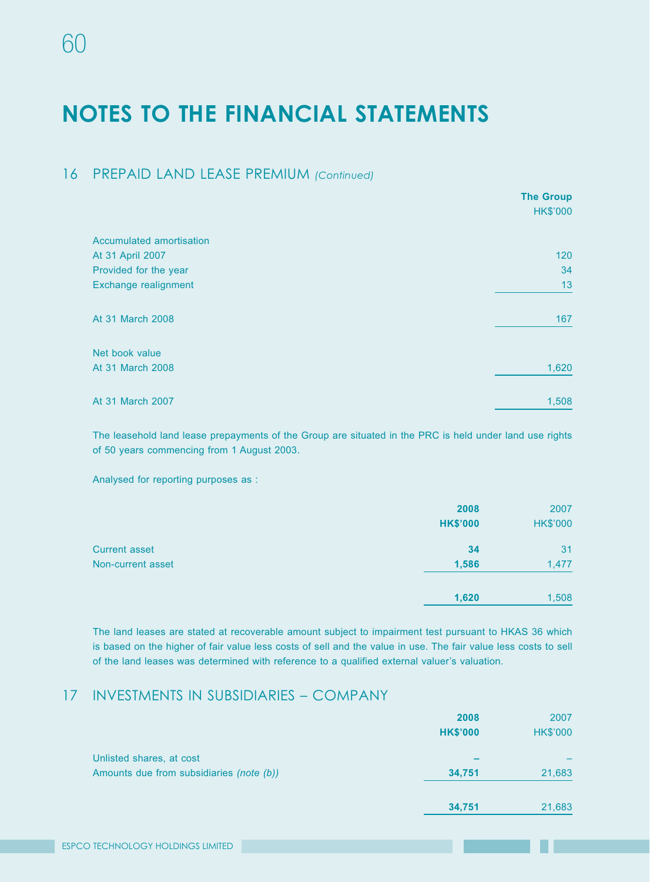# NOTES TO THE FINANCIAL STATEMENTS

## 16 PREPAID LAND LEASE PREMIUM *(Continued)*

| | The Group HK$'000 |
|---|---|
| Accumulated amortisation | |
| At 31 April 2007 | 120 |
| Provided for the year | 34 |
| Exchange realignment | 13 |
| At 31 March 2008 | 167 |
| Net book value | |
| At 31 March 2008 | 1,620 |
| At 31 March 2007 | 1,508 |

The leasehold land lease prepayments of the Group are situated in the PRC is held under land use rights of 50 years commencing from 1 August 2003.

Analysed for reporting purposes as :

| | **2008 HK$'000** | 2007 HK$'000 |
|---|---|---|
| Current asset | **34** | 31 |
| Non-current asset | **1,586** | 1,477 |
| | **1,620** | 1,508 |

The land leases are stated at recoverable amount subject to impairment test pursuant to HKAS 36 which is based on the higher of fair value less costs of sell and the value in use. The fair value less costs to sell of the land leases was determined with reference to a qualified external valuer's valuation.

## 17 INVESTMENTS IN SUBSIDIARIES – COMPANY

| | **2008 HK$'000** | 2007 HK$'000 |
|---|---|---|
| Unlisted shares, at cost | **–** | – |
| Amounts due from subsidiaries *(note (b))* | **34,751** | 21,683 |
| | **34,751** | 21,683 |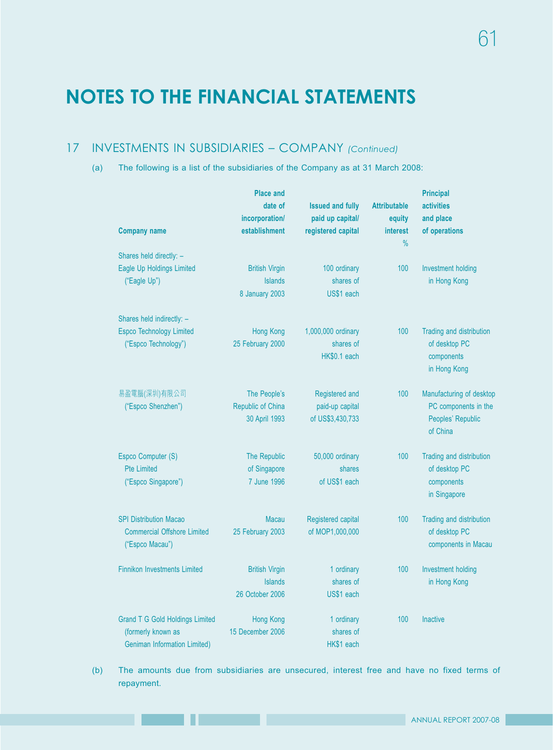# NOTES TO THE FINANCIAL STATEMENTS

## 17 INVESTMENTS IN SUBSIDIARIES – COMPANY *(Continued)*

(a) The following is a list of the subsidiaries of the Company as at 31 March 2008:

| Company name | Place and date of incorporation/ establishment | Issued and fully paid up capital/ registered capital | Attributable equity interest % | Principal activities and place of operations |
|---|---|---|---|---|
| Shares held directly: – | | | | |
| Eagle Up Holdings Limited ("Eagle Up") | British Virgin Islands 8 January 2003 | 100 ordinary shares of US$1 each | 100 | Investment holding in Hong Kong |
| Shares held indirectly: – | | | | |
| Espco Technology Limited ("Espco Technology") | Hong Kong 25 February 2000 | 1,000,000 ordinary shares of HK$0.1 each | 100 | Trading and distribution of desktop PC components in Hong Kong |
| 易盈電腦(深圳)有限公司 ("Espco Shenzhen") | The People's Republic of China 30 April 1993 | Registered and paid-up capital of US$3,430,733 | 100 | Manufacturing of desktop PC components in the Peoples' Republic of China |
| Espco Computer (S) Pte Limited ("Espco Singapore") | The Republic of Singapore 7 June 1996 | 50,000 ordinary shares of US$1 each | 100 | Trading and distribution of desktop PC components in Singapore |
| SPI Distribution Macao Commercial Offshore Limited ("Espco Macau") | Macau 25 February 2003 | Registered capital of MOP1,000,000 | 100 | Trading and distribution of desktop PC components in Macau |
| Finnikon Investments Limited | British Virgin Islands 26 October 2006 | 1 ordinary shares of US$1 each | 100 | Investment holding in Hong Kong |
| Grand T G Gold Holdings Limited (formerly known as Geniman Information Limited) | Hong Kong 15 December 2006 | 1 ordinary shares of HK$1 each | 100 | Inactive |

(b) The amounts due from subsidiaries are unsecured, interest free and have no fixed terms of repayment.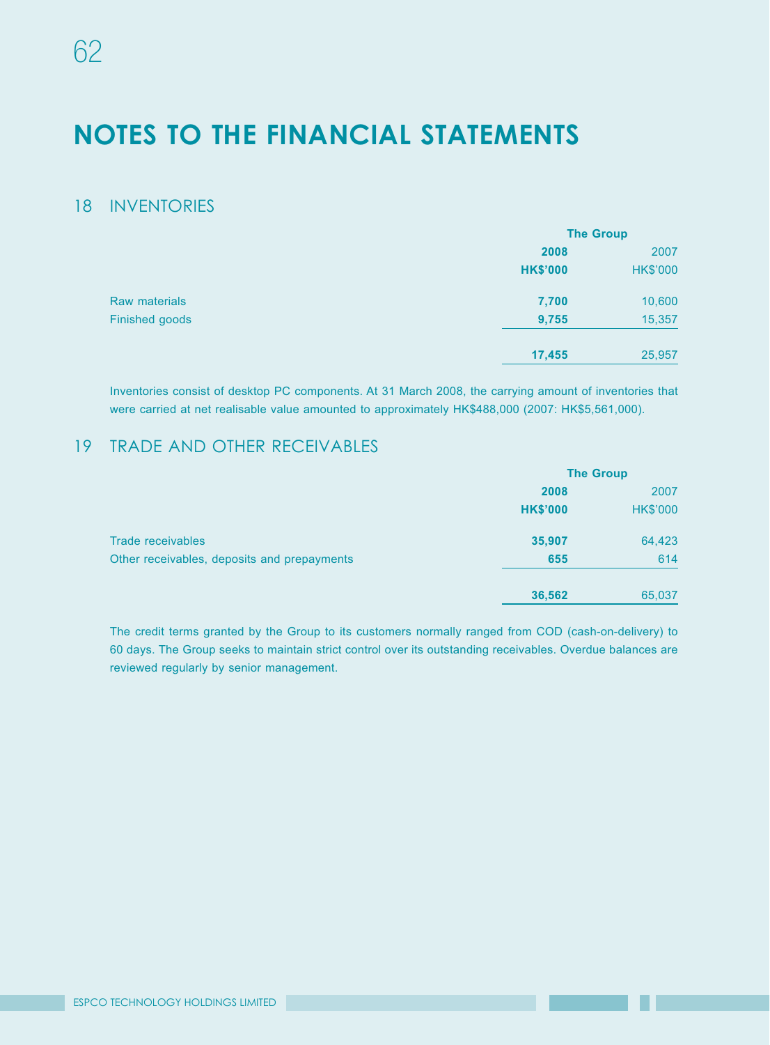# NOTES TO THE FINANCIAL STATEMENTS

## 18 INVENTORIES

| | The Group | |
|---|---|---|
| | **2008** | 2007 |
| | **HK$'000** | HK$'000 |
| Raw materials | **7,700** | 10,600 |
| Finished goods | **9,755** | 15,357 |
| | **17,455** | 25,957 |

Inventories consist of desktop PC components. At 31 March 2008, the carrying amount of inventories that were carried at net realisable value amounted to approximately HK$488,000 (2007: HK$5,561,000).

## 19 TRADE AND OTHER RECEIVABLES

| | The Group | |
|---|---|---|
| | **2008** | 2007 |
| | **HK$'000** | HK$'000 |
| Trade receivables | **35,907** | 64,423 |
| Other receivables, deposits and prepayments | **655** | 614 |
| | **36,562** | 65,037 |

The credit terms granted by the Group to its customers normally ranged from COD (cash-on-delivery) to 60 days. The Group seeks to maintain strict control over its outstanding receivables. Overdue balances are reviewed regularly by senior management.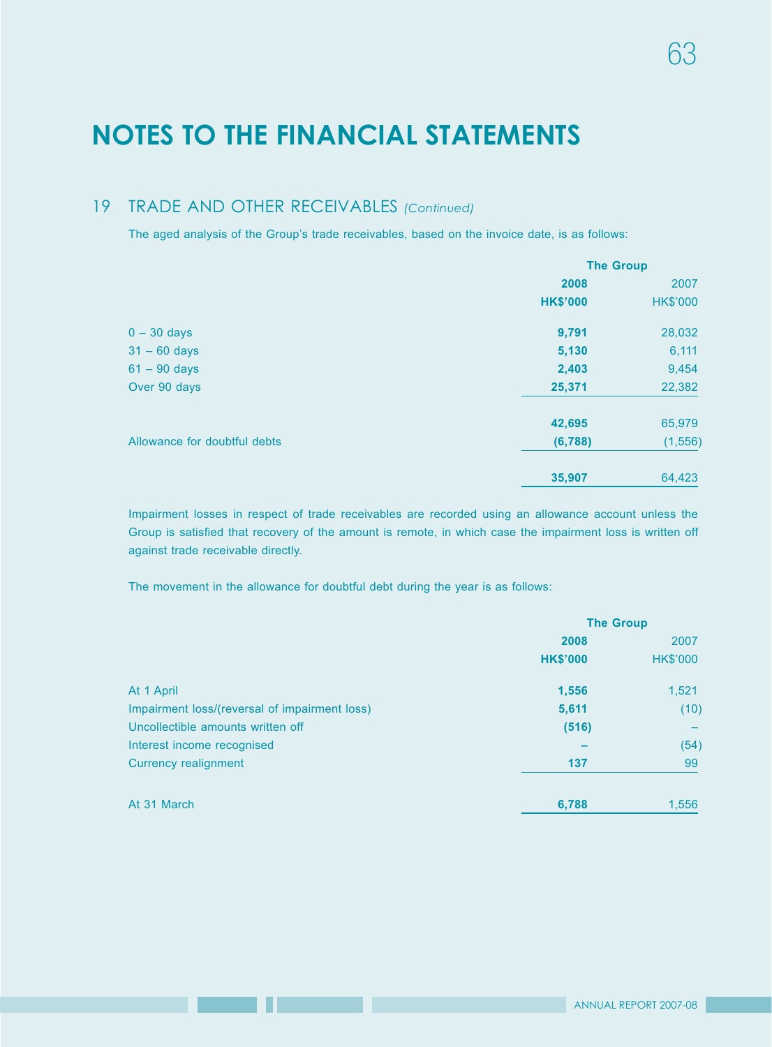# NOTES TO THE FINANCIAL STATEMENTS

## 19 TRADE AND OTHER RECEIVABLES *(Continued)*

The aged analysis of the Group's trade receivables, based on the invoice date, is as follows:

| | The Group | |
|---|---|---|
| | **2008** | 2007 |
| | **HK$'000** | HK$'000 |
| 0 – 30 days | **9,791** | 28,032 |
| 31 – 60 days | **5,130** | 6,111 |
| 61 – 90 days | **2,403** | 9,454 |
| Over 90 days | **25,371** | 22,382 |
| | **42,695** | 65,979 |
| Allowance for doubtful debts | **(6,788)** | (1,556) |
| | **35,907** | 64,423 |

Impairment losses in respect of trade receivables are recorded using an allowance account unless the Group is satisfied that recovery of the amount is remote, in which case the impairment loss is written off against trade receivable directly.

The movement in the allowance for doubtful debt during the year is as follows:

| | The Group | |
|---|---|---|
| | **2008** | 2007 |
| | **HK$'000** | HK$'000 |
| At 1 April | **1,556** | 1,521 |
| Impairment loss/(reversal of impairment loss) | **5,611** | (10) |
| Uncollectible amounts written off | **(516)** | – |
| Interest income recognised | **–** | (54) |
| Currency realignment | **137** | 99 |
| At 31 March | **6,788** | 1,556 |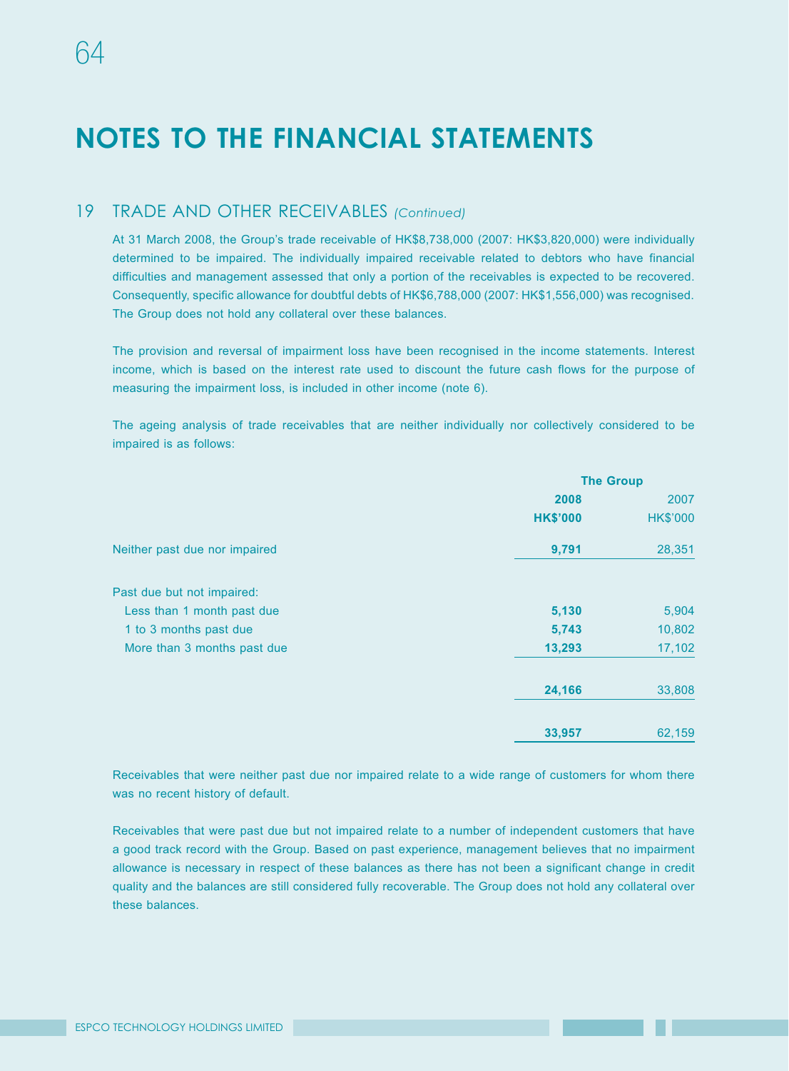# NOTES TO THE FINANCIAL STATEMENTS

## 19 TRADE AND OTHER RECEIVABLES *(Continued)*

At 31 March 2008, the Group's trade receivable of HK$8,738,000 (2007: HK$3,820,000) were individually determined to be impaired. The individually impaired receivable related to debtors who have financial difficulties and management assessed that only a portion of the receivables is expected to be recovered. Consequently, specific allowance for doubtful debts of HK$6,788,000 (2007: HK$1,556,000) was recognised. The Group does not hold any collateral over these balances.

The provision and reversal of impairment loss have been recognised in the income statements. Interest income, which is based on the interest rate used to discount the future cash flows for the purpose of measuring the impairment loss, is included in other income (note 6).

The ageing analysis of trade receivables that are neither individually nor collectively considered to be impaired is as follows:

| | **The Group** | |
|---|---|---|
| | **2008** | 2007 |
| | **HK$'000** | HK$'000 |
| Neither past due nor impaired | **9,791** | 28,351 |
| Past due but not impaired: | | |
| Less than 1 month past due | **5,130** | 5,904 |
| 1 to 3 months past due | **5,743** | 10,802 |
| More than 3 months past due | **13,293** | 17,102 |
| | **24,166** | 33,808 |
| | **33,957** | 62,159 |

Receivables that were neither past due nor impaired relate to a wide range of customers for whom there was no recent history of default.

Receivables that were past due but not impaired relate to a number of independent customers that have a good track record with the Group. Based on past experience, management believes that no impairment allowance is necessary in respect of these balances as there has not been a significant change in credit quality and the balances are still considered fully recoverable. The Group does not hold any collateral over these balances.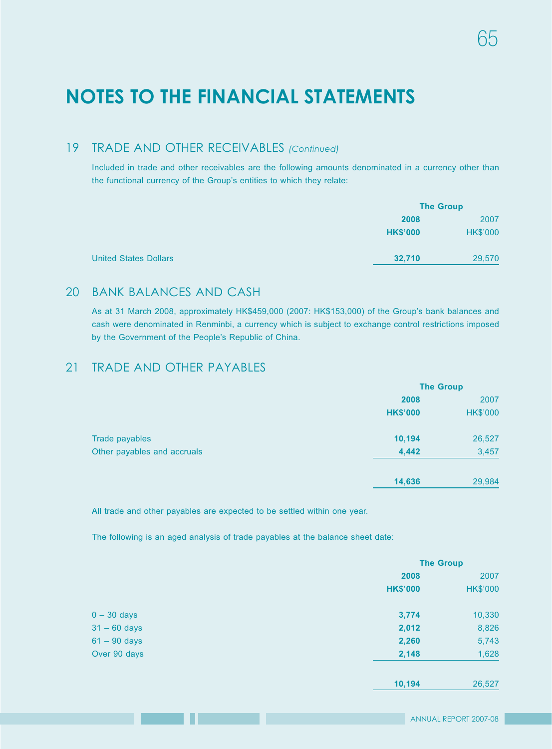# NOTES TO THE FINANCIAL STATEMENTS

## 19 TRADE AND OTHER RECEIVABLES *(Continued)*

Included in trade and other receivables are the following amounts denominated in a currency other than the functional currency of the Group's entities to which they relate:

| | The Group | |
|---|---|---|
| | **2008** | 2007 |
| | **HK$'000** | HK$'000 |
| United States Dollars | **32,710** | 29,570 |

## 20 BANK BALANCES AND CASH

As at 31 March 2008, approximately HK$459,000 (2007: HK$153,000) of the Group's bank balances and cash were denominated in Renminbi, a currency which is subject to exchange control restrictions imposed by the Government of the People's Republic of China.

## 21 TRADE AND OTHER PAYABLES

| | The Group | |
|---|---|---|
| | **2008** | 2007 |
| | **HK$'000** | HK$'000 |
| Trade payables | **10,194** | 26,527 |
| Other payables and accruals | **4,442** | 3,457 |
| | **14,636** | 29,984 |

All trade and other payables are expected to be settled within one year.

The following is an aged analysis of trade payables at the balance sheet date:

| | The Group | |
|---|---|---|
| | **2008** | 2007 |
| | **HK$'000** | HK$'000 |
| 0 – 30 days | **3,774** | 10,330 |
| 31 – 60 days | **2,012** | 8,826 |
| 61 – 90 days | **2,260** | 5,743 |
| Over 90 days | **2,148** | 1,628 |
| | **10,194** | 26,527 |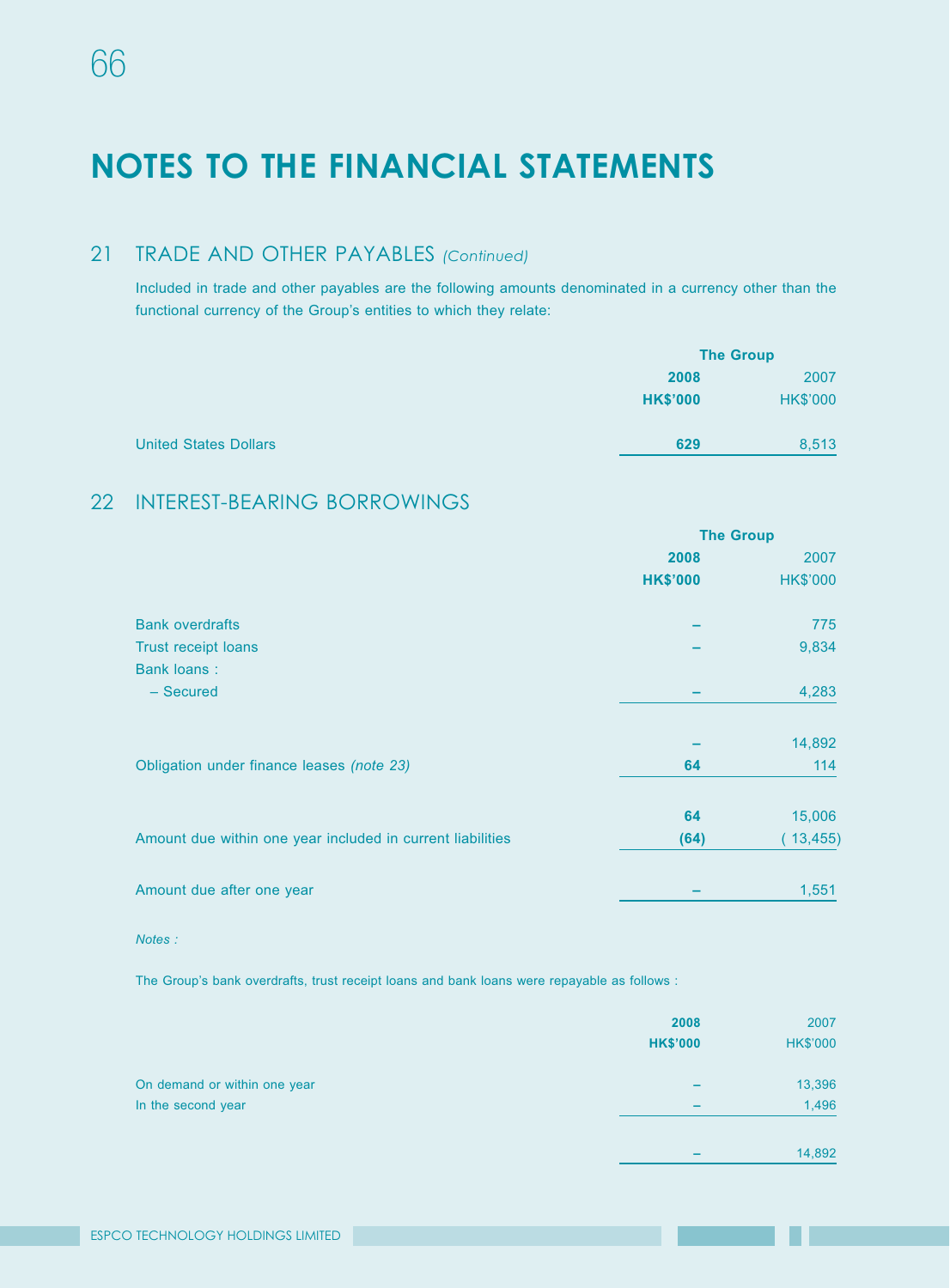# NOTES TO THE FINANCIAL STATEMENTS

## 21 TRADE AND OTHER PAYABLES *(Continued)*

Included in trade and other payables are the following amounts denominated in a currency other than the functional currency of the Group's entities to which they relate:

| | The Group | |
|---|---|---|
| | **2008** | 2007 |
| | **HK$'000** | HK$'000 |
| United States Dollars | **629** | 8,513 |

## 22 INTEREST-BEARING BORROWINGS

| | The Group | |
|---|---|---|
| | **2008** | 2007 |
| | **HK$'000** | HK$'000 |
| Bank overdrafts | **–** | 775 |
| Trust receipt loans | **–** | 9,834 |
| Bank loans : | | |
| – Secured | **–** | 4,283 |
| | **–** | 14,892 |
| Obligation under finance leases *(note 23)* | **64** | 114 |
| | **64** | 15,006 |
| Amount due within one year included in current liabilities | **(64)** | ( 13,455) |
| Amount due after one year | **–** | 1,551 |

*Notes :*

The Group's bank overdrafts, trust receipt loans and bank loans were repayable as follows :

| | **2008** | 2007 |
|---|---|---|
| | **HK$'000** | HK$'000 |
| On demand or within one year | **–** | 13,396 |
| In the second year | **–** | 1,496 |
| | **–** | 14,892 |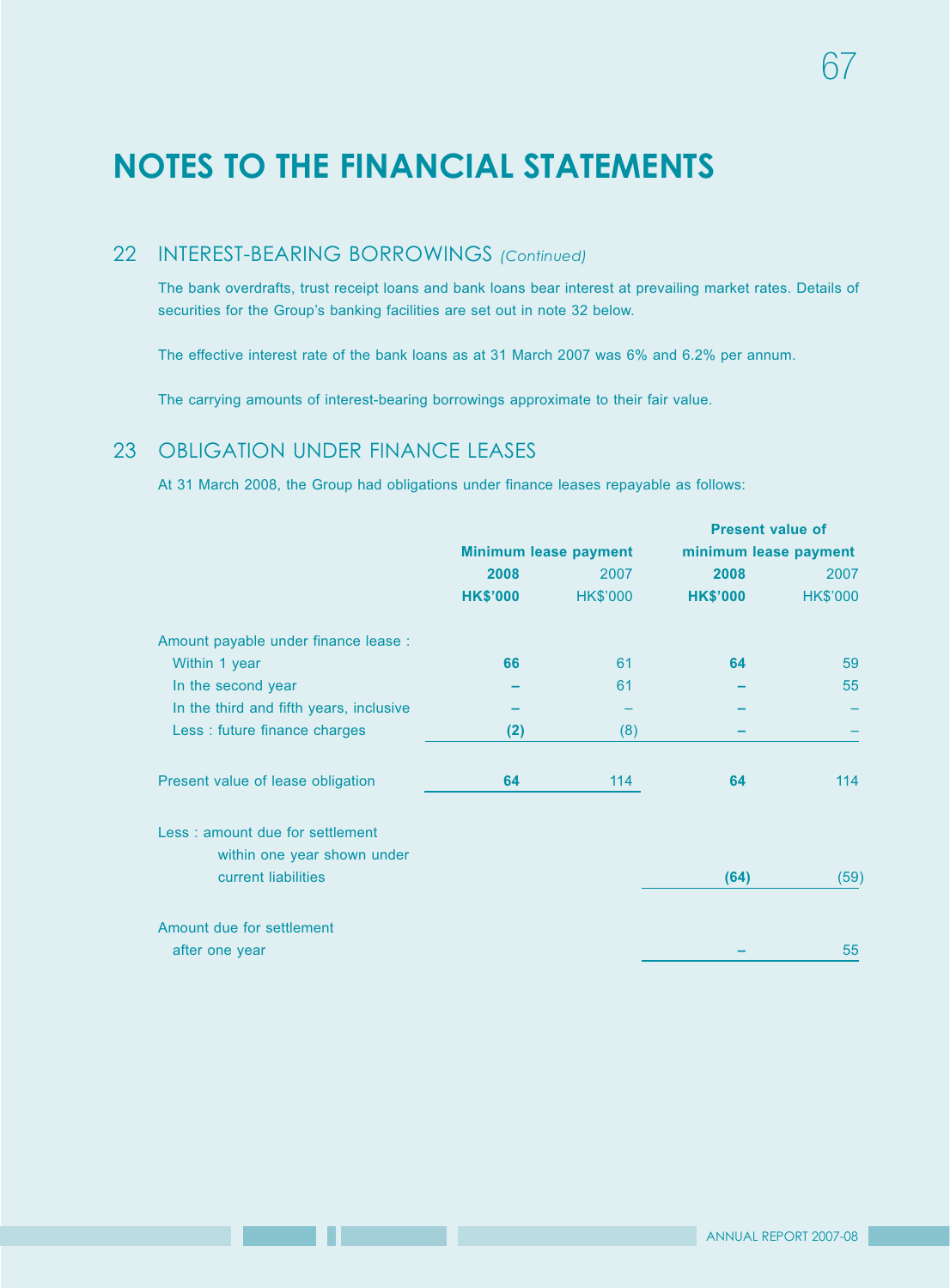# NOTES TO THE FINANCIAL STATEMENTS

## 22 INTEREST-BEARING BORROWINGS *(Continued)*

The bank overdrafts, trust receipt loans and bank loans bear interest at prevailing market rates. Details of securities for the Group's banking facilities are set out in note 32 below.

The effective interest rate of the bank loans as at 31 March 2007 was 6% and 6.2% per annum.

The carrying amounts of interest-bearing borrowings approximate to their fair value.

## 23 OBLIGATION UNDER FINANCE LEASES

At 31 March 2008, the Group had obligations under finance leases repayable as follows:

| | **Minimum lease payment** | | **Present value of minimum lease payment** | |
|---|---|---|---|---|
| | **2008** | 2007 | **2008** | 2007 |
| | **HK$'000** | HK$'000 | **HK$'000** | HK$'000 |
| Amount payable under finance lease : | | | | |
| Within 1 year | **66** | 61 | **64** | 59 |
| In the second year | **–** | 61 | **–** | 55 |
| In the third and fifth years, inclusive | **–** | – | **–** | – |
| Less : future finance charges | **(2)** | (8) | **–** | – |
| Present value of lease obligation | **64** | 114 | **64** | 114 |
| Less : amount due for settlement within one year shown under current liabilities | | | **(64)** | (59) |
| Amount due for settlement after one year | | | **–** | 55 |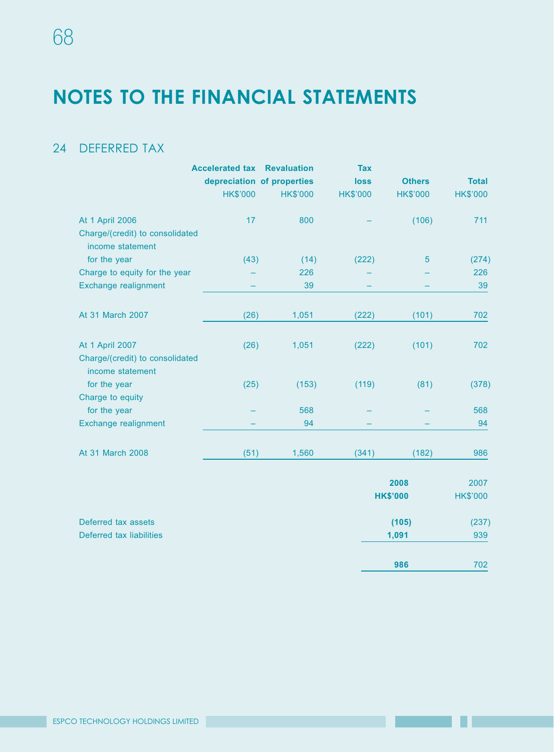# NOTES TO THE FINANCIAL STATEMENTS

## 24 DEFERRED TAX

| | Accelerated tax depreciation | Revaluation of properties | Tax loss | Others | Total |
|---|---|---|---|---|---|
| | HK$'000 | HK$'000 | HK$'000 | HK$'000 | HK$'000 |
| At 1 April 2006 | 17 | 800 | – | (106) | 711 |
| Charge/(credit) to consolidated income statement for the year | (43) | (14) | (222) | 5 | (274) |
| Charge to equity for the year | – | 226 | – | – | 226 |
| Exchange realignment | – | 39 | – | – | 39 |
| At 31 March 2007 | (26) | 1,051 | (222) | (101) | 702 |
| At 1 April 2007 | (26) | 1,051 | (222) | (101) | 702 |
| Charge/(credit) to consolidated income statement for the year | (25) | (153) | (119) | (81) | (378) |
| Charge to equity for the year | – | 568 | – | – | 568 |
| Exchange realignment | – | 94 | – | – | 94 |
| At 31 March 2008 | (51) | 1,560 | (341) | (182) | 986 |

| | **2008** | 2007 |
|---|---|---|
| | **HK$'000** | HK$'000 |
| Deferred tax assets | **(105)** | (237) |
| Deferred tax liabilities | **1,091** | 939 |
| | **986** | 702 |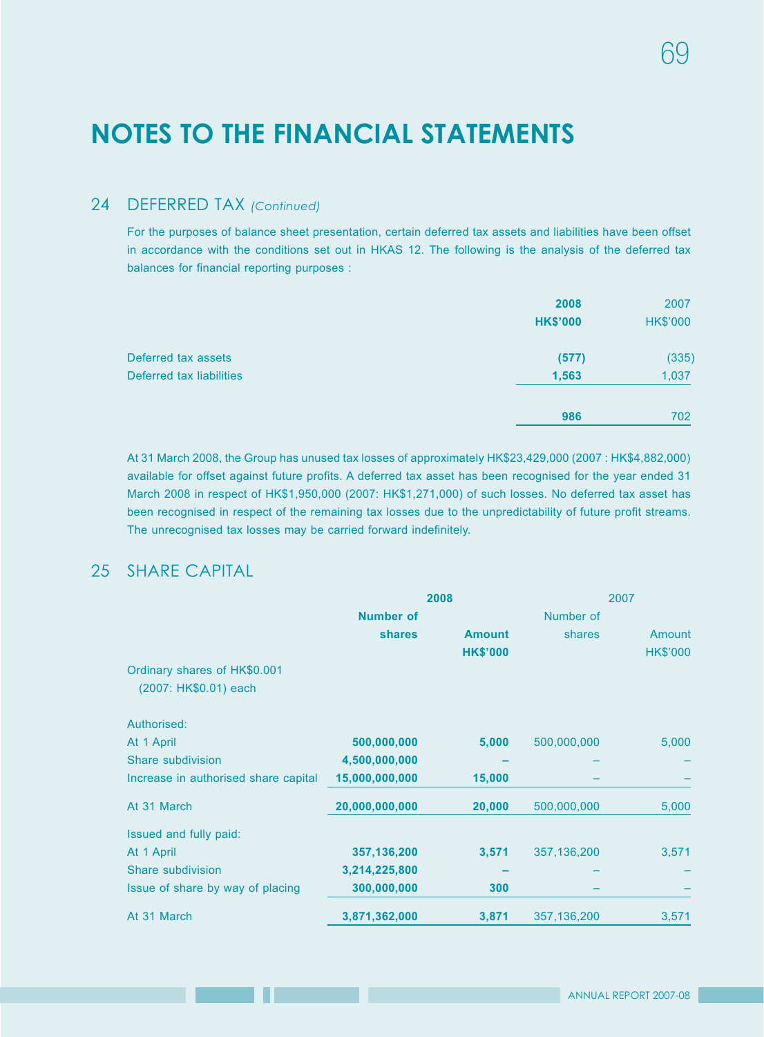# NOTES TO THE FINANCIAL STATEMENTS

## 24 DEFERRED TAX *(Continued)*

For the purposes of balance sheet presentation, certain deferred tax assets and liabilities have been offset in accordance with the conditions set out in HKAS 12. The following is the analysis of the deferred tax balances for financial reporting purposes :

| | 2008<br>HK$'000 | 2007<br>HK$'000 |
|---|---|---|
| Deferred tax assets | (577) | (335) |
| Deferred tax liabilities | 1,563 | 1,037 |
| | 986 | 702 |

At 31 March 2008, the Group has unused tax losses of approximately HK$23,429,000 (2007 : HK$4,882,000) available for offset against future profits. A deferred tax asset has been recognised for the year ended 31 March 2008 in respect of HK$1,950,000 (2007: HK$1,271,000) of such losses. No deferred tax asset has been recognised in respect of the remaining tax losses due to the unpredictability of future profit streams. The unrecognised tax losses may be carried forward indefinitely.

## 25 SHARE CAPITAL

| | 2008 | | 2007 | |
|---|---|---|---|---|
| | Number of shares | Amount<br>HK$'000 | Number of shares | Amount<br>HK$'000 |
| Ordinary shares of HK$0.001 (2007: HK$0.01) each | | | | |
| Authorised: | | | | |
| At 1 April | 500,000,000 | 5,000 | 500,000,000 | 5,000 |
| Share subdivision | 4,500,000,000 | – | – | – |
| Increase in authorised share capital | 15,000,000,000 | 15,000 | – | – |
| At 31 March | 20,000,000,000 | 20,000 | 500,000,000 | 5,000 |
| Issued and fully paid: | | | | |
| At 1 April | 357,136,200 | 3,571 | 357,136,200 | 3,571 |
| Share subdivision | 3,214,225,800 | – | – | – |
| Issue of share by way of placing | 300,000,000 | 300 | – | – |
| At 31 March | 3,871,362,000 | 3,871 | 357,136,200 | 3,571 |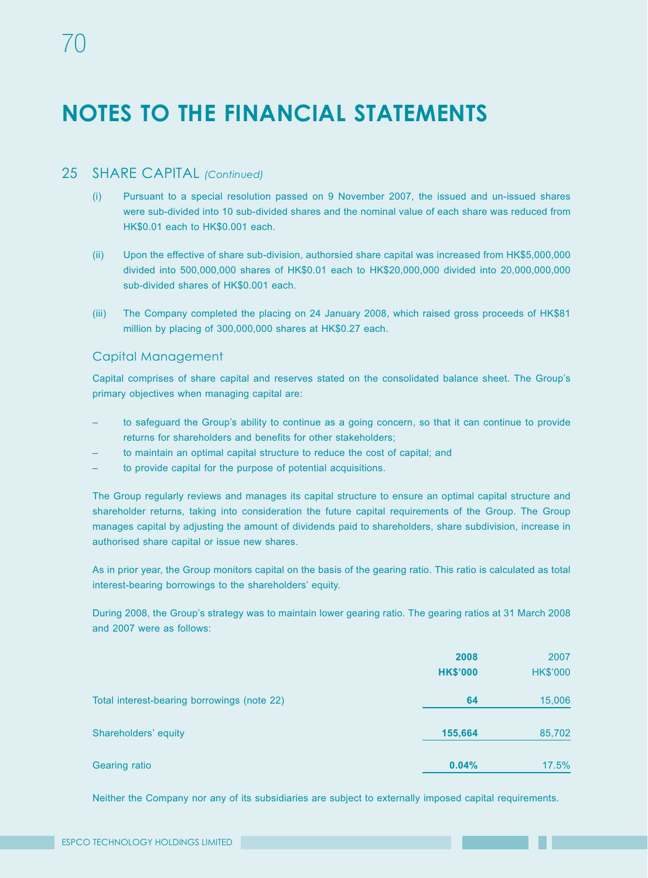# NOTES TO THE FINANCIAL STATEMENTS

## 25 SHARE CAPITAL *(Continued)*

(i) Pursuant to a special resolution passed on 9 November 2007, the issued and un-issued shares were sub-divided into 10 sub-divided shares and the nominal value of each share was reduced from HK$0.01 each to HK$0.001 each.

(ii) Upon the effective of share sub-division, authorsied share capital was increased from HK$5,000,000 divided into 500,000,000 shares of HK$0.01 each to HK$20,000,000 divided into 20,000,000,000 sub-divided shares of HK$0.001 each.

(iii) The Company completed the placing on 24 January 2008, which raised gross proceeds of HK$81 million by placing of 300,000,000 shares at HK$0.27 each.

### Capital Management

Capital comprises of share capital and reserves stated on the consolidated balance sheet. The Group's primary objectives when managing capital are:

– to safeguard the Group's ability to continue as a going concern, so that it can continue to provide returns for shareholders and benefits for other stakeholders;
– to maintain an optimal capital structure to reduce the cost of capital; and
– to provide capital for the purpose of potential acquisitions.

The Group regularly reviews and manages its capital structure to ensure an optimal capital structure and shareholder returns, taking into consideration the future capital requirements of the Group. The Group manages capital by adjusting the amount of dividends paid to shareholders, share subdivision, increase in authorised share capital or issue new shares.

As in prior year, the Group monitors capital on the basis of the gearing ratio. This ratio is calculated as total interest-bearing borrowings to the shareholders' equity.

During 2008, the Group's strategy was to maintain lower gearing ratio. The gearing ratios at 31 March 2008 and 2007 were as follows:

| | **2008** | 2007 |
|---|---|---|
| | **HK$'000** | HK$'000 |
| Total interest-bearing borrowings (note 22) | **64** | 15,006 |
| Shareholders' equity | **155,664** | 85,702 |
| Gearing ratio | **0.04%** | 17.5% |

Neither the Company nor any of its subsidiaries are subject to externally imposed capital requirements.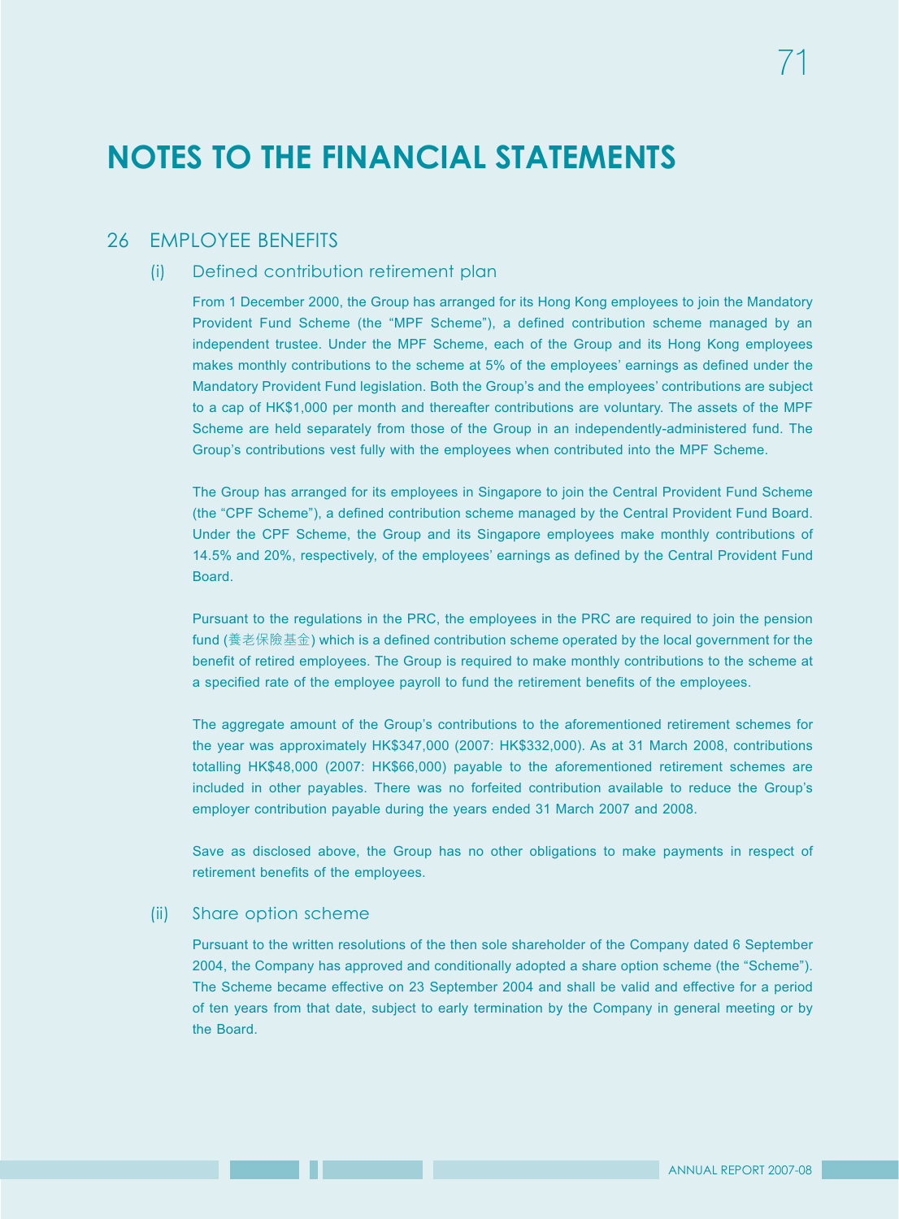# NOTES TO THE FINANCIAL STATEMENTS

## 26 EMPLOYEE BENEFITS

### (i) Defined contribution retirement plan

From 1 December 2000, the Group has arranged for its Hong Kong employees to join the Mandatory Provident Fund Scheme (the "MPF Scheme"), a defined contribution scheme managed by an independent trustee. Under the MPF Scheme, each of the Group and its Hong Kong employees makes monthly contributions to the scheme at 5% of the employees' earnings as defined under the Mandatory Provident Fund legislation. Both the Group's and the employees' contributions are subject to a cap of HK$1,000 per month and thereafter contributions are voluntary. The assets of the MPF Scheme are held separately from those of the Group in an independently-administered fund. The Group's contributions vest fully with the employees when contributed into the MPF Scheme.

The Group has arranged for its employees in Singapore to join the Central Provident Fund Scheme (the "CPF Scheme"), a defined contribution scheme managed by the Central Provident Fund Board. Under the CPF Scheme, the Group and its Singapore employees make monthly contributions of 14.5% and 20%, respectively, of the employees' earnings as defined by the Central Provident Fund Board.

Pursuant to the regulations in the PRC, the employees in the PRC are required to join the pension fund (養老保險基金) which is a defined contribution scheme operated by the local government for the benefit of retired employees. The Group is required to make monthly contributions to the scheme at a specified rate of the employee payroll to fund the retirement benefits of the employees.

The aggregate amount of the Group's contributions to the aforementioned retirement schemes for the year was approximately HK$347,000 (2007: HK$332,000). As at 31 March 2008, contributions totalling HK$48,000 (2007: HK$66,000) payable to the aforementioned retirement schemes are included in other payables. There was no forfeited contribution available to reduce the Group's employer contribution payable during the years ended 31 March 2007 and 2008.

Save as disclosed above, the Group has no other obligations to make payments in respect of retirement benefits of the employees.

### (ii) Share option scheme

Pursuant to the written resolutions of the then sole shareholder of the Company dated 6 September 2004, the Company has approved and conditionally adopted a share option scheme (the "Scheme"). The Scheme became effective on 23 September 2004 and shall be valid and effective for a period of ten years from that date, subject to early termination by the Company in general meeting or by the Board.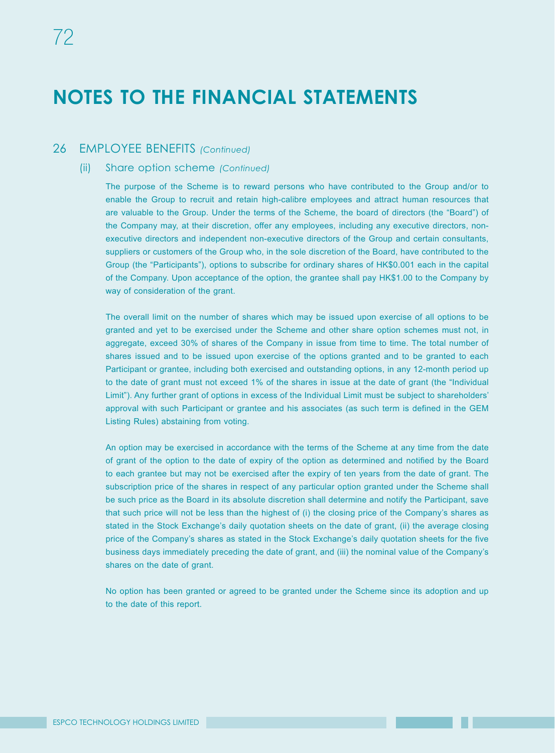# NOTES TO THE FINANCIAL STATEMENTS

## 26 EMPLOYEE BENEFITS *(Continued)*

### (ii) Share option scheme *(Continued)*

The purpose of the Scheme is to reward persons who have contributed to the Group and/or to enable the Group to recruit and retain high-calibre employees and attract human resources that are valuable to the Group. Under the terms of the Scheme, the board of directors (the "Board") of the Company may, at their discretion, offer any employees, including any executive directors, non-executive directors and independent non-executive directors of the Group and certain consultants, suppliers or customers of the Group who, in the sole discretion of the Board, have contributed to the Group (the "Participants"), options to subscribe for ordinary shares of HK$0.001 each in the capital of the Company. Upon acceptance of the option, the grantee shall pay HK$1.00 to the Company by way of consideration of the grant.

The overall limit on the number of shares which may be issued upon exercise of all options to be granted and yet to be exercised under the Scheme and other share option schemes must not, in aggregate, exceed 30% of shares of the Company in issue from time to time. The total number of shares issued and to be issued upon exercise of the options granted and to be granted to each Participant or grantee, including both exercised and outstanding options, in any 12-month period up to the date of grant must not exceed 1% of the shares in issue at the date of grant (the "Individual Limit"). Any further grant of options in excess of the Individual Limit must be subject to shareholders' approval with such Participant or grantee and his associates (as such term is defined in the GEM Listing Rules) abstaining from voting.

An option may be exercised in accordance with the terms of the Scheme at any time from the date of grant of the option to the date of expiry of the option as determined and notified by the Board to each grantee but may not be exercised after the expiry of ten years from the date of grant. The subscription price of the shares in respect of any particular option granted under the Scheme shall be such price as the Board in its absolute discretion shall determine and notify the Participant, save that such price will not be less than the highest of (i) the closing price of the Company's shares as stated in the Stock Exchange's daily quotation sheets on the date of grant, (ii) the average closing price of the Company's shares as stated in the Stock Exchange's daily quotation sheets for the five business days immediately preceding the date of grant, and (iii) the nominal value of the Company's shares on the date of grant.

No option has been granted or agreed to be granted under the Scheme since its adoption and up to the date of this report.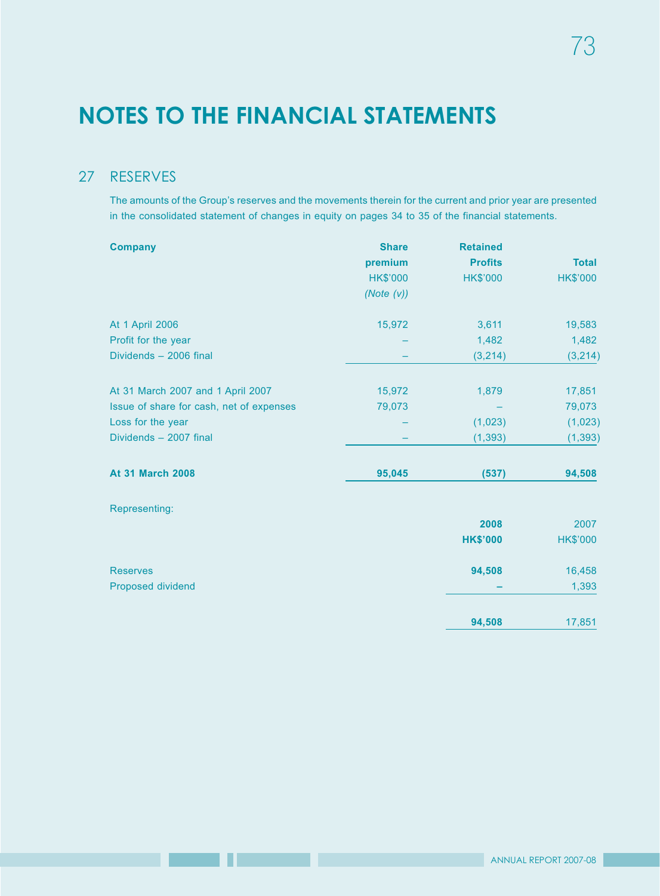# NOTES TO THE FINANCIAL STATEMENTS

## 27 RESERVES

The amounts of the Group's reserves and the movements therein for the current and prior year are presented in the consolidated statement of changes in equity on pages 34 to 35 of the financial statements.

| **Company** | **Share premium** HK$'000 *(Note (v))* | **Retained Profits** HK$'000 | **Total** HK$'000 |
|---|---|---|---|
| At 1 April 2006 | 15,972 | 3,611 | 19,583 |
| Profit for the year | – | 1,482 | 1,482 |
| Dividends – 2006 final | – | (3,214) | (3,214) |
| At 31 March 2007 and 1 April 2007 | 15,972 | 1,879 | 17,851 |
| Issue of share for cash, net of expenses | 79,073 | – | 79,073 |
| Loss for the year | – | (1,023) | (1,023) |
| Dividends – 2007 final | – | (1,393) | (1,393) |
| **At 31 March 2008** | **95,045** | **(537)** | **94,508** |

Representing:

| | **2008** **HK$'000** | 2007 HK$'000 |
|---|---|---|
| Reserves | **94,508** | 16,458 |
| Proposed dividend | **–** | 1,393 |
| | **94,508** | 17,851 |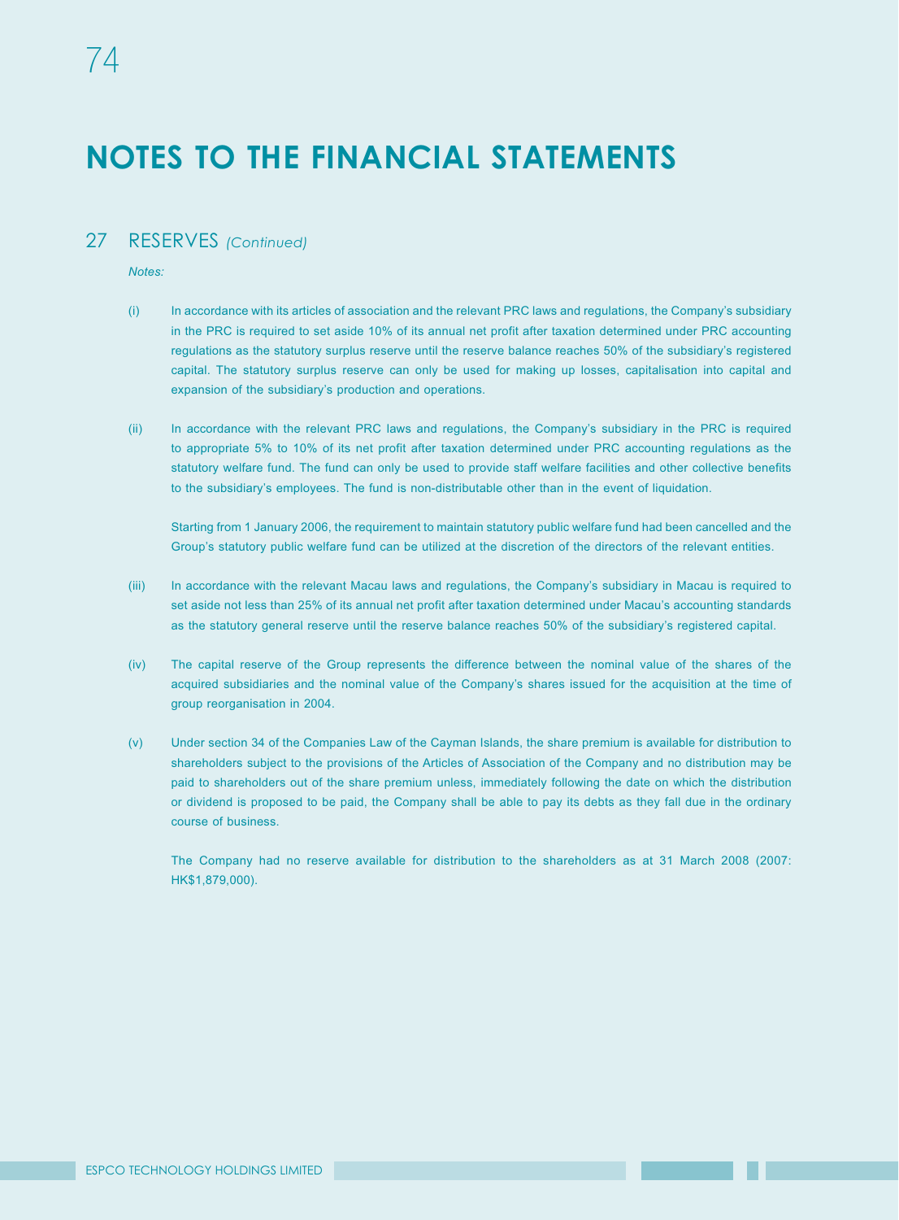# NOTES TO THE FINANCIAL STATEMENTS

## 27 RESERVES *(Continued)*

*Notes:*

(i) In accordance with its articles of association and the relevant PRC laws and regulations, the Company's subsidiary in the PRC is required to set aside 10% of its annual net profit after taxation determined under PRC accounting regulations as the statutory surplus reserve until the reserve balance reaches 50% of the subsidiary's registered capital. The statutory surplus reserve can only be used for making up losses, capitalisation into capital and expansion of the subsidiary's production and operations.

(ii) In accordance with the relevant PRC laws and regulations, the Company's subsidiary in the PRC is required to appropriate 5% to 10% of its net profit after taxation determined under PRC accounting regulations as the statutory welfare fund. The fund can only be used to provide staff welfare facilities and other collective benefits to the subsidiary's employees. The fund is non-distributable other than in the event of liquidation.

Starting from 1 January 2006, the requirement to maintain statutory public welfare fund had been cancelled and the Group's statutory public welfare fund can be utilized at the discretion of the directors of the relevant entities.

(iii) In accordance with the relevant Macau laws and regulations, the Company's subsidiary in Macau is required to set aside not less than 25% of its annual net profit after taxation determined under Macau's accounting standards as the statutory general reserve until the reserve balance reaches 50% of the subsidiary's registered capital.

(iv) The capital reserve of the Group represents the difference between the nominal value of the shares of the acquired subsidiaries and the nominal value of the Company's shares issued for the acquisition at the time of group reorganisation in 2004.

(v) Under section 34 of the Companies Law of the Cayman Islands, the share premium is available for distribution to shareholders subject to the provisions of the Articles of Association of the Company and no distribution may be paid to shareholders out of the share premium unless, immediately following the date on which the distribution or dividend is proposed to be paid, the Company shall be able to pay its debts as they fall due in the ordinary course of business.

The Company had no reserve available for distribution to the shareholders as at 31 March 2008 (2007: HK$1,879,000).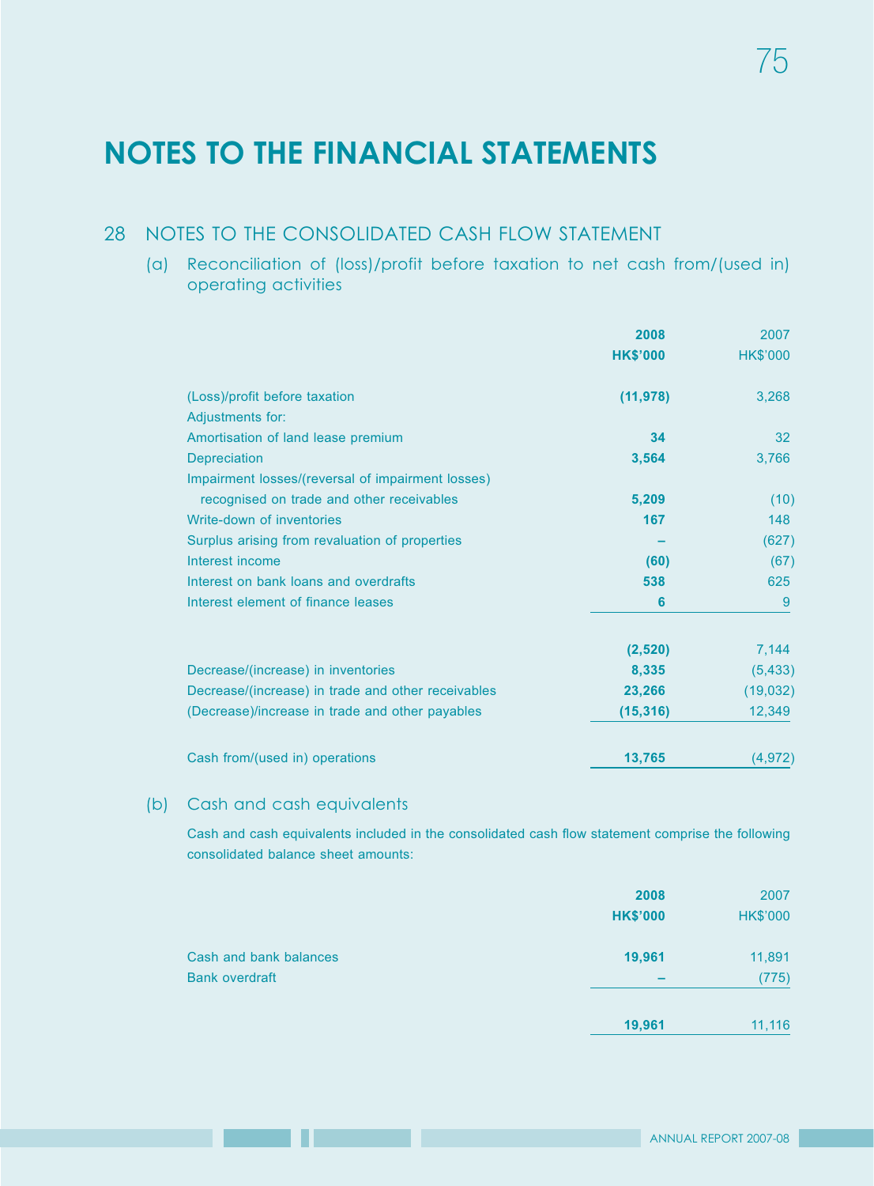# NOTES TO THE FINANCIAL STATEMENTS

## 28 NOTES TO THE CONSOLIDATED CASH FLOW STATEMENT

### (a) Reconciliation of (loss)/profit before taxation to net cash from/(used in) operating activities

| | **2008** | 2007 |
|---|---|---|
| | **HK$'000** | HK$'000 |
| (Loss)/profit before taxation | **(11,978)** | 3,268 |
| Adjustments for: | | |
| Amortisation of land lease premium | **34** | 32 |
| Depreciation | **3,564** | 3,766 |
| Impairment losses/(reversal of impairment losses) recognised on trade and other receivables | **5,209** | (10) |
| Write-down of inventories | **167** | 148 |
| Surplus arising from revaluation of properties | **–** | (627) |
| Interest income | **(60)** | (67) |
| Interest on bank loans and overdrafts | **538** | 625 |
| Interest element of finance leases | **6** | 9 |
| | **(2,520)** | 7,144 |
| Decrease/(increase) in inventories | **8,335** | (5,433) |
| Decrease/(increase) in trade and other receivables | **23,266** | (19,032) |
| (Decrease)/increase in trade and other payables | **(15,316)** | 12,349 |
| Cash from/(used in) operations | **13,765** | (4,972) |

### (b) Cash and cash equivalents

Cash and cash equivalents included in the consolidated cash flow statement comprise the following consolidated balance sheet amounts:

| | **2008** | 2007 |
|---|---|---|
| | **HK$'000** | HK$'000 |
| Cash and bank balances | **19,961** | 11,891 |
| Bank overdraft | **–** | (775) |
| | **19,961** | 11,116 |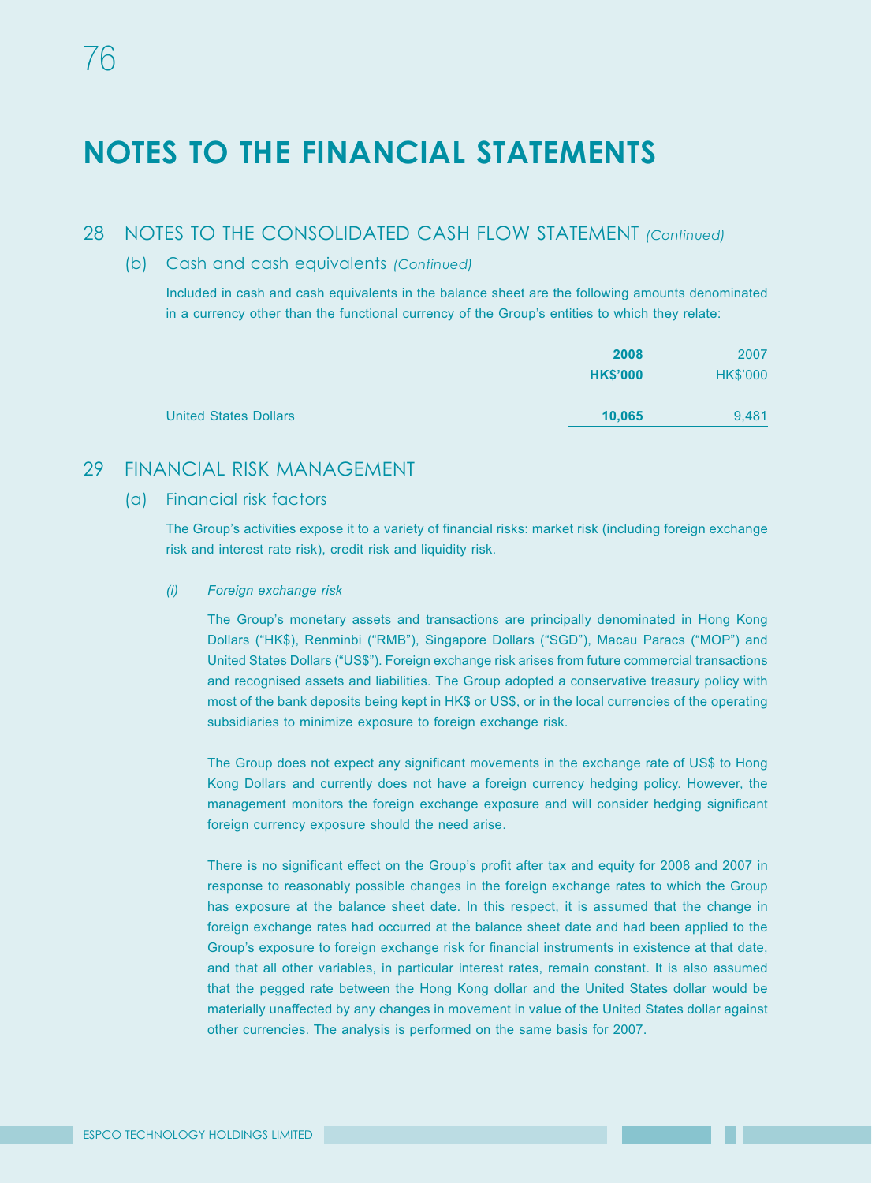# NOTES TO THE FINANCIAL STATEMENTS

## 28 NOTES TO THE CONSOLIDATED CASH FLOW STATEMENT *(Continued)*

### (b) Cash and cash equivalents *(Continued)*

Included in cash and cash equivalents in the balance sheet are the following amounts denominated in a currency other than the functional currency of the Group's entities to which they relate:

| | **2008** | 2007 |
|---|---|---|
| | **HK$'000** | HK$'000 |
| United States Dollars | **10,065** | 9,481 |

## 29 FINANCIAL RISK MANAGEMENT

### (a) Financial risk factors

The Group's activities expose it to a variety of financial risks: market risk (including foreign exchange risk and interest rate risk), credit risk and liquidity risk.

*(i) Foreign exchange risk*

The Group's monetary assets and transactions are principally denominated in Hong Kong Dollars ("HK$"), Renminbi ("RMB"), Singapore Dollars ("SGD"), Macau Paracs ("MOP") and United States Dollars ("US$"). Foreign exchange risk arises from future commercial transactions and recognised assets and liabilities. The Group adopted a conservative treasury policy with most of the bank deposits being kept in HK$ or US$, or in the local currencies of the operating subsidiaries to minimize exposure to foreign exchange risk.

The Group does not expect any significant movements in the exchange rate of US$ to Hong Kong Dollars and currently does not have a foreign currency hedging policy. However, the management monitors the foreign exchange exposure and will consider hedging significant foreign currency exposure should the need arise.

There is no significant effect on the Group's profit after tax and equity for 2008 and 2007 in response to reasonably possible changes in the foreign exchange rates to which the Group has exposure at the balance sheet date. In this respect, it is assumed that the change in foreign exchange rates had occurred at the balance sheet date and had been applied to the Group's exposure to foreign exchange risk for financial instruments in existence at that date, and that all other variables, in particular interest rates, remain constant. It is also assumed that the pegged rate between the Hong Kong dollar and the United States dollar would be materially unaffected by any changes in movement in value of the United States dollar against other currencies. The analysis is performed on the same basis for 2007.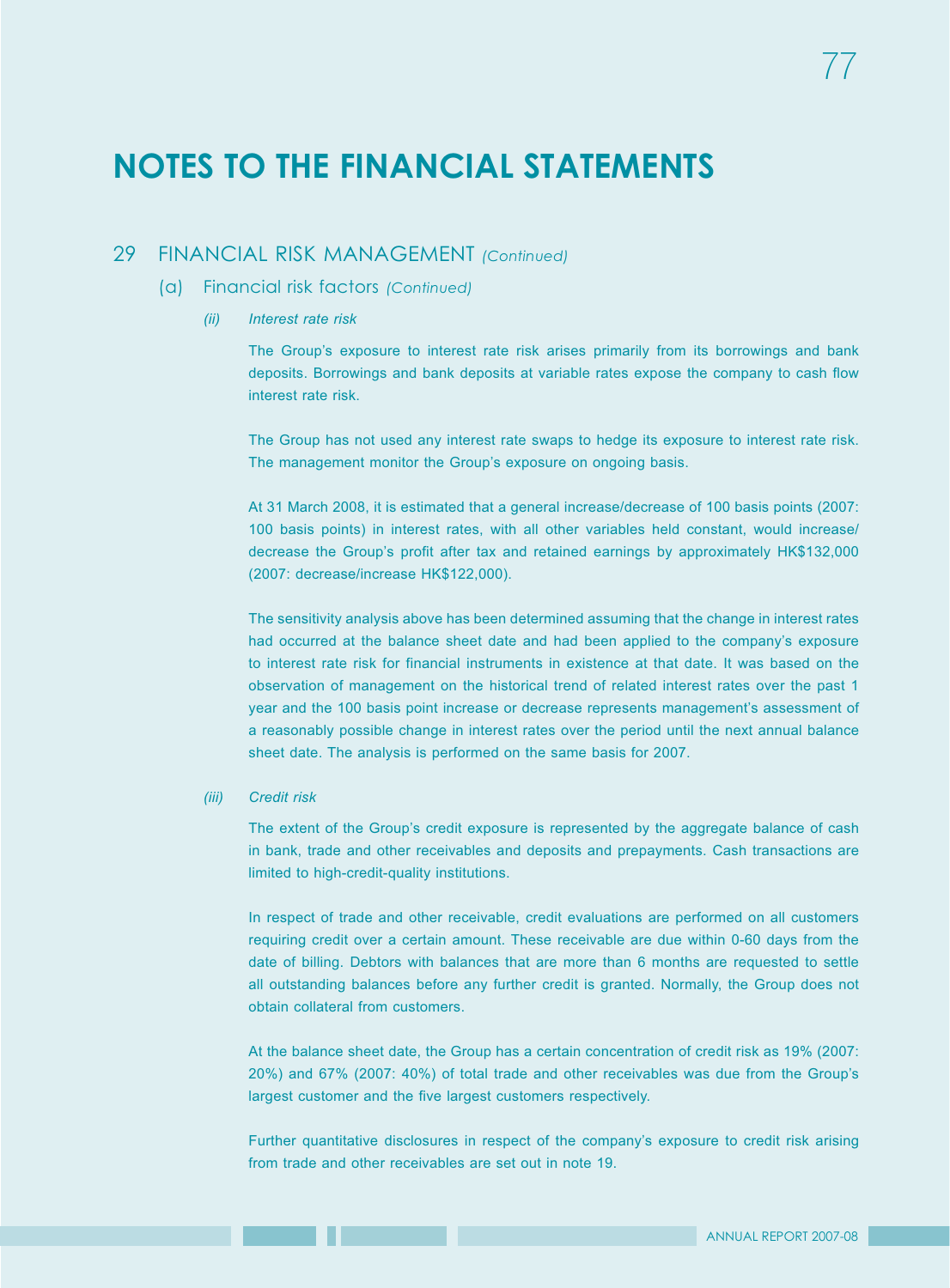# NOTES TO THE FINANCIAL STATEMENTS

## 29 FINANCIAL RISK MANAGEMENT *(Continued)*

### (a) Financial risk factors *(Continued)*

#### *(ii) Interest rate risk*

The Group's exposure to interest rate risk arises primarily from its borrowings and bank deposits. Borrowings and bank deposits at variable rates expose the company to cash flow interest rate risk.

The Group has not used any interest rate swaps to hedge its exposure to interest rate risk. The management monitor the Group's exposure on ongoing basis.

At 31 March 2008, it is estimated that a general increase/decrease of 100 basis points (2007: 100 basis points) in interest rates, with all other variables held constant, would increase/decrease the Group's profit after tax and retained earnings by approximately HK$132,000 (2007: decrease/increase HK$122,000).

The sensitivity analysis above has been determined assuming that the change in interest rates had occurred at the balance sheet date and had been applied to the company's exposure to interest rate risk for financial instruments in existence at that date. It was based on the observation of management on the historical trend of related interest rates over the past 1 year and the 100 basis point increase or decrease represents management's assessment of a reasonably possible change in interest rates over the period until the next annual balance sheet date. The analysis is performed on the same basis for 2007.

#### *(iii) Credit risk*

The extent of the Group's credit exposure is represented by the aggregate balance of cash in bank, trade and other receivables and deposits and prepayments. Cash transactions are limited to high-credit-quality institutions.

In respect of trade and other receivable, credit evaluations are performed on all customers requiring credit over a certain amount. These receivable are due within 0-60 days from the date of billing. Debtors with balances that are more than 6 months are requested to settle all outstanding balances before any further credit is granted. Normally, the Group does not obtain collateral from customers.

At the balance sheet date, the Group has a certain concentration of credit risk as 19% (2007: 20%) and 67% (2007: 40%) of total trade and other receivables was due from the Group's largest customer and the five largest customers respectively.

Further quantitative disclosures in respect of the company's exposure to credit risk arising from trade and other receivables are set out in note 19.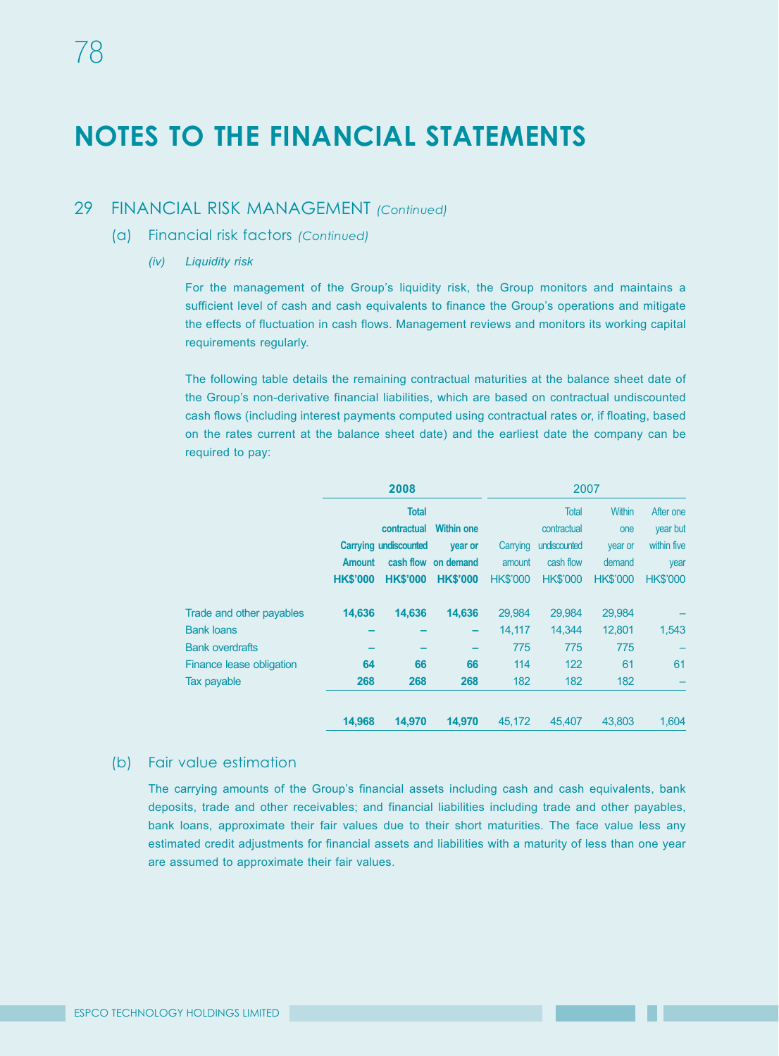# NOTES TO THE FINANCIAL STATEMENTS

## 29 FINANCIAL RISK MANAGEMENT *(Continued)*

### (a) Financial risk factors *(Continued)*

#### *(iv) Liquidity risk*

For the management of the Group's liquidity risk, the Group monitors and maintains a sufficient level of cash and cash equivalents to finance the Group's operations and mitigate the effects of fluctuation in cash flows. Management reviews and monitors its working capital requirements regularly.

The following table details the remaining contractual maturities at the balance sheet date of the Group's non-derivative financial liabilities, which are based on contractual undiscounted cash flows (including interest payments computed using contractual rates or, if floating, based on the rates current at the balance sheet date) and the earliest date the company can be required to pay:

| | **2008** | | | 2007 | | | |
|---|---|---|---|---|---|---|---|
| | **Carrying Amount HK$'000** | **Total contractual undiscounted cash flow HK$'000** | **Within one year or on demand HK$'000** | Carrying amount HK$'000 | Total contractual undiscounted cash flow HK$'000 | Within one year or demand HK$'000 | After one year but within five year HK$'000 |
| Trade and other payables | **14,636** | **14,636** | **14,636** | 29,984 | 29,984 | 29,984 | – |
| Bank loans | **–** | **–** | **–** | 14,117 | 14,344 | 12,801 | 1,543 |
| Bank overdrafts | **–** | **–** | **–** | 775 | 775 | 775 | – |
| Finance lease obligation | **64** | **66** | **66** | 114 | 122 | 61 | 61 |
| Tax payable | **268** | **268** | **268** | 182 | 182 | 182 | – |
| | **14,968** | **14,970** | **14,970** | 45,172 | 45,407 | 43,803 | 1,604 |

### (b) Fair value estimation

The carrying amounts of the Group's financial assets including cash and cash equivalents, bank deposits, trade and other receivables; and financial liabilities including trade and other payables, bank loans, approximate their fair values due to their short maturities. The face value less any estimated credit adjustments for financial assets and liabilities with a maturity of less than one year are assumed to approximate their fair values.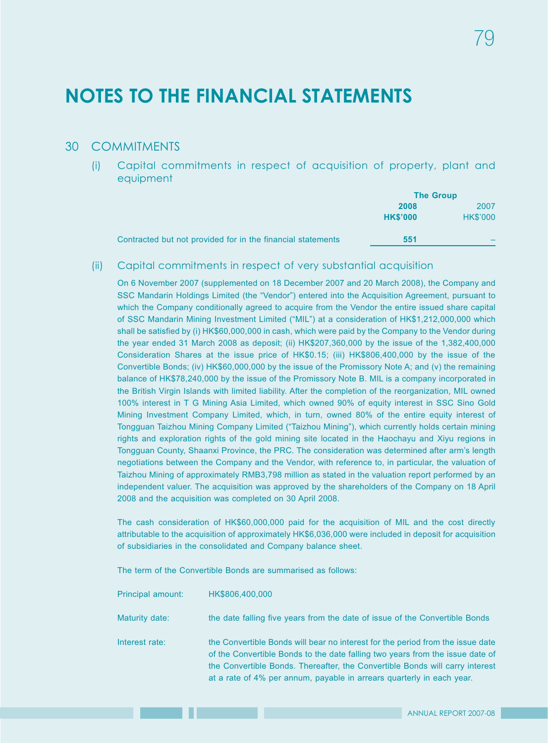# NOTES TO THE FINANCIAL STATEMENTS

## 30 COMMITMENTS

### (i) Capital commitments in respect of acquisition of property, plant and equipment

| | The Group | |
|---|---|---|
| | **2008** | 2007 |
| | **HK$'000** | HK$'000 |
| Contracted but not provided for in the financial statements | **551** | – |

### (ii) Capital commitments in respect of very substantial acquisition

On 6 November 2007 (supplemented on 18 December 2007 and 20 March 2008), the Company and SSC Mandarin Holdings Limited (the "Vendor") entered into the Acquisition Agreement, pursuant to which the Company conditionally agreed to acquire from the Vendor the entire issued share capital of SSC Mandarin Mining Investment Limited ("MIL") at a consideration of HK$1,212,000,000 which shall be satisfied by (i) HK$60,000,000 in cash, which were paid by the Company to the Vendor during the year ended 31 March 2008 as deposit; (ii) HK$207,360,000 by the issue of the 1,382,400,000 Consideration Shares at the issue price of HK$0.15; (iii) HK$806,400,000 by the issue of the Convertible Bonds; (iv) HK$60,000,000 by the issue of the Promissory Note A; and (v) the remaining balance of HK$78,240,000 by the issue of the Promissory Note B. MIL is a company incorporated in the British Virgin Islands with limited liability. After the completion of the reorganization, MIL owned 100% interest in T G Mining Asia Limited, which owned 90% of equity interest in SSC Sino Gold Mining Investment Company Limited, which, in turn, owned 80% of the entire equity interest of Tongguan Taizhou Mining Company Limited ("Taizhou Mining"), which currently holds certain mining rights and exploration rights of the gold mining site located in the Haochayu and Xiyu regions in Tongguan County, Shaanxi Province, the PRC. The consideration was determined after arm's length negotiations between the Company and the Vendor, with reference to, in particular, the valuation of Taizhou Mining of approximately RMB3,798 million as stated in the valuation report performed by an independent valuer. The acquisition was approved by the shareholders of the Company on 18 April 2008 and the acquisition was completed on 30 April 2008.

The cash consideration of HK$60,000,000 paid for the acquisition of MIL and the cost directly attributable to the acquisition of approximately HK$6,036,000 were included in deposit for acquisition of subsidiaries in the consolidated and Company balance sheet.

The term of the Convertible Bonds are summarised as follows:

| | |
|---|---|
| Principal amount: | HK$806,400,000 |
| Maturity date: | the date falling five years from the date of issue of the Convertible Bonds |
| Interest rate: | the Convertible Bonds will bear no interest for the period from the issue date of the Convertible Bonds to the date falling two years from the issue date of the Convertible Bonds. Thereafter, the Convertible Bonds will carry interest at a rate of 4% per annum, payable in arrears quarterly in each year. |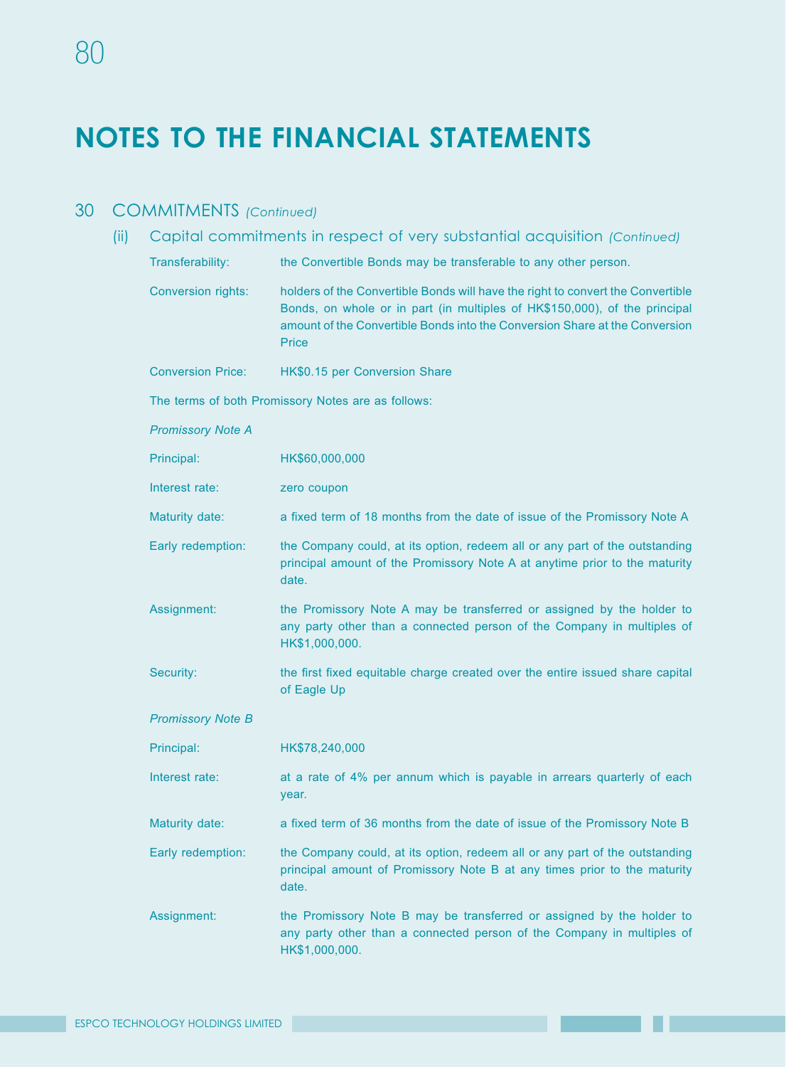# NOTES TO THE FINANCIAL STATEMENTS

## 30 COMMITMENTS *(Continued)*

### (ii) Capital commitments in respect of very substantial acquisition *(Continued)*

| | |
|---|---|
| Transferability: | the Convertible Bonds may be transferable to any other person. |
| Conversion rights: | holders of the Convertible Bonds will have the right to convert the Convertible Bonds, on whole or in part (in multiples of HK$150,000), of the principal amount of the Convertible Bonds into the Conversion Share at the Conversion Price |
| Conversion Price: | HK$0.15 per Conversion Share |

The terms of both Promissory Notes are as follows:

*Promissory Note A*

| | |
|---|---|
| Principal: | HK$60,000,000 |
| Interest rate: | zero coupon |
| Maturity date: | a fixed term of 18 months from the date of issue of the Promissory Note A |
| Early redemption: | the Company could, at its option, redeem all or any part of the outstanding principal amount of the Promissory Note A at anytime prior to the maturity date. |
| Assignment: | the Promissory Note A may be transferred or assigned by the holder to any party other than a connected person of the Company in multiples of HK$1,000,000. |
| Security: | the first fixed equitable charge created over the entire issued share capital of Eagle Up |

*Promissory Note B*

| | |
|---|---|
| Principal: | HK$78,240,000 |
| Interest rate: | at a rate of 4% per annum which is payable in arrears quarterly of each year. |
| Maturity date: | a fixed term of 36 months from the date of issue of the Promissory Note B |
| Early redemption: | the Company could, at its option, redeem all or any part of the outstanding principal amount of Promissory Note B at any times prior to the maturity date. |
| Assignment: | the Promissory Note B may be transferred or assigned by the holder to any party other than a connected person of the Company in multiples of HK$1,000,000. |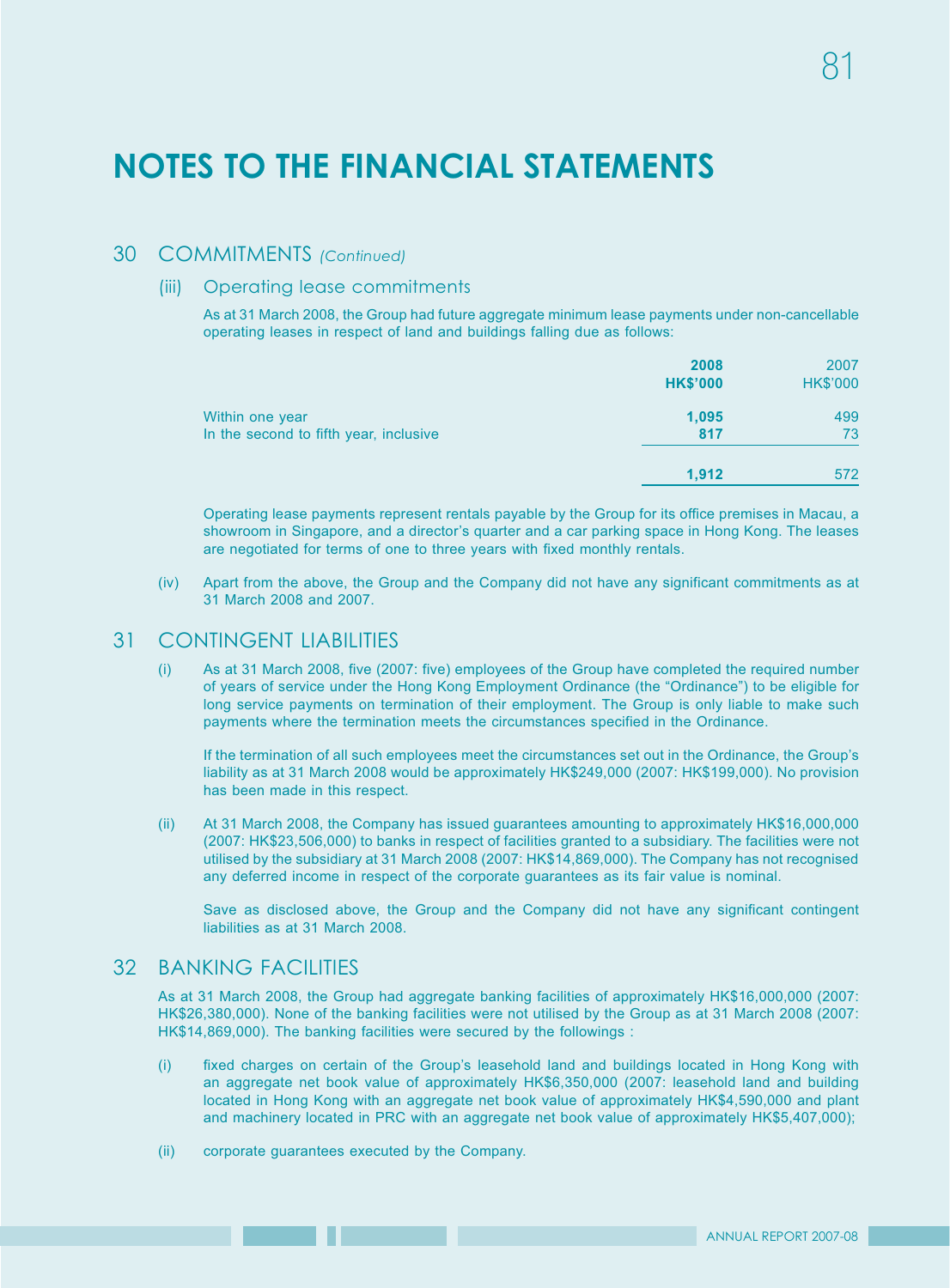# NOTES TO THE FINANCIAL STATEMENTS

## 30 COMMITMENTS *(Continued)*

### (iii) Operating lease commitments

As at 31 March 2008, the Group had future aggregate minimum lease payments under non-cancellable operating leases in respect of land and buildings falling due as follows:

| | **2008** | 2007 |
|---|---|---|
| | **HK$'000** | HK$'000 |
| Within one year | **1,095** | 499 |
| In the second to fifth year, inclusive | **817** | 73 |
| | **1,912** | 572 |

Operating lease payments represent rentals payable by the Group for its office premises in Macau, a showroom in Singapore, and a director's quarter and a car parking space in Hong Kong. The leases are negotiated for terms of one to three years with fixed monthly rentals.

(iv) Apart from the above, the Group and the Company did not have any significant commitments as at 31 March 2008 and 2007.

## 31 CONTINGENT LIABILITIES

(i) As at 31 March 2008, five (2007: five) employees of the Group have completed the required number of years of service under the Hong Kong Employment Ordinance (the "Ordinance") to be eligible for long service payments on termination of their employment. The Group is only liable to make such payments where the termination meets the circumstances specified in the Ordinance.

If the termination of all such employees meet the circumstances set out in the Ordinance, the Group's liability as at 31 March 2008 would be approximately HK$249,000 (2007: HK$199,000). No provision has been made in this respect.

(ii) At 31 March 2008, the Company has issued guarantees amounting to approximately HK$16,000,000 (2007: HK$23,506,000) to banks in respect of facilities granted to a subsidiary. The facilities were not utilised by the subsidiary at 31 March 2008 (2007: HK$14,869,000). The Company has not recognised any deferred income in respect of the corporate guarantees as its fair value is nominal.

Save as disclosed above, the Group and the Company did not have any significant contingent liabilities as at 31 March 2008.

## 32 BANKING FACILITIES

As at 31 March 2008, the Group had aggregate banking facilities of approximately HK$16,000,000 (2007: HK$26,380,000). None of the banking facilities were not utilised by the Group as at 31 March 2008 (2007: HK$14,869,000). The banking facilities were secured by the followings :

(i) fixed charges on certain of the Group's leasehold land and buildings located in Hong Kong with an aggregate net book value of approximately HK$6,350,000 (2007: leasehold land and building located in Hong Kong with an aggregate net book value of approximately HK$4,590,000 and plant and machinery located in PRC with an aggregate net book value of approximately HK$5,407,000);

(ii) corporate guarantees executed by the Company.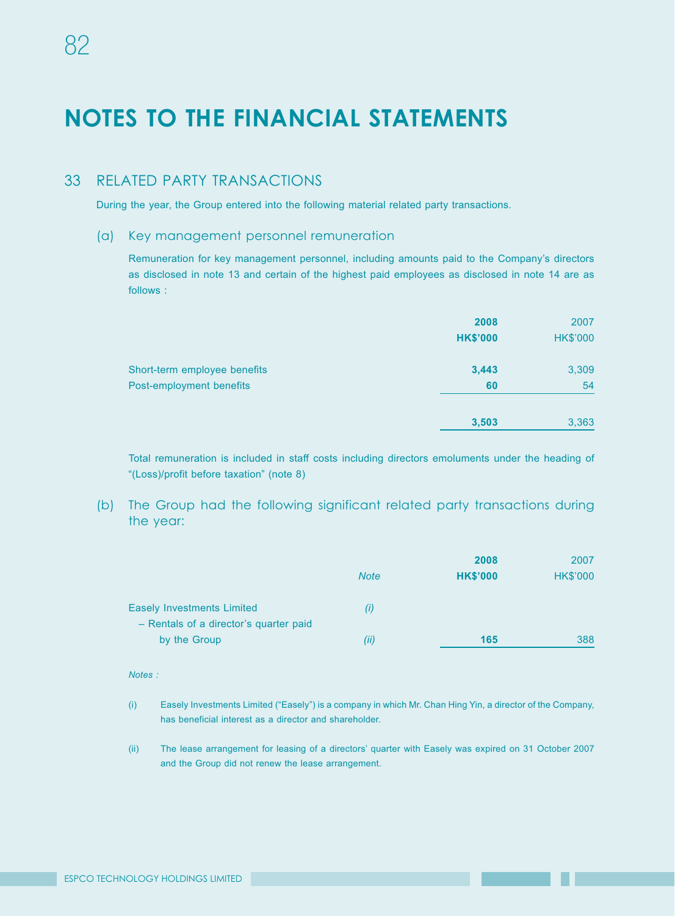# NOTES TO THE FINANCIAL STATEMENTS

## 33 RELATED PARTY TRANSACTIONS

During the year, the Group entered into the following material related party transactions.

### (a) Key management personnel remuneration

Remuneration for key management personnel, including amounts paid to the Company's directors as disclosed in note 13 and certain of the highest paid employees as disclosed in note 14 are as follows :

| | **2008** | 2007 |
|---|---|---|
| | **HK$'000** | HK$'000 |
| Short-term employee benefits | **3,443** | 3,309 |
| Post-employment benefits | **60** | 54 |
| | **3,503** | 3,363 |

Total remuneration is included in staff costs including directors emoluments under the heading of "(Loss)/profit before taxation" (note 8)

### (b) The Group had the following significant related party transactions during the year:

| | *Note* | **2008** | 2007 |
|---|---|---|---|
| | | **HK$'000** | HK$'000 |
| Easely Investments Limited | *(i)* | | |
| – Rentals of a director's quarter paid by the Group | *(ii)* | **165** | 388 |

*Notes :*

(i) Easely Investments Limited ("Easely") is a company in which Mr. Chan Hing Yin, a director of the Company, has beneficial interest as a director and shareholder.

(ii) The lease arrangement for leasing of a directors' quarter with Easely was expired on 31 October 2007 and the Group did not renew the lease arrangement.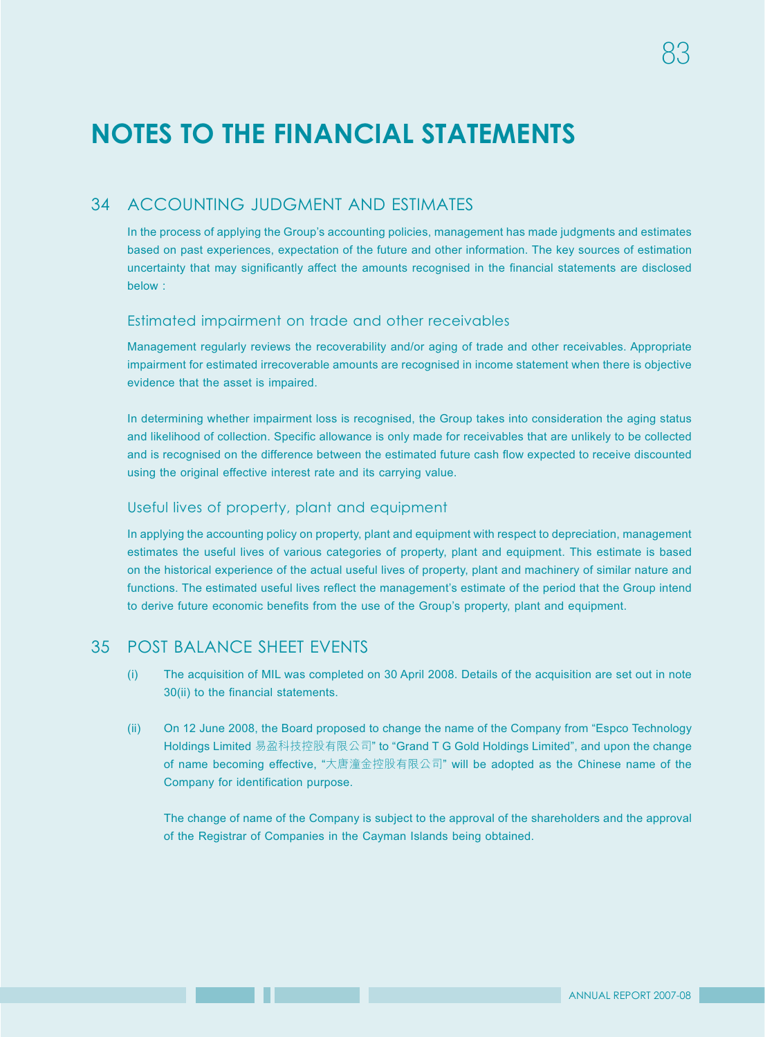# NOTES TO THE FINANCIAL STATEMENTS

## 34 ACCOUNTING JUDGMENT AND ESTIMATES

In the process of applying the Group's accounting policies, management has made judgments and estimates based on past experiences, expectation of the future and other information. The key sources of estimation uncertainty that may significantly affect the amounts recognised in the financial statements are disclosed below :

### Estimated impairment on trade and other receivables

Management regularly reviews the recoverability and/or aging of trade and other receivables. Appropriate impairment for estimated irrecoverable amounts are recognised in income statement when there is objective evidence that the asset is impaired.

In determining whether impairment loss is recognised, the Group takes into consideration the aging status and likelihood of collection. Specific allowance is only made for receivables that are unlikely to be collected and is recognised on the difference between the estimated future cash flow expected to receive discounted using the original effective interest rate and its carrying value.

### Useful lives of property, plant and equipment

In applying the accounting policy on property, plant and equipment with respect to depreciation, management estimates the useful lives of various categories of property, plant and equipment. This estimate is based on the historical experience of the actual useful lives of property, plant and machinery of similar nature and functions. The estimated useful lives reflect the management's estimate of the period that the Group intend to derive future economic benefits from the use of the Group's property, plant and equipment.

## 35 POST BALANCE SHEET EVENTS

(i) The acquisition of MIL was completed on 30 April 2008. Details of the acquisition are set out in note 30(ii) to the financial statements.

(ii) On 12 June 2008, the Board proposed to change the name of the Company from "Espco Technology Holdings Limited 易盈科技控股有限公司" to "Grand T G Gold Holdings Limited", and upon the change of name becoming effective, "大唐潼金控股有限公司" will be adopted as the Chinese name of the Company for identification purpose.

The change of name of the Company is subject to the approval of the shareholders and the approval of the Registrar of Companies in the Cayman Islands being obtained.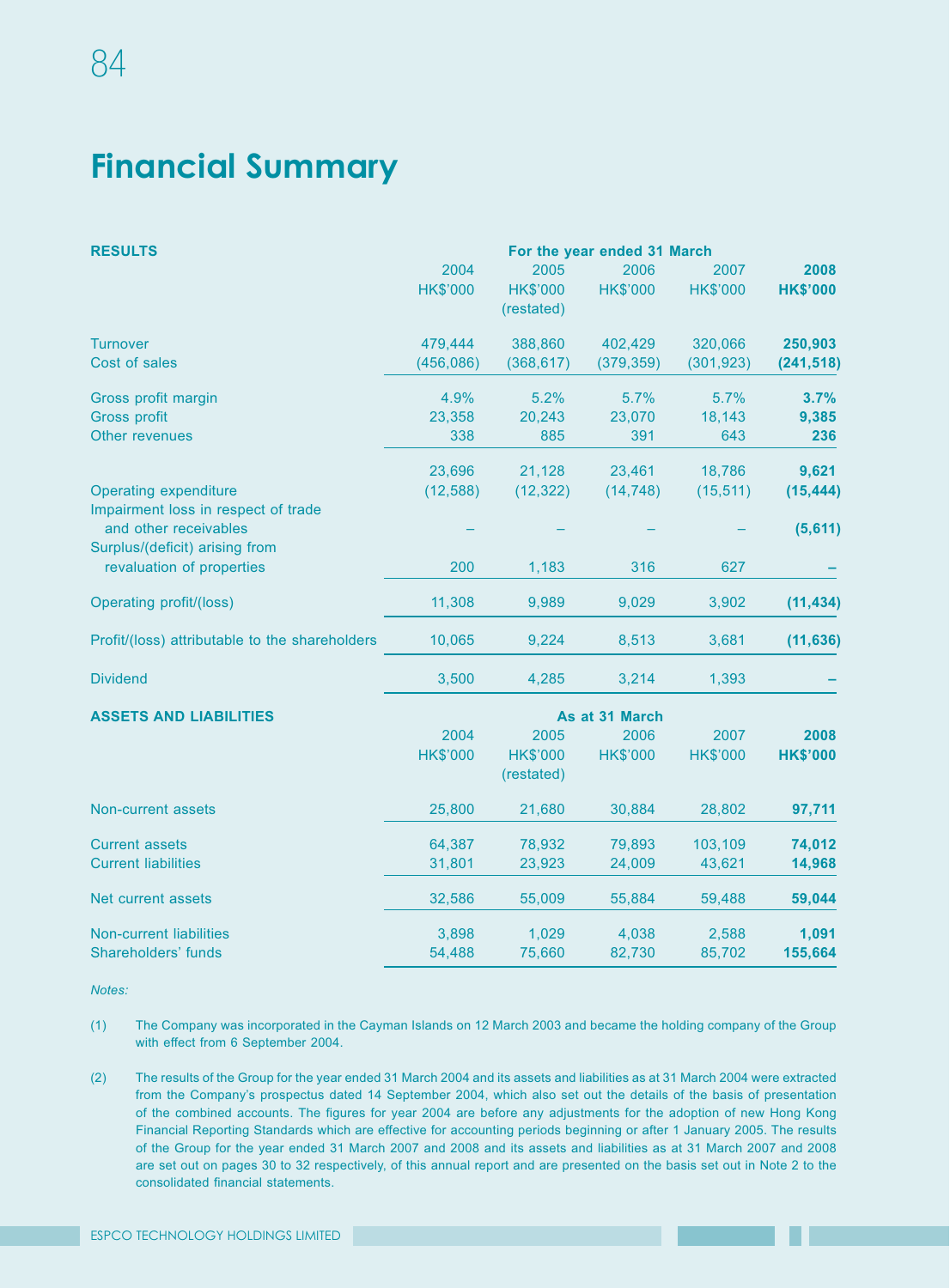# Financial Summary

| RESULTS | For the year ended 31 March | | | | |
|---|---|---|---|---|---|
| | 2004 | 2005 | 2006 | 2007 | **2008** |
| | HK$'000 | HK$'000 (restated) | HK$'000 | HK$'000 | **HK$'000** |
| Turnover | 479,444 | 388,860 | 402,429 | 320,066 | **250,903** |
| Cost of sales | (456,086) | (368,617) | (379,359) | (301,923) | **(241,518)** |
| Gross profit margin | 4.9% | 5.2% | 5.7% | 5.7% | **3.7%** |
| Gross profit | 23,358 | 20,243 | 23,070 | 18,143 | **9,385** |
| Other revenues | 338 | 885 | 391 | 643 | **236** |
| | 23,696 | 21,128 | 23,461 | 18,786 | **9,621** |
| Operating expenditure | (12,588) | (12,322) | (14,748) | (15,511) | **(15,444)** |
| Impairment loss in respect of trade and other receivables | – | – | – | – | **(5,611)** |
| Surplus/(deficit) arising from revaluation of properties | 200 | 1,183 | 316 | 627 | **–** |
| Operating profit/(loss) | 11,308 | 9,989 | 9,029 | 3,902 | **(11,434)** |
| Profit/(loss) attributable to the shareholders | 10,065 | 9,224 | 8,513 | 3,681 | **(11,636)** |
| Dividend | 3,500 | 4,285 | 3,214 | 1,393 | **–** |

| ASSETS AND LIABILITIES | As at 31 March | | | | |
|---|---|---|---|---|---|
| | 2004 | 2005 | 2006 | 2007 | **2008** |
| | HK$'000 | HK$'000 (restated) | HK$'000 | HK$'000 | **HK$'000** |
| Non-current assets | 25,800 | 21,680 | 30,884 | 28,802 | **97,711** |
| Current assets | 64,387 | 78,932 | 79,893 | 103,109 | **74,012** |
| Current liabilities | 31,801 | 23,923 | 24,009 | 43,621 | **14,968** |
| Net current assets | 32,586 | 55,009 | 55,884 | 59,488 | **59,044** |
| Non-current liabilities | 3,898 | 1,029 | 4,038 | 2,588 | **1,091** |
| Shareholders' funds | 54,488 | 75,660 | 82,730 | 85,702 | **155,664** |

*Notes:*

(1) The Company was incorporated in the Cayman Islands on 12 March 2003 and became the holding company of the Group with effect from 6 September 2004.

(2) The results of the Group for the year ended 31 March 2004 and its assets and liabilities as at 31 March 2004 were extracted from the Company's prospectus dated 14 September 2004, which also set out the details of the basis of presentation of the combined accounts. The figures for year 2004 are before any adjustments for the adoption of new Hong Kong Financial Reporting Standards which are effective for accounting periods beginning or after 1 January 2005. The results of the Group for the year ended 31 March 2007 and 2008 and its assets and liabilities as at 31 March 2007 and 2008 are set out on pages 30 to 32 respectively, of this annual report and are presented on the basis set out in Note 2 to the consolidated financial statements.